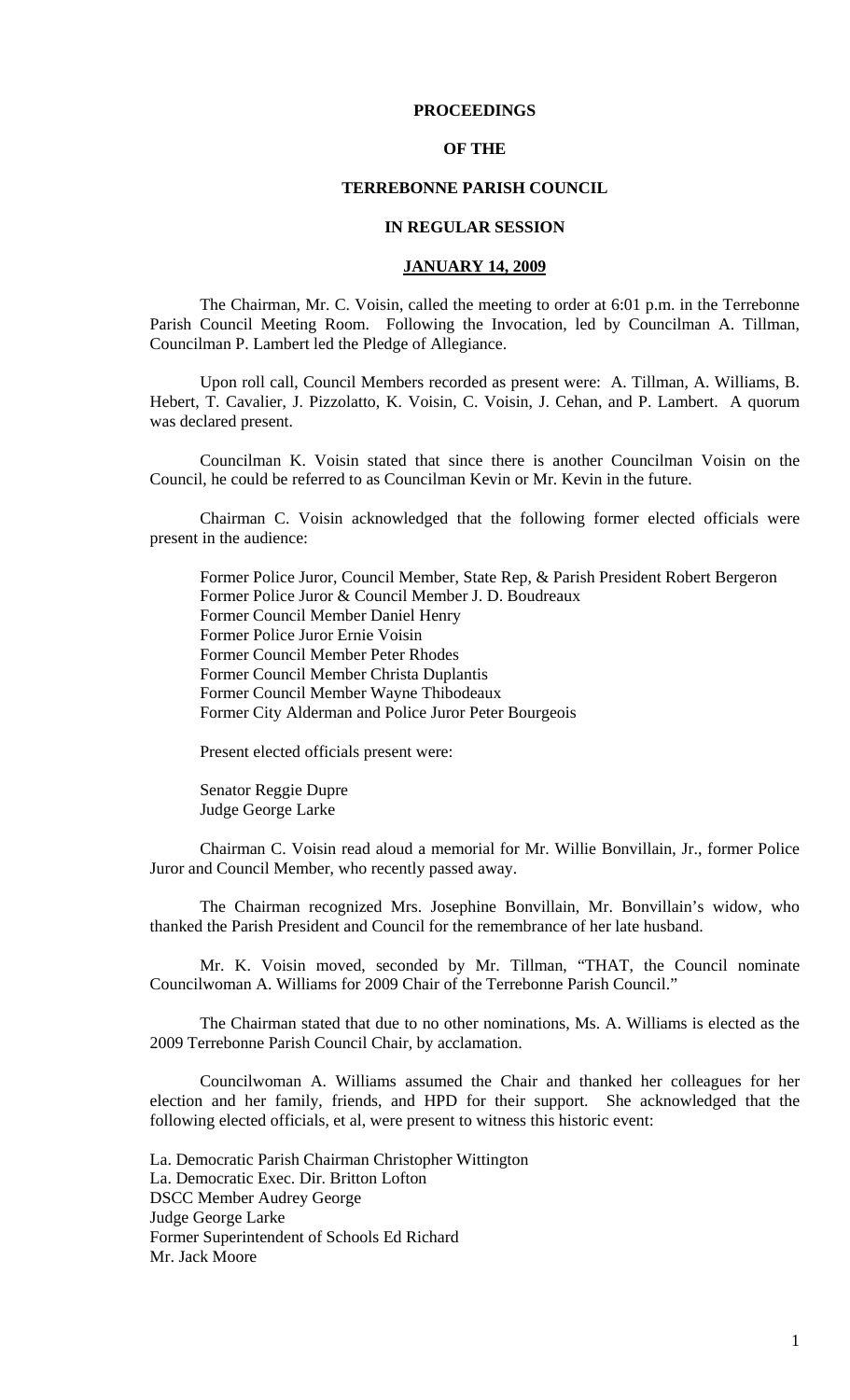# PROCEEDINGS

# OF THE

# TERREBONNE PARISH COUNCIL

# IN REGULAR SESSION

## JANUARY 14, 2009

The Chairman, Mr. C. Voisin, called the meeting to order at 6:01 p.m. in the Terrebonne Parish Council Meeting Room. Following the Invocation, led by Councilman A. Tillman, Councilman P. Lambert led the Pledge of Allegiance.

Upon roll call, Council Members recorded as present were: A. Tillman, A. Williams, B. Hebert, T. Cavalier, J. Pizzolatto, K. Voisin, C. Voisin, J. Cehan, and P. Lambert. A quorum was declared present.

Councilman K. Voisin stated that since there is another Councilman Voisin on the Council, he could be referred to as Councilman Kevin or Mr. Kevin in the future.

Chairman C. Voisin acknowledged that the following former elected officials were present in the audience:

Former Police Juror, Council Member, State Rep, & Parish President Robert Bergeron
Former Police Juror & Council Member J. D. Boudreaux
Former Council Member Daniel Henry
Former Police Juror Ernie Voisin
Former Council Member Peter Rhodes
Former Council Member Christa Duplantis
Former Council Member Wayne Thibodeaux
Former City Alderman and Police Juror Peter Bourgeois

Present elected officials present were:

Senator Reggie Dupre
Judge George Larke

Chairman C. Voisin read aloud a memorial for Mr. Willie Bonvillain, Jr., former Police Juror and Council Member, who recently passed away.

The Chairman recognized Mrs. Josephine Bonvillain, Mr. Bonvillain's widow, who thanked the Parish President and Council for the remembrance of her late husband.

Mr. K. Voisin moved, seconded by Mr. Tillman, "THAT, the Council nominate Councilwoman A. Williams for 2009 Chair of the Terrebonne Parish Council."

The Chairman stated that due to no other nominations, Ms. A. Williams is elected as the 2009 Terrebonne Parish Council Chair, by acclamation.

Councilwoman A. Williams assumed the Chair and thanked her colleagues for her election and her family, friends, and HPD for their support. She acknowledged that the following elected officials, et al, were present to witness this historic event:

La. Democratic Parish Chairman Christopher Wittington
La. Democratic Exec. Dir. Britton Lofton
DSCC Member Audrey George
Judge George Larke
Former Superintendent of Schools Ed Richard
Mr. Jack Moore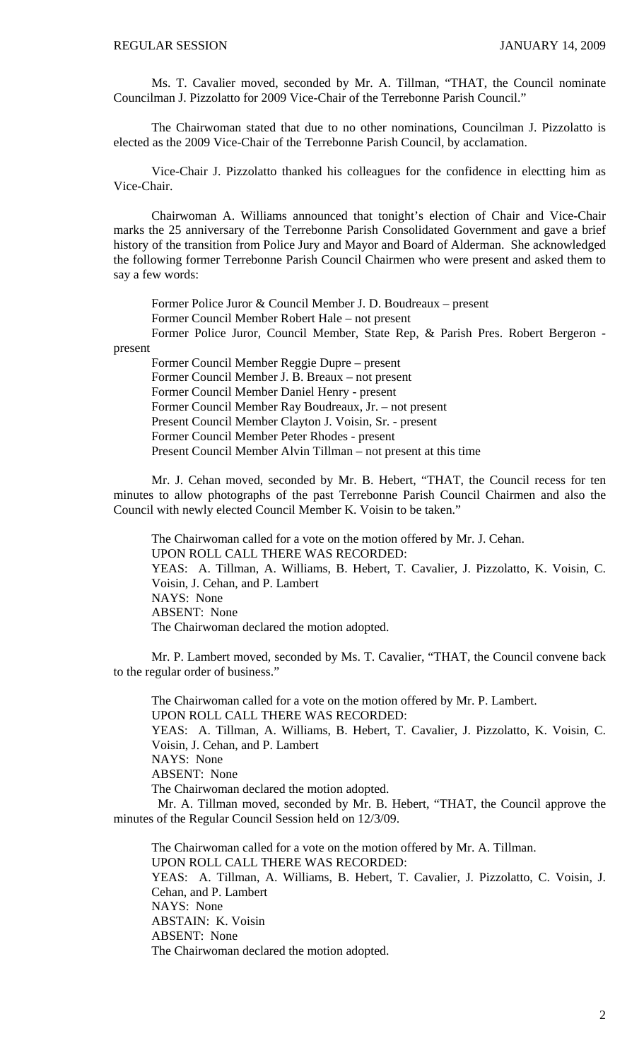Ms. T. Cavalier moved, seconded by Mr. A. Tillman, "THAT, the Council nominate Councilman J. Pizzolatto for 2009 Vice-Chair of the Terrebonne Parish Council."

The Chairwoman stated that due to no other nominations, Councilman J. Pizzolatto is elected as the 2009 Vice-Chair of the Terrebonne Parish Council, by acclamation.

Vice-Chair J. Pizzolatto thanked his colleagues for the confidence in electting him as Vice-Chair.

Chairwoman A. Williams announced that tonight's election of Chair and Vice-Chair marks the 25 anniversary of the Terrebonne Parish Consolidated Government and gave a brief history of the transition from Police Jury and Mayor and Board of Alderman. She acknowledged the following former Terrebonne Parish Council Chairmen who were present and asked them to say a few words:

Former Police Juror & Council Member J. D. Boudreaux – present
Former Council Member Robert Hale – not present
Former Police Juror, Council Member, State Rep, & Parish Pres. Robert Bergeron - present
Former Council Member Reggie Dupre – present
Former Council Member J. B. Breaux – not present
Former Council Member Daniel Henry - present
Former Council Member Ray Boudreaux, Jr. – not present
Present Council Member Clayton J. Voisin, Sr. - present
Former Council Member Peter Rhodes - present
Present Council Member Alvin Tillman – not present at this time

Mr. J. Cehan moved, seconded by Mr. B. Hebert, "THAT, the Council recess for ten minutes to allow photographs of the past Terrebonne Parish Council Chairmen and also the Council with newly elected Council Member K. Voisin to be taken."

The Chairwoman called for a vote on the motion offered by Mr. J. Cehan.
UPON ROLL CALL THERE WAS RECORDED:
YEAS: A. Tillman, A. Williams, B. Hebert, T. Cavalier, J. Pizzolatto, K. Voisin, C. Voisin, J. Cehan, and P. Lambert
NAYS: None
ABSENT: None
The Chairwoman declared the motion adopted.

Mr. P. Lambert moved, seconded by Ms. T. Cavalier, "THAT, the Council convene back to the regular order of business."

The Chairwoman called for a vote on the motion offered by Mr. P. Lambert.
UPON ROLL CALL THERE WAS RECORDED:
YEAS: A. Tillman, A. Williams, B. Hebert, T. Cavalier, J. Pizzolatto, K. Voisin, C. Voisin, J. Cehan, and P. Lambert
NAYS: None
ABSENT: None
The Chairwoman declared the motion adopted.

Mr. A. Tillman moved, seconded by Mr. B. Hebert, "THAT, the Council approve the minutes of the Regular Council Session held on 12/3/09.

The Chairwoman called for a vote on the motion offered by Mr. A. Tillman.
UPON ROLL CALL THERE WAS RECORDED:
YEAS: A. Tillman, A. Williams, B. Hebert, T. Cavalier, J. Pizzolatto, C. Voisin, J. Cehan, and P. Lambert
NAYS: None
ABSTAIN: K. Voisin
ABSENT: None
The Chairwoman declared the motion adopted.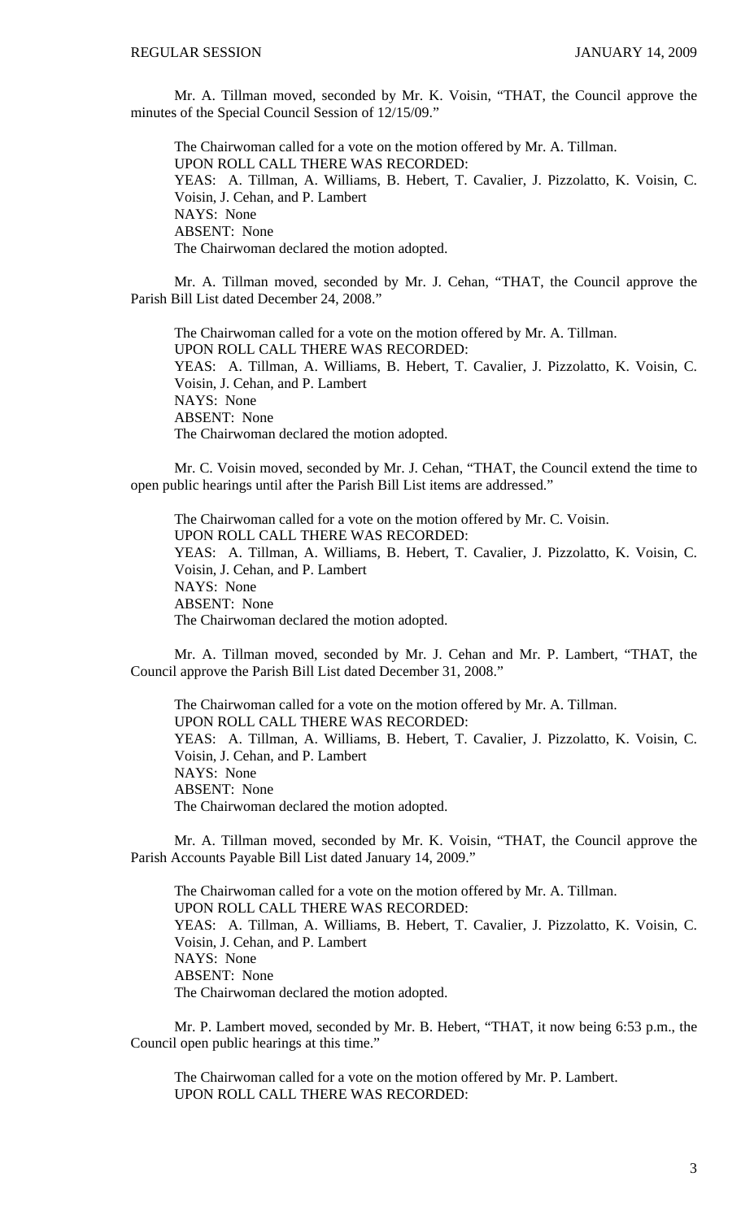Mr. A. Tillman moved, seconded by Mr. K. Voisin, "THAT, the Council approve the minutes of the Special Council Session of 12/15/09."

The Chairwoman called for a vote on the motion offered by Mr. A. Tillman.
UPON ROLL CALL THERE WAS RECORDED:
YEAS: A. Tillman, A. Williams, B. Hebert, T. Cavalier, J. Pizzolatto, K. Voisin, C. Voisin, J. Cehan, and P. Lambert
NAYS: None
ABSENT: None
The Chairwoman declared the motion adopted.

Mr. A. Tillman moved, seconded by Mr. J. Cehan, "THAT, the Council approve the Parish Bill List dated December 24, 2008."

The Chairwoman called for a vote on the motion offered by Mr. A. Tillman.
UPON ROLL CALL THERE WAS RECORDED:
YEAS: A. Tillman, A. Williams, B. Hebert, T. Cavalier, J. Pizzolatto, K. Voisin, C. Voisin, J. Cehan, and P. Lambert
NAYS: None
ABSENT: None
The Chairwoman declared the motion adopted.

Mr. C. Voisin moved, seconded by Mr. J. Cehan, "THAT, the Council extend the time to open public hearings until after the Parish Bill List items are addressed."

The Chairwoman called for a vote on the motion offered by Mr. C. Voisin.
UPON ROLL CALL THERE WAS RECORDED:
YEAS: A. Tillman, A. Williams, B. Hebert, T. Cavalier, J. Pizzolatto, K. Voisin, C. Voisin, J. Cehan, and P. Lambert
NAYS: None
ABSENT: None
The Chairwoman declared the motion adopted.

Mr. A. Tillman moved, seconded by Mr. J. Cehan and Mr. P. Lambert, "THAT, the Council approve the Parish Bill List dated December 31, 2008."

The Chairwoman called for a vote on the motion offered by Mr. A. Tillman.
UPON ROLL CALL THERE WAS RECORDED:
YEAS: A. Tillman, A. Williams, B. Hebert, T. Cavalier, J. Pizzolatto, K. Voisin, C. Voisin, J. Cehan, and P. Lambert
NAYS: None
ABSENT: None
The Chairwoman declared the motion adopted.

Mr. A. Tillman moved, seconded by Mr. K. Voisin, "THAT, the Council approve the Parish Accounts Payable Bill List dated January 14, 2009."

The Chairwoman called for a vote on the motion offered by Mr. A. Tillman.
UPON ROLL CALL THERE WAS RECORDED:
YEAS: A. Tillman, A. Williams, B. Hebert, T. Cavalier, J. Pizzolatto, K. Voisin, C. Voisin, J. Cehan, and P. Lambert
NAYS: None
ABSENT: None
The Chairwoman declared the motion adopted.

Mr. P. Lambert moved, seconded by Mr. B. Hebert, "THAT, it now being 6:53 p.m., the Council open public hearings at this time."

The Chairwoman called for a vote on the motion offered by Mr. P. Lambert.
UPON ROLL CALL THERE WAS RECORDED: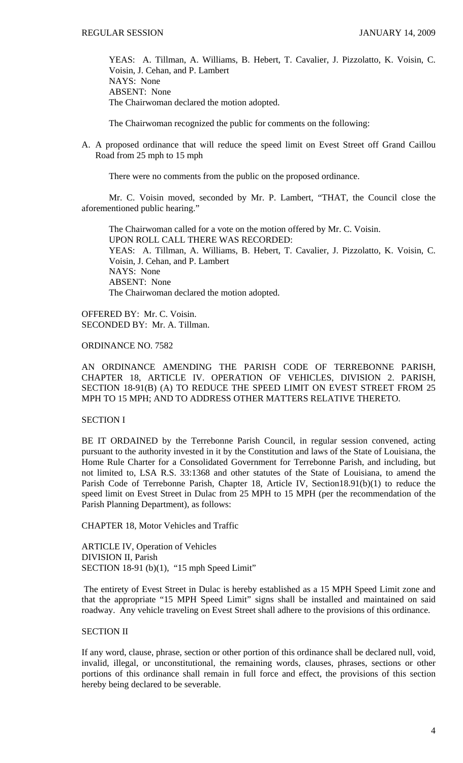YEAS: A. Tillman, A. Williams, B. Hebert, T. Cavalier, J. Pizzolatto, K. Voisin, C. Voisin, J. Cehan, and P. Lambert
NAYS: None
ABSENT: None
The Chairwoman declared the motion adopted.

The Chairwoman recognized the public for comments on the following:

A. A proposed ordinance that will reduce the speed limit on Evest Street off Grand Caillou Road from 25 mph to 15 mph

There were no comments from the public on the proposed ordinance.

Mr. C. Voisin moved, seconded by Mr. P. Lambert, "THAT, the Council close the aforementioned public hearing."

The Chairwoman called for a vote on the motion offered by Mr. C. Voisin.
UPON ROLL CALL THERE WAS RECORDED:
YEAS: A. Tillman, A. Williams, B. Hebert, T. Cavalier, J. Pizzolatto, K. Voisin, C. Voisin, J. Cehan, and P. Lambert
NAYS: None
ABSENT: None
The Chairwoman declared the motion adopted.

OFFERED BY: Mr. C. Voisin.
SECONDED BY: Mr. A. Tillman.

ORDINANCE NO. 7582

AN ORDINANCE AMENDING THE PARISH CODE OF TERREBONNE PARISH, CHAPTER 18, ARTICLE IV. OPERATION OF VEHICLES, DIVISION 2. PARISH, SECTION 18-91(B) (A) TO REDUCE THE SPEED LIMIT ON EVEST STREET FROM 25 MPH TO 15 MPH; AND TO ADDRESS OTHER MATTERS RELATIVE THERETO.

SECTION I

BE IT ORDAINED by the Terrebonne Parish Council, in regular session convened, acting pursuant to the authority invested in it by the Constitution and laws of the State of Louisiana, the Home Rule Charter for a Consolidated Government for Terrebonne Parish, and including, but not limited to, LSA R.S. 33:1368 and other statutes of the State of Louisiana, to amend the Parish Code of Terrebonne Parish, Chapter 18, Article IV, Section18.91(b)(1) to reduce the speed limit on Evest Street in Dulac from 25 MPH to 15 MPH (per the recommendation of the Parish Planning Department), as follows:

CHAPTER 18, Motor Vehicles and Traffic

ARTICLE IV, Operation of Vehicles
DIVISION II, Parish
SECTION 18-91 (b)(1), "15 mph Speed Limit"

The entirety of Evest Street in Dulac is hereby established as a 15 MPH Speed Limit zone and that the appropriate "15 MPH Speed Limit" signs shall be installed and maintained on said roadway. Any vehicle traveling on Evest Street shall adhere to the provisions of this ordinance.

SECTION II

If any word, clause, phrase, section or other portion of this ordinance shall be declared null, void, invalid, illegal, or unconstitutional, the remaining words, clauses, phrases, sections or other portions of this ordinance shall remain in full force and effect, the provisions of this section hereby being declared to be severable.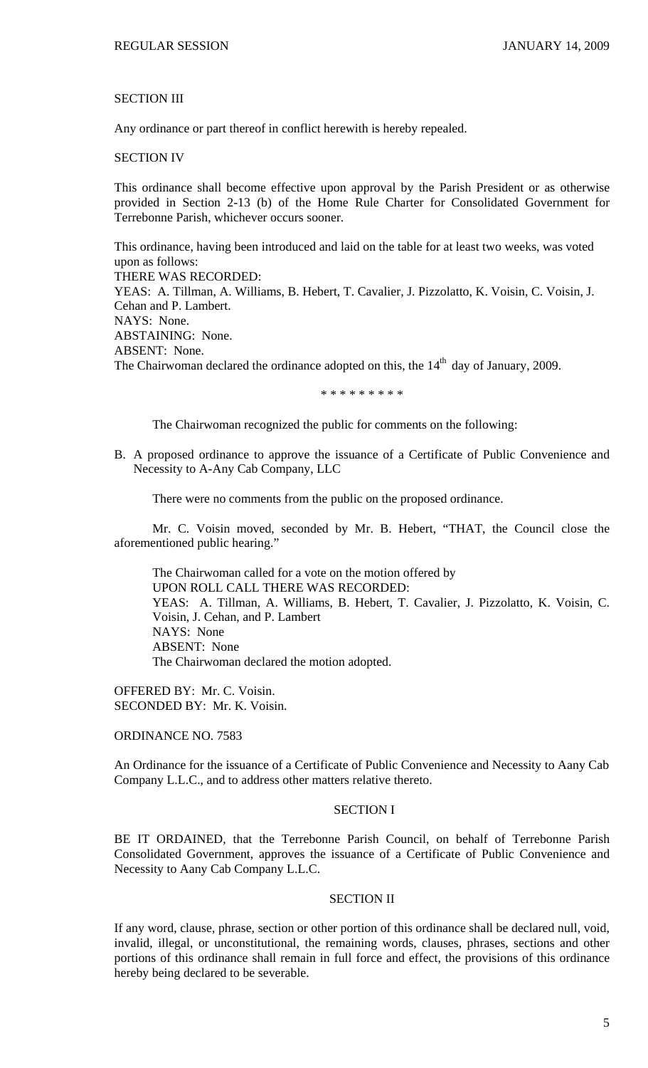SECTION III

Any ordinance or part thereof in conflict herewith is hereby repealed.

SECTION IV

This ordinance shall become effective upon approval by the Parish President or as otherwise provided in Section 2-13 (b) of the Home Rule Charter for Consolidated Government for Terrebonne Parish, whichever occurs sooner.

This ordinance, having been introduced and laid on the table for at least two weeks, was voted upon as follows:
THERE WAS RECORDED:
YEAS: A. Tillman, A. Williams, B. Hebert, T. Cavalier, J. Pizzolatto, K. Voisin, C. Voisin, J. Cehan and P. Lambert.
NAYS: None.
ABSTAINING: None.
ABSENT: None.
The Chairwoman declared the ordinance adopted on this, the 14th day of January, 2009.

\* \* \* \* \* \* \* \* \*

The Chairwoman recognized the public for comments on the following:

B. A proposed ordinance to approve the issuance of a Certificate of Public Convenience and Necessity to A-Any Cab Company, LLC

There were no comments from the public on the proposed ordinance.

Mr. C. Voisin moved, seconded by Mr. B. Hebert, "THAT, the Council close the aforementioned public hearing."

The Chairwoman called for a vote on the motion offered by
UPON ROLL CALL THERE WAS RECORDED:
YEAS: A. Tillman, A. Williams, B. Hebert, T. Cavalier, J. Pizzolatto, K. Voisin, C. Voisin, J. Cehan, and P. Lambert
NAYS: None
ABSENT: None
The Chairwoman declared the motion adopted.

OFFERED BY: Mr. C. Voisin.
SECONDED BY: Mr. K. Voisin.

ORDINANCE NO. 7583

An Ordinance for the issuance of a Certificate of Public Convenience and Necessity to Aany Cab Company L.L.C., and to address other matters relative thereto.

SECTION I

BE IT ORDAINED, that the Terrebonne Parish Council, on behalf of Terrebonne Parish Consolidated Government, approves the issuance of a Certificate of Public Convenience and Necessity to Aany Cab Company L.L.C.

SECTION II

If any word, clause, phrase, section or other portion of this ordinance shall be declared null, void, invalid, illegal, or unconstitutional, the remaining words, clauses, phrases, sections and other portions of this ordinance shall remain in full force and effect, the provisions of this ordinance hereby being declared to be severable.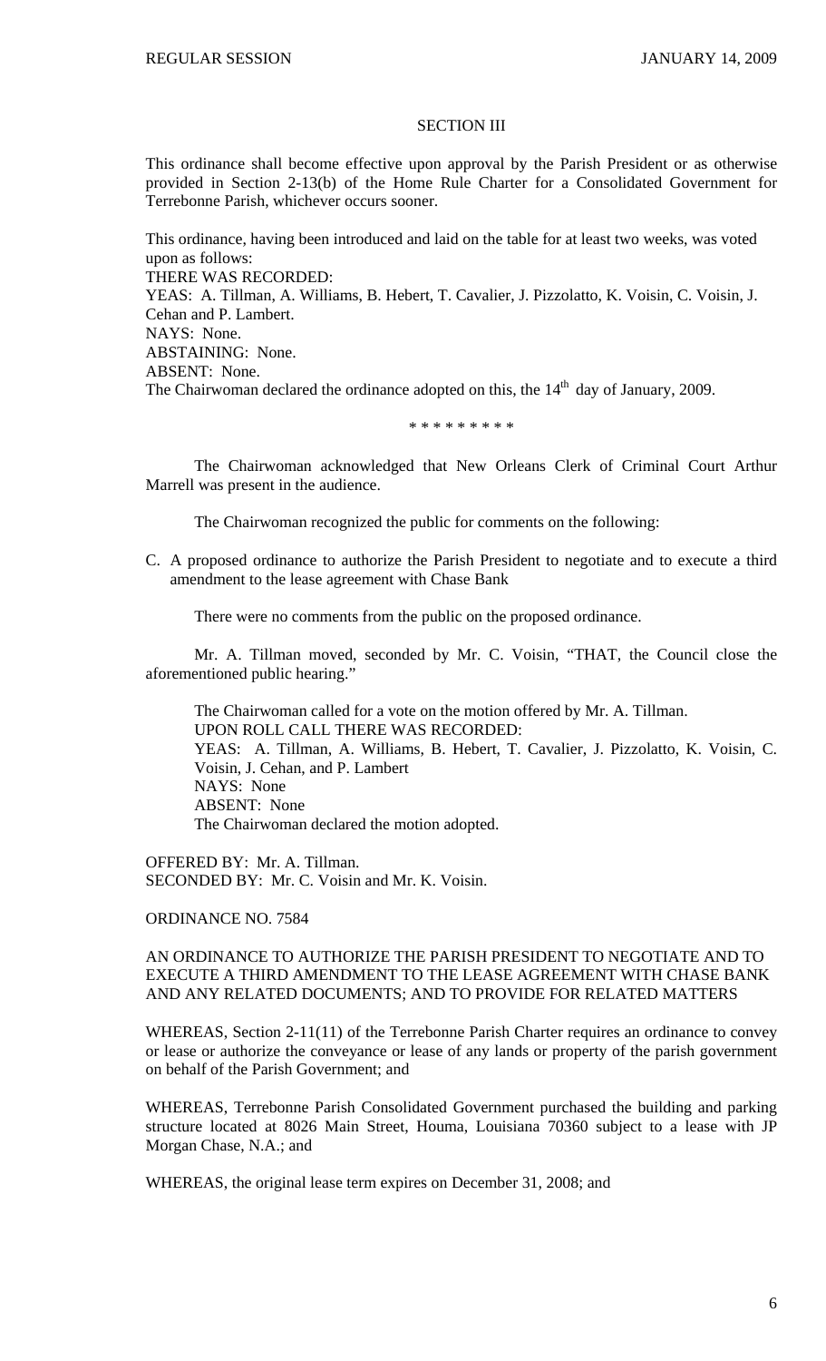### SECTION III

This ordinance shall become effective upon approval by the Parish President or as otherwise provided in Section 2-13(b) of the Home Rule Charter for a Consolidated Government for Terrebonne Parish, whichever occurs sooner.

This ordinance, having been introduced and laid on the table for at least two weeks, was voted upon as follows:

THERE WAS RECORDED:

YEAS: A. Tillman, A. Williams, B. Hebert, T. Cavalier, J. Pizzolatto, K. Voisin, C. Voisin, J. Cehan and P. Lambert.

NAYS: None.

ABSTAINING: None.

ABSENT: None.

The Chairwoman declared the ordinance adopted on this, the 14th day of January, 2009.

\* \* \* \* \* \* \* \* \*

The Chairwoman acknowledged that New Orleans Clerk of Criminal Court Arthur Marrell was present in the audience.

The Chairwoman recognized the public for comments on the following:

C. A proposed ordinance to authorize the Parish President to negotiate and to execute a third amendment to the lease agreement with Chase Bank

There were no comments from the public on the proposed ordinance.

Mr. A. Tillman moved, seconded by Mr. C. Voisin, "THAT, the Council close the aforementioned public hearing."

The Chairwoman called for a vote on the motion offered by Mr. A. Tillman.

UPON ROLL CALL THERE WAS RECORDED:

YEAS: A. Tillman, A. Williams, B. Hebert, T. Cavalier, J. Pizzolatto, K. Voisin, C. Voisin, J. Cehan, and P. Lambert

NAYS: None

ABSENT: None

The Chairwoman declared the motion adopted.

OFFERED BY: Mr. A. Tillman.

SECONDED BY: Mr. C. Voisin and Mr. K. Voisin.

ORDINANCE NO. 7584

AN ORDINANCE TO AUTHORIZE THE PARISH PRESIDENT TO NEGOTIATE AND TO EXECUTE A THIRD AMENDMENT TO THE LEASE AGREEMENT WITH CHASE BANK AND ANY RELATED DOCUMENTS; AND TO PROVIDE FOR RELATED MATTERS

WHEREAS, Section 2-11(11) of the Terrebonne Parish Charter requires an ordinance to convey or lease or authorize the conveyance or lease of any lands or property of the parish government on behalf of the Parish Government; and

WHEREAS, Terrebonne Parish Consolidated Government purchased the building and parking structure located at 8026 Main Street, Houma, Louisiana 70360 subject to a lease with JP Morgan Chase, N.A.; and

WHEREAS, the original lease term expires on December 31, 2008; and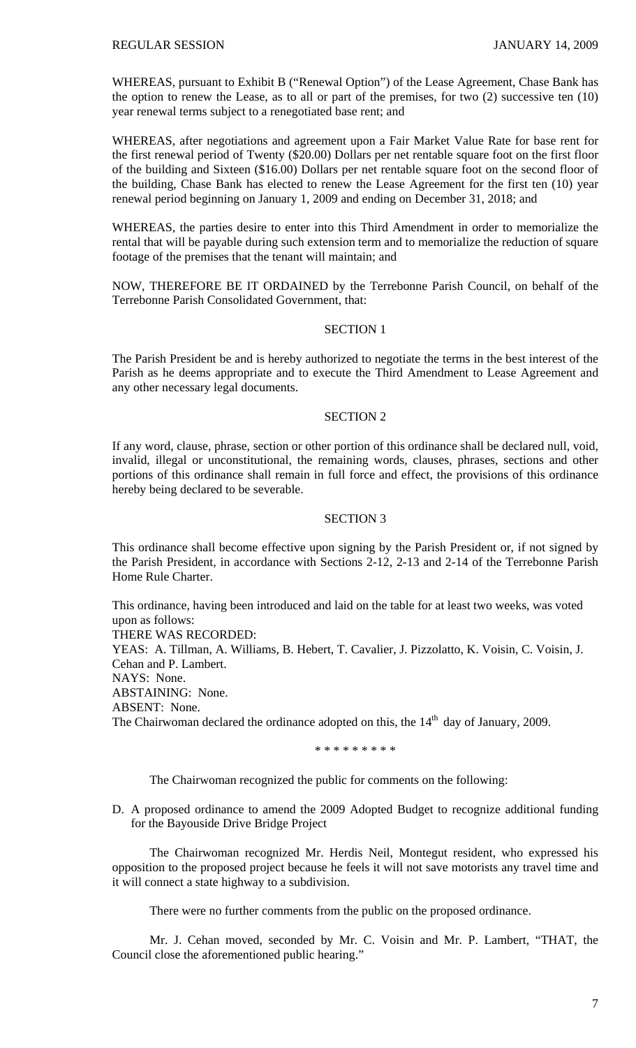WHEREAS, pursuant to Exhibit B ("Renewal Option") of the Lease Agreement, Chase Bank has the option to renew the Lease, as to all or part of the premises, for two (2) successive ten (10) year renewal terms subject to a renegotiated base rent; and

WHEREAS, after negotiations and agreement upon a Fair Market Value Rate for base rent for the first renewal period of Twenty ($20.00) Dollars per net rentable square foot on the first floor of the building and Sixteen ($16.00) Dollars per net rentable square foot on the second floor of the building, Chase Bank has elected to renew the Lease Agreement for the first ten (10) year renewal period beginning on January 1, 2009 and ending on December 31, 2018; and

WHEREAS, the parties desire to enter into this Third Amendment in order to memorialize the rental that will be payable during such extension term and to memorialize the reduction of square footage of the premises that the tenant will maintain; and

NOW, THEREFORE BE IT ORDAINED by the Terrebonne Parish Council, on behalf of the Terrebonne Parish Consolidated Government, that:

SECTION 1

The Parish President be and is hereby authorized to negotiate the terms in the best interest of the Parish as he deems appropriate and to execute the Third Amendment to Lease Agreement and any other necessary legal documents.

SECTION 2

If any word, clause, phrase, section or other portion of this ordinance shall be declared null, void, invalid, illegal or unconstitutional, the remaining words, clauses, phrases, sections and other portions of this ordinance shall remain in full force and effect, the provisions of this ordinance hereby being declared to be severable.

SECTION 3

This ordinance shall become effective upon signing by the Parish President or, if not signed by the Parish President, in accordance with Sections 2-12, 2-13 and 2-14 of the Terrebonne Parish Home Rule Charter.

This ordinance, having been introduced and laid on the table for at least two weeks, was voted upon as follows:
THERE WAS RECORDED:
YEAS: A. Tillman, A. Williams, B. Hebert, T. Cavalier, J. Pizzolatto, K. Voisin, C. Voisin, J. Cehan and P. Lambert.
NAYS: None.
ABSTAINING: None.
ABSENT: None.
The Chairwoman declared the ordinance adopted on this, the 14th day of January, 2009.

\* \* \* \* \* \* \* \* \*

The Chairwoman recognized the public for comments on the following:

D. A proposed ordinance to amend the 2009 Adopted Budget to recognize additional funding for the Bayouside Drive Bridge Project

The Chairwoman recognized Mr. Herdis Neil, Montegut resident, who expressed his opposition to the proposed project because he feels it will not save motorists any travel time and it will connect a state highway to a subdivision.

There were no further comments from the public on the proposed ordinance.

Mr. J. Cehan moved, seconded by Mr. C. Voisin and Mr. P. Lambert, "THAT, the Council close the aforementioned public hearing."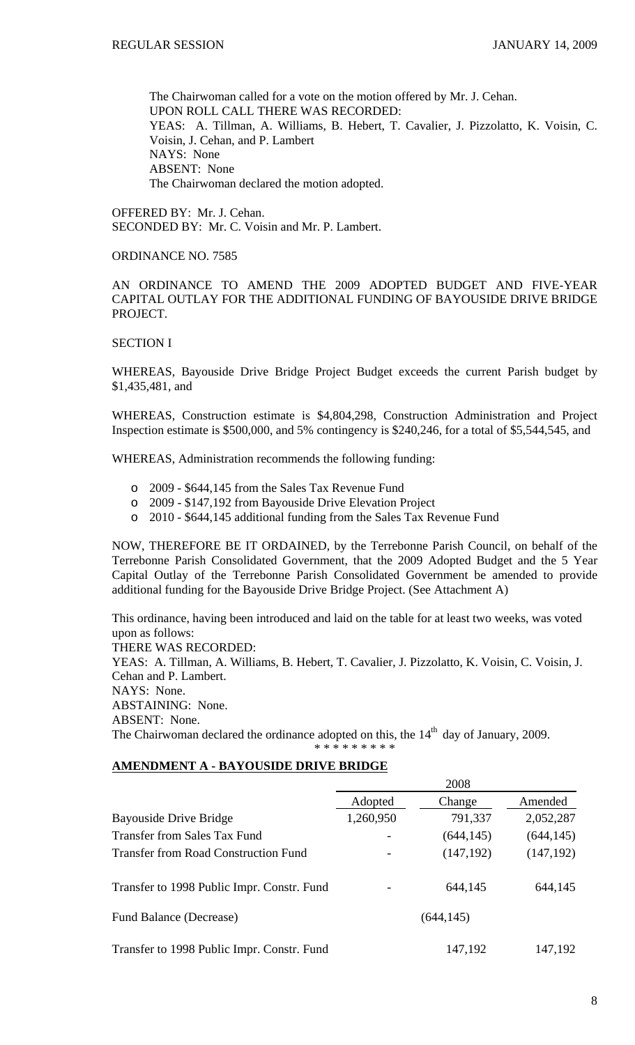The Chairwoman called for a vote on the motion offered by Mr. J. Cehan.
UPON ROLL CALL THERE WAS RECORDED:
YEAS: A. Tillman, A. Williams, B. Hebert, T. Cavalier, J. Pizzolatto, K. Voisin, C. Voisin, J. Cehan, and P. Lambert
NAYS: None
ABSENT: None
The Chairwoman declared the motion adopted.

OFFERED BY: Mr. J. Cehan.
SECONDED BY: Mr. C. Voisin and Mr. P. Lambert.

ORDINANCE NO. 7585

AN ORDINANCE TO AMEND THE 2009 ADOPTED BUDGET AND FIVE-YEAR CAPITAL OUTLAY FOR THE ADDITIONAL FUNDING OF BAYOUSIDE DRIVE BRIDGE PROJECT.

SECTION I

WHEREAS, Bayouside Drive Bridge Project Budget exceeds the current Parish budget by $1,435,481, and

WHEREAS, Construction estimate is $4,804,298, Construction Administration and Project Inspection estimate is $500,000, and 5% contingency is $240,246, for a total of $5,544,545, and

WHEREAS, Administration recommends the following funding:

- 2009 - $644,145 from the Sales Tax Revenue Fund
- 2009 - $147,192 from Bayouside Drive Elevation Project
- 2010 - $644,145 additional funding from the Sales Tax Revenue Fund

NOW, THEREFORE BE IT ORDAINED, by the Terrebonne Parish Council, on behalf of the Terrebonne Parish Consolidated Government, that the 2009 Adopted Budget and the 5 Year Capital Outlay of the Terrebonne Parish Consolidated Government be amended to provide additional funding for the Bayouside Drive Bridge Project. (See Attachment A)

This ordinance, having been introduced and laid on the table for at least two weeks, was voted upon as follows:
THERE WAS RECORDED:
YEAS: A. Tillman, A. Williams, B. Hebert, T. Cavalier, J. Pizzolatto, K. Voisin, C. Voisin, J. Cehan and P. Lambert.
NAYS: None.
ABSTAINING: None.
ABSENT: None.
The Chairwoman declared the ordinance adopted on this, the 14th day of January, 2009.

\* \* \* \* \* \* \* \* \*

**AMENDMENT A - BAYOUSIDE DRIVE BRIDGE**

| | 2008 | | |
|---|---|---|---|
| | Adopted | Change | Amended |
| Bayouside Drive Bridge | 1,260,950 | 791,337 | 2,052,287 |
| Transfer from Sales Tax Fund | - | (644,145) | (644,145) |
| Transfer from Road Construction Fund | - | (147,192) | (147,192) |
| Transfer to 1998 Public Impr. Constr. Fund | - | 644,145 | 644,145 |
| Fund Balance (Decrease) | | (644,145) | |
| Transfer to 1998 Public Impr. Constr. Fund | | 147,192 | 147,192 |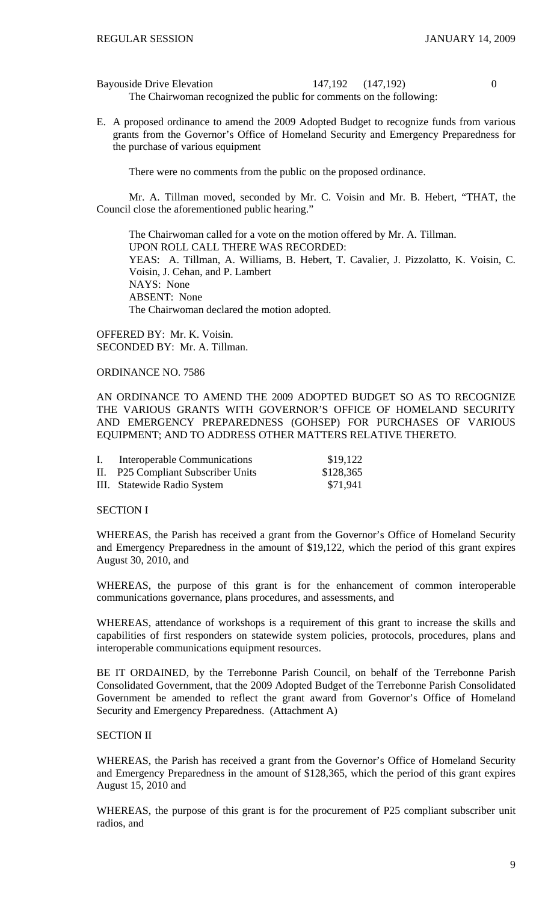| Bayouside Drive Elevation | 147,192 | (147,192) | 0 |
|---|---|---|---|

The Chairwoman recognized the public for comments on the following:

E. A proposed ordinance to amend the 2009 Adopted Budget to recognize funds from various grants from the Governor's Office of Homeland Security and Emergency Preparedness for the purchase of various equipment

There were no comments from the public on the proposed ordinance.

Mr. A. Tillman moved, seconded by Mr. C. Voisin and Mr. B. Hebert, "THAT, the Council close the aforementioned public hearing."

The Chairwoman called for a vote on the motion offered by Mr. A. Tillman.
UPON ROLL CALL THERE WAS RECORDED:
YEAS: A. Tillman, A. Williams, B. Hebert, T. Cavalier, J. Pizzolatto, K. Voisin, C. Voisin, J. Cehan, and P. Lambert
NAYS: None
ABSENT: None
The Chairwoman declared the motion adopted.

OFFERED BY: Mr. K. Voisin.
SECONDED BY: Mr. A. Tillman.

ORDINANCE NO. 7586

AN ORDINANCE TO AMEND THE 2009 ADOPTED BUDGET SO AS TO RECOGNIZE THE VARIOUS GRANTS WITH GOVERNOR'S OFFICE OF HOMELAND SECURITY AND EMERGENCY PREPAREDNESS (GOHSEP) FOR PURCHASES OF VARIOUS EQUIPMENT; AND TO ADDRESS OTHER MATTERS RELATIVE THERETO.

| | | |
|---|---|---|
| I. | Interoperable Communications | $19,122 |
| II. | P25 Compliant Subscriber Units | $128,365 |
| III. | Statewide Radio System | $71,941 |

SECTION I

WHEREAS, the Parish has received a grant from the Governor's Office of Homeland Security and Emergency Preparedness in the amount of $19,122, which the period of this grant expires August 30, 2010, and

WHEREAS, the purpose of this grant is for the enhancement of common interoperable communications governance, plans procedures, and assessments, and

WHEREAS, attendance of workshops is a requirement of this grant to increase the skills and capabilities of first responders on statewide system policies, protocols, procedures, plans and interoperable communications equipment resources.

BE IT ORDAINED, by the Terrebonne Parish Council, on behalf of the Terrebonne Parish Consolidated Government, that the 2009 Adopted Budget of the Terrebonne Parish Consolidated Government be amended to reflect the grant award from Governor's Office of Homeland Security and Emergency Preparedness. (Attachment A)

SECTION II

WHEREAS, the Parish has received a grant from the Governor's Office of Homeland Security and Emergency Preparedness in the amount of $128,365, which the period of this grant expires August 15, 2010 and

WHEREAS, the purpose of this grant is for the procurement of P25 compliant subscriber unit radios, and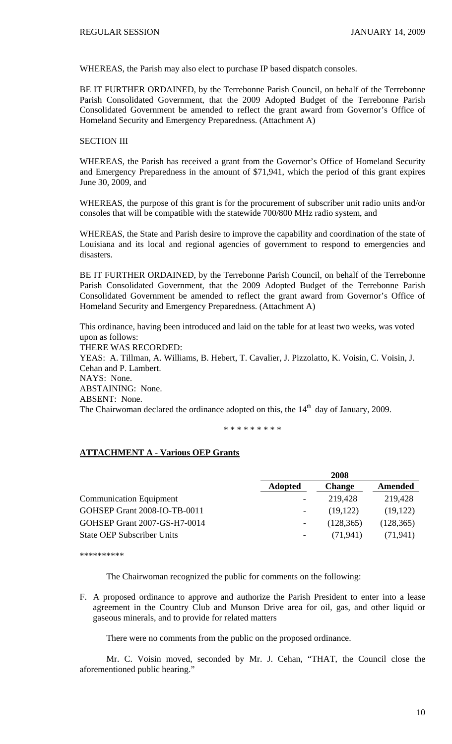WHEREAS, the Parish may also elect to purchase IP based dispatch consoles.

BE IT FURTHER ORDAINED, by the Terrebonne Parish Council, on behalf of the Terrebonne Parish Consolidated Government, that the 2009 Adopted Budget of the Terrebonne Parish Consolidated Government be amended to reflect the grant award from Governor's Office of Homeland Security and Emergency Preparedness. (Attachment A)

SECTION III

WHEREAS, the Parish has received a grant from the Governor's Office of Homeland Security and Emergency Preparedness in the amount of $71,941, which the period of this grant expires June 30, 2009, and

WHEREAS, the purpose of this grant is for the procurement of subscriber unit radio units and/or consoles that will be compatible with the statewide 700/800 MHz radio system, and

WHEREAS, the State and Parish desire to improve the capability and coordination of the state of Louisiana and its local and regional agencies of government to respond to emergencies and disasters.

BE IT FURTHER ORDAINED, by the Terrebonne Parish Council, on behalf of the Terrebonne Parish Consolidated Government, that the 2009 Adopted Budget of the Terrebonne Parish Consolidated Government be amended to reflect the grant award from Governor's Office of Homeland Security and Emergency Preparedness. (Attachment A)

This ordinance, having been introduced and laid on the table for at least two weeks, was voted upon as follows:
THERE WAS RECORDED:
YEAS: A. Tillman, A. Williams, B. Hebert, T. Cavalier, J. Pizzolatto, K. Voisin, C. Voisin, J. Cehan and P. Lambert.
NAYS: None.
ABSTAINING: None.
ABSENT: None.
The Chairwoman declared the ordinance adopted on this, the 14th day of January, 2009.

\* \* \* \* \* \* \* \* \*

**ATTACHMENT A - Various OEP Grants**

| | 2008 | | |
|---|---|---|---|
| | **Adopted** | **Change** | **Amended** |
| Communication Equipment | - | 219,428 | 219,428 |
| GOHSEP Grant 2008-IO-TB-0011 | - | (19,122) | (19,122) |
| GOHSEP Grant 2007-GS-H7-0014 | - | (128,365) | (128,365) |
| State OEP Subscriber Units | - | (71,941) | (71,941) |

\*\*\*\*\*\*\*\*\*\*

The Chairwoman recognized the public for comments on the following:

F. A proposed ordinance to approve and authorize the Parish President to enter into a lease agreement in the Country Club and Munson Drive area for oil, gas, and other liquid or gaseous minerals, and to provide for related matters

There were no comments from the public on the proposed ordinance.

Mr. C. Voisin moved, seconded by Mr. J. Cehan, "THAT, the Council close the aforementioned public hearing."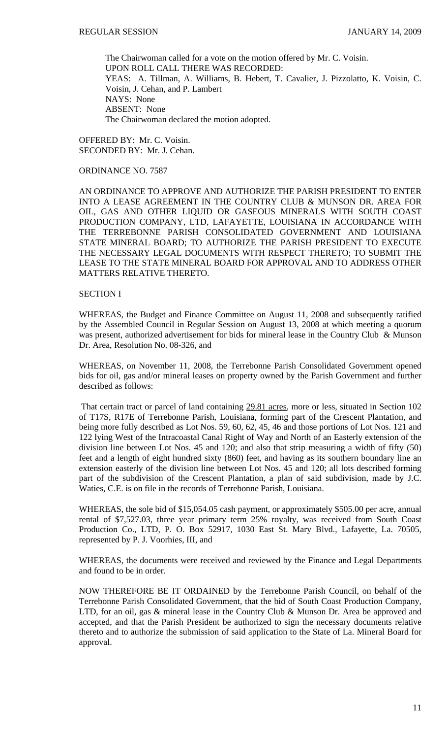The Chairwoman called for a vote on the motion offered by Mr. C. Voisin.
UPON ROLL CALL THERE WAS RECORDED:
YEAS: A. Tillman, A. Williams, B. Hebert, T. Cavalier, J. Pizzolatto, K. Voisin, C. Voisin, J. Cehan, and P. Lambert
NAYS: None
ABSENT: None
The Chairwoman declared the motion adopted.

OFFERED BY: Mr. C. Voisin.
SECONDED BY: Mr. J. Cehan.

ORDINANCE NO. 7587

AN ORDINANCE TO APPROVE AND AUTHORIZE THE PARISH PRESIDENT TO ENTER INTO A LEASE AGREEMENT IN THE COUNTRY CLUB & MUNSON DR. AREA FOR OIL, GAS AND OTHER LIQUID OR GASEOUS MINERALS WITH SOUTH COAST PRODUCTION COMPANY, LTD, LAFAYETTE, LOUISIANA IN ACCORDANCE WITH THE TERREBONNE PARISH CONSOLIDATED GOVERNMENT AND LOUISIANA STATE MINERAL BOARD; TO AUTHORIZE THE PARISH PRESIDENT TO EXECUTE THE NECESSARY LEGAL DOCUMENTS WITH RESPECT THERETO; TO SUBMIT THE LEASE TO THE STATE MINERAL BOARD FOR APPROVAL AND TO ADDRESS OTHER MATTERS RELATIVE THERETO.

SECTION I

WHEREAS, the Budget and Finance Committee on August 11, 2008 and subsequently ratified by the Assembled Council in Regular Session on August 13, 2008 at which meeting a quorum was present, authorized advertisement for bids for mineral lease in the Country Club & Munson Dr. Area, Resolution No. 08-326, and

WHEREAS, on November 11, 2008, the Terrebonne Parish Consolidated Government opened bids for oil, gas and/or mineral leases on property owned by the Parish Government and further described as follows:

That certain tract or parcel of land containing <u>29.81 acres</u>, more or less, situated in Section 102 of T17S, R17E of Terrebonne Parish, Louisiana, forming part of the Crescent Plantation, and being more fully described as Lot Nos. 59, 60, 62, 45, 46 and those portions of Lot Nos. 121 and 122 lying West of the Intracoastal Canal Right of Way and North of an Easterly extension of the division line between Lot Nos. 45 and 120; and also that strip measuring a width of fifty (50) feet and a length of eight hundred sixty (860) feet, and having as its southern boundary line an extension easterly of the division line between Lot Nos. 45 and 120; all lots described forming part of the subdivision of the Crescent Plantation, a plan of said subdivision, made by J.C. Waties, C.E. is on file in the records of Terrebonne Parish, Louisiana.

WHEREAS, the sole bid of $15,054.05 cash payment, or approximately $505.00 per acre, annual rental of $7,527.03, three year primary term 25% royalty, was received from South Coast Production Co., LTD, P. O. Box 52917, 1030 East St. Mary Blvd., Lafayette, La. 70505, represented by P. J. Voorhies, III, and

WHEREAS, the documents were received and reviewed by the Finance and Legal Departments and found to be in order.

NOW THEREFORE BE IT ORDAINED by the Terrebonne Parish Council, on behalf of the Terrebonne Parish Consolidated Government, that the bid of South Coast Production Company, LTD, for an oil, gas & mineral lease in the Country Club & Munson Dr. Area be approved and accepted, and that the Parish President be authorized to sign the necessary documents relative thereto and to authorize the submission of said application to the State of La. Mineral Board for approval.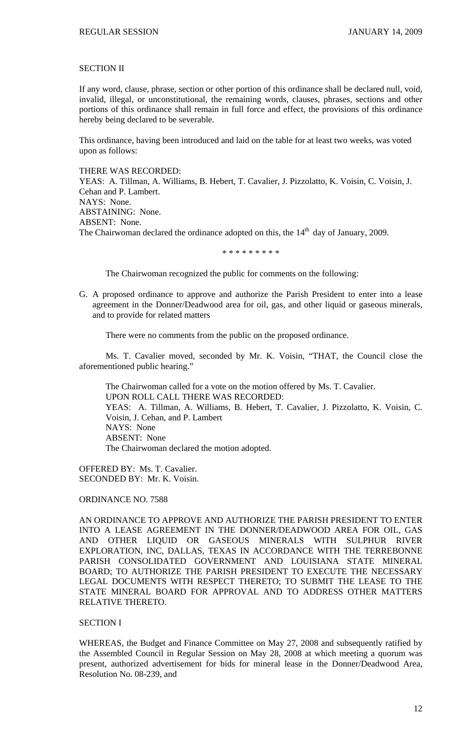SECTION II

If any word, clause, phrase, section or other portion of this ordinance shall be declared null, void, invalid, illegal, or unconstitutional, the remaining words, clauses, phrases, sections and other portions of this ordinance shall remain in full force and effect, the provisions of this ordinance hereby being declared to be severable.

This ordinance, having been introduced and laid on the table for at least two weeks, was voted upon as follows:

THERE WAS RECORDED:
YEAS: A. Tillman, A. Williams, B. Hebert, T. Cavalier, J. Pizzolatto, K. Voisin, C. Voisin, J. Cehan and P. Lambert.
NAYS: None.
ABSTAINING: None.
ABSENT: None.
The Chairwoman declared the ordinance adopted on this, the 14th day of January, 2009.

\* \* \* \* \* \* \* \* \*

The Chairwoman recognized the public for comments on the following:

G. A proposed ordinance to approve and authorize the Parish President to enter into a lease agreement in the Donner/Deadwood area for oil, gas, and other liquid or gaseous minerals, and to provide for related matters

There were no comments from the public on the proposed ordinance.

Ms. T. Cavalier moved, seconded by Mr. K. Voisin, "THAT, the Council close the aforementioned public hearing."

The Chairwoman called for a vote on the motion offered by Ms. T. Cavalier.
UPON ROLL CALL THERE WAS RECORDED:
YEAS: A. Tillman, A. Williams, B. Hebert, T. Cavalier, J. Pizzolatto, K. Voisin, C. Voisin, J. Cehan, and P. Lambert
NAYS: None
ABSENT: None
The Chairwoman declared the motion adopted.

OFFERED BY: Ms. T. Cavalier.
SECONDED BY: Mr. K. Voisin.

ORDINANCE NO. 7588

AN ORDINANCE TO APPROVE AND AUTHORIZE THE PARISH PRESIDENT TO ENTER INTO A LEASE AGREEMENT IN THE DONNER/DEADWOOD AREA FOR OIL, GAS AND OTHER LIQUID OR GASEOUS MINERALS WITH SULPHUR RIVER EXPLORATION, INC, DALLAS, TEXAS IN ACCORDANCE WITH THE TERREBONNE PARISH CONSOLIDATED GOVERNMENT AND LOUISIANA STATE MINERAL BOARD; TO AUTHORIZE THE PARISH PRESIDENT TO EXECUTE THE NECESSARY LEGAL DOCUMENTS WITH RESPECT THERETO; TO SUBMIT THE LEASE TO THE STATE MINERAL BOARD FOR APPROVAL AND TO ADDRESS OTHER MATTERS RELATIVE THERETO.

SECTION I

WHEREAS, the Budget and Finance Committee on May 27, 2008 and subsequently ratified by the Assembled Council in Regular Session on May 28, 2008 at which meeting a quorum was present, authorized advertisement for bids for mineral lease in the Donner/Deadwood Area, Resolution No. 08-239, and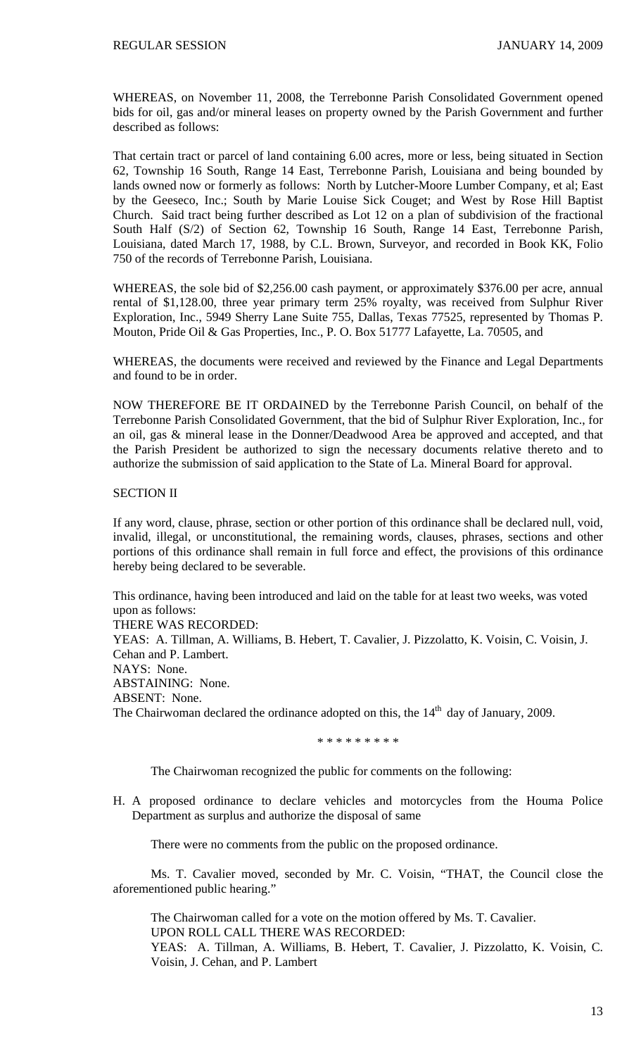WHEREAS, on November 11, 2008, the Terrebonne Parish Consolidated Government opened bids for oil, gas and/or mineral leases on property owned by the Parish Government and further described as follows:

That certain tract or parcel of land containing 6.00 acres, more or less, being situated in Section 62, Township 16 South, Range 14 East, Terrebonne Parish, Louisiana and being bounded by lands owned now or formerly as follows: North by Lutcher-Moore Lumber Company, et al; East by the Geeseco, Inc.; South by Marie Louise Sick Couget; and West by Rose Hill Baptist Church. Said tract being further described as Lot 12 on a plan of subdivision of the fractional South Half (S/2) of Section 62, Township 16 South, Range 14 East, Terrebonne Parish, Louisiana, dated March 17, 1988, by C.L. Brown, Surveyor, and recorded in Book KK, Folio 750 of the records of Terrebonne Parish, Louisiana.

WHEREAS, the sole bid of $2,256.00 cash payment, or approximately $376.00 per acre, annual rental of $1,128.00, three year primary term 25% royalty, was received from Sulphur River Exploration, Inc., 5949 Sherry Lane Suite 755, Dallas, Texas 77525, represented by Thomas P. Mouton, Pride Oil & Gas Properties, Inc., P. O. Box 51777 Lafayette, La. 70505, and

WHEREAS, the documents were received and reviewed by the Finance and Legal Departments and found to be in order.

NOW THEREFORE BE IT ORDAINED by the Terrebonne Parish Council, on behalf of the Terrebonne Parish Consolidated Government, that the bid of Sulphur River Exploration, Inc., for an oil, gas & mineral lease in the Donner/Deadwood Area be approved and accepted, and that the Parish President be authorized to sign the necessary documents relative thereto and to authorize the submission of said application to the State of La. Mineral Board for approval.

SECTION II

If any word, clause, phrase, section or other portion of this ordinance shall be declared null, void, invalid, illegal, or unconstitutional, the remaining words, clauses, phrases, sections and other portions of this ordinance shall remain in full force and effect, the provisions of this ordinance hereby being declared to be severable.

This ordinance, having been introduced and laid on the table for at least two weeks, was voted upon as follows:
THERE WAS RECORDED:
YEAS: A. Tillman, A. Williams, B. Hebert, T. Cavalier, J. Pizzolatto, K. Voisin, C. Voisin, J. Cehan and P. Lambert.
NAYS: None.
ABSTAINING: None.
ABSENT: None.
The Chairwoman declared the ordinance adopted on this, the 14th day of January, 2009.

\* \* \* \* \* \* \* \* \*

The Chairwoman recognized the public for comments on the following:

H. A proposed ordinance to declare vehicles and motorcycles from the Houma Police Department as surplus and authorize the disposal of same

There were no comments from the public on the proposed ordinance.

Ms. T. Cavalier moved, seconded by Mr. C. Voisin, "THAT, the Council close the aforementioned public hearing."

The Chairwoman called for a vote on the motion offered by Ms. T. Cavalier.
UPON ROLL CALL THERE WAS RECORDED:
YEAS: A. Tillman, A. Williams, B. Hebert, T. Cavalier, J. Pizzolatto, K. Voisin, C. Voisin, J. Cehan, and P. Lambert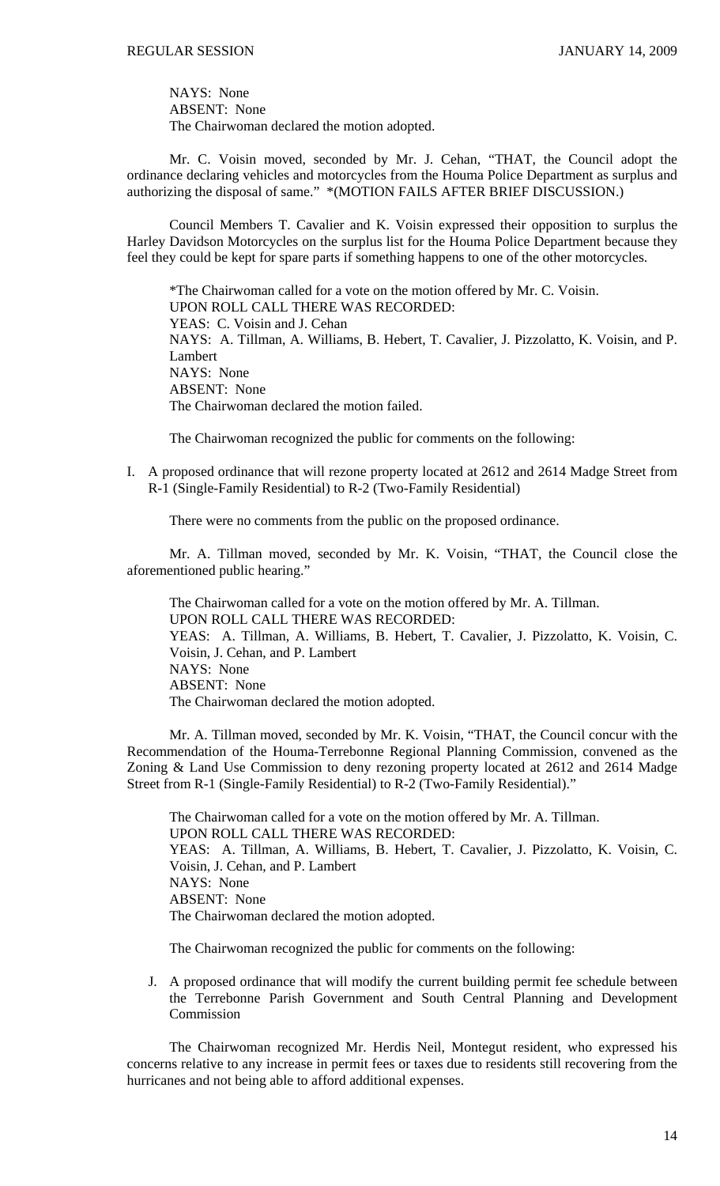NAYS: None
ABSENT: None
The Chairwoman declared the motion adopted.

Mr. C. Voisin moved, seconded by Mr. J. Cehan, "THAT, the Council adopt the ordinance declaring vehicles and motorcycles from the Houma Police Department as surplus and authorizing the disposal of same." *(MOTION FAILS AFTER BRIEF DISCUSSION.)

Council Members T. Cavalier and K. Voisin expressed their opposition to surplus the Harley Davidson Motorcycles on the surplus list for the Houma Police Department because they feel they could be kept for spare parts if something happens to one of the other motorcycles.

*The Chairwoman called for a vote on the motion offered by Mr. C. Voisin.
UPON ROLL CALL THERE WAS RECORDED:
YEAS: C. Voisin and J. Cehan
NAYS: A. Tillman, A. Williams, B. Hebert, T. Cavalier, J. Pizzolatto, K. Voisin, and P. Lambert
NAYS: None
ABSENT: None
The Chairwoman declared the motion failed.

The Chairwoman recognized the public for comments on the following:

I. A proposed ordinance that will rezone property located at 2612 and 2614 Madge Street from R-1 (Single-Family Residential) to R-2 (Two-Family Residential)

There were no comments from the public on the proposed ordinance.

Mr. A. Tillman moved, seconded by Mr. K. Voisin, "THAT, the Council close the aforementioned public hearing."

The Chairwoman called for a vote on the motion offered by Mr. A. Tillman.
UPON ROLL CALL THERE WAS RECORDED:
YEAS: A. Tillman, A. Williams, B. Hebert, T. Cavalier, J. Pizzolatto, K. Voisin, C. Voisin, J. Cehan, and P. Lambert
NAYS: None
ABSENT: None
The Chairwoman declared the motion adopted.

Mr. A. Tillman moved, seconded by Mr. K. Voisin, "THAT, the Council concur with the Recommendation of the Houma-Terrebonne Regional Planning Commission, convened as the Zoning & Land Use Commission to deny rezoning property located at 2612 and 2614 Madge Street from R-1 (Single-Family Residential) to R-2 (Two-Family Residential)."

The Chairwoman called for a vote on the motion offered by Mr. A. Tillman.
UPON ROLL CALL THERE WAS RECORDED:
YEAS: A. Tillman, A. Williams, B. Hebert, T. Cavalier, J. Pizzolatto, K. Voisin, C. Voisin, J. Cehan, and P. Lambert
NAYS: None
ABSENT: None
The Chairwoman declared the motion adopted.

The Chairwoman recognized the public for comments on the following:

J. A proposed ordinance that will modify the current building permit fee schedule between the Terrebonne Parish Government and South Central Planning and Development Commission

The Chairwoman recognized Mr. Herdis Neil, Montegut resident, who expressed his concerns relative to any increase in permit fees or taxes due to residents still recovering from the hurricanes and not being able to afford additional expenses.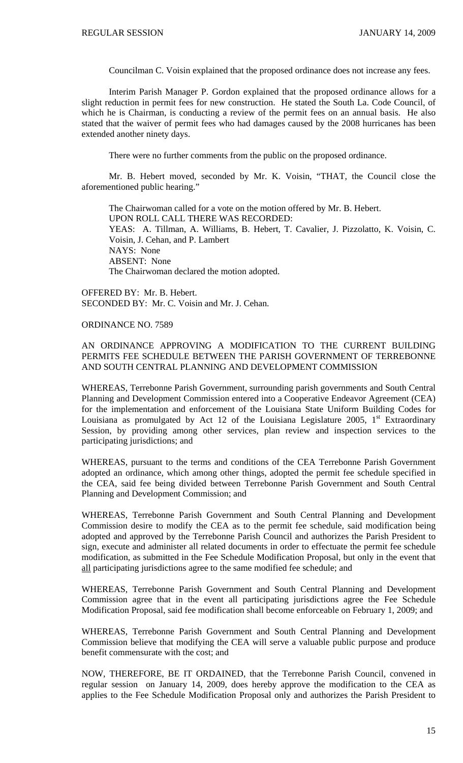Councilman C. Voisin explained that the proposed ordinance does not increase any fees.

Interim Parish Manager P. Gordon explained that the proposed ordinance allows for a slight reduction in permit fees for new construction. He stated the South La. Code Council, of which he is Chairman, is conducting a review of the permit fees on an annual basis. He also stated that the waiver of permit fees who had damages caused by the 2008 hurricanes has been extended another ninety days.

There were no further comments from the public on the proposed ordinance.

Mr. B. Hebert moved, seconded by Mr. K. Voisin, "THAT, the Council close the aforementioned public hearing."

The Chairwoman called for a vote on the motion offered by Mr. B. Hebert.
UPON ROLL CALL THERE WAS RECORDED:
YEAS: A. Tillman, A. Williams, B. Hebert, T. Cavalier, J. Pizzolatto, K. Voisin, C. Voisin, J. Cehan, and P. Lambert
NAYS: None
ABSENT: None
The Chairwoman declared the motion adopted.

OFFERED BY: Mr. B. Hebert.
SECONDED BY: Mr. C. Voisin and Mr. J. Cehan.

ORDINANCE NO. 7589

AN ORDINANCE APPROVING A MODIFICATION TO THE CURRENT BUILDING PERMITS FEE SCHEDULE BETWEEN THE PARISH GOVERNMENT OF TERREBONNE AND SOUTH CENTRAL PLANNING AND DEVELOPMENT COMMISSION

WHEREAS, Terrebonne Parish Government, surrounding parish governments and South Central Planning and Development Commission entered into a Cooperative Endeavor Agreement (CEA) for the implementation and enforcement of the Louisiana State Uniform Building Codes for Louisiana as promulgated by Act 12 of the Louisiana Legislature 2005, 1st Extraordinary Session, by providing among other services, plan review and inspection services to the participating jurisdictions; and

WHEREAS, pursuant to the terms and conditions of the CEA Terrebonne Parish Government adopted an ordinance, which among other things, adopted the permit fee schedule specified in the CEA, said fee being divided between Terrebonne Parish Government and South Central Planning and Development Commission; and

WHEREAS, Terrebonne Parish Government and South Central Planning and Development Commission desire to modify the CEA as to the permit fee schedule, said modification being adopted and approved by the Terrebonne Parish Council and authorizes the Parish President to sign, execute and administer all related documents in order to effectuate the permit fee schedule modification, as submitted in the Fee Schedule Modification Proposal, but only in the event that all participating jurisdictions agree to the same modified fee schedule; and

WHEREAS, Terrebonne Parish Government and South Central Planning and Development Commission agree that in the event all participating jurisdictions agree the Fee Schedule Modification Proposal, said fee modification shall become enforceable on February 1, 2009; and

WHEREAS, Terrebonne Parish Government and South Central Planning and Development Commission believe that modifying the CEA will serve a valuable public purpose and produce benefit commensurate with the cost; and

NOW, THEREFORE, BE IT ORDAINED, that the Terrebonne Parish Council, convened in regular session on January 14, 2009, does hereby approve the modification to the CEA as applies to the Fee Schedule Modification Proposal only and authorizes the Parish President to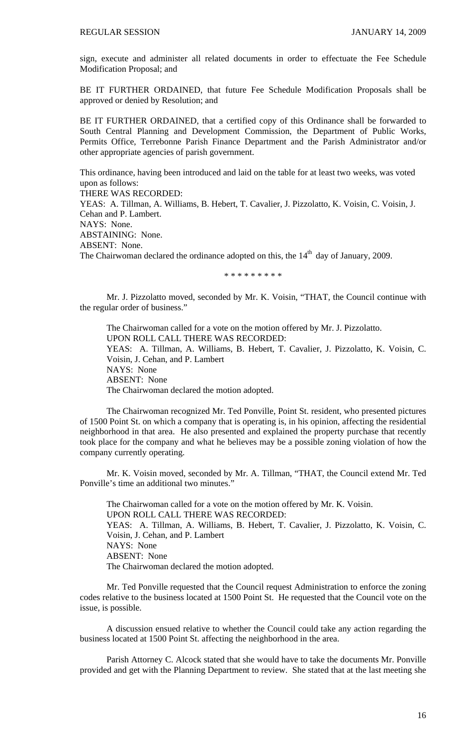sign, execute and administer all related documents in order to effectuate the Fee Schedule Modification Proposal; and

BE IT FURTHER ORDAINED, that future Fee Schedule Modification Proposals shall be approved or denied by Resolution; and

BE IT FURTHER ORDAINED, that a certified copy of this Ordinance shall be forwarded to South Central Planning and Development Commission, the Department of Public Works, Permits Office, Terrebonne Parish Finance Department and the Parish Administrator and/or other appropriate agencies of parish government.

This ordinance, having been introduced and laid on the table for at least two weeks, was voted upon as follows:
THERE WAS RECORDED:
YEAS: A. Tillman, A. Williams, B. Hebert, T. Cavalier, J. Pizzolatto, K. Voisin, C. Voisin, J. Cehan and P. Lambert.
NAYS: None.
ABSTAINING: None.
ABSENT: None.
The Chairwoman declared the ordinance adopted on this, the 14th day of January, 2009.

\* \* \* \* \* \* \* \* \*

Mr. J. Pizzolatto moved, seconded by Mr. K. Voisin, "THAT, the Council continue with the regular order of business."

The Chairwoman called for a vote on the motion offered by Mr. J. Pizzolatto.
UPON ROLL CALL THERE WAS RECORDED:
YEAS: A. Tillman, A. Williams, B. Hebert, T. Cavalier, J. Pizzolatto, K. Voisin, C. Voisin, J. Cehan, and P. Lambert
NAYS: None
ABSENT: None
The Chairwoman declared the motion adopted.

The Chairwoman recognized Mr. Ted Ponville, Point St. resident, who presented pictures of 1500 Point St. on which a company that is operating is, in his opinion, affecting the residential neighborhood in that area. He also presented and explained the property purchase that recently took place for the company and what he believes may be a possible zoning violation of how the company currently operating.

Mr. K. Voisin moved, seconded by Mr. A. Tillman, "THAT, the Council extend Mr. Ted Ponville's time an additional two minutes."

The Chairwoman called for a vote on the motion offered by Mr. K. Voisin.
UPON ROLL CALL THERE WAS RECORDED:
YEAS: A. Tillman, A. Williams, B. Hebert, T. Cavalier, J. Pizzolatto, K. Voisin, C. Voisin, J. Cehan, and P. Lambert
NAYS: None
ABSENT: None
The Chairwoman declared the motion adopted.

Mr. Ted Ponville requested that the Council request Administration to enforce the zoning codes relative to the business located at 1500 Point St. He requested that the Council vote on the issue, is possible.

A discussion ensued relative to whether the Council could take any action regarding the business located at 1500 Point St. affecting the neighborhood in the area.

Parish Attorney C. Alcock stated that she would have to take the documents Mr. Ponville provided and get with the Planning Department to review. She stated that at the last meeting she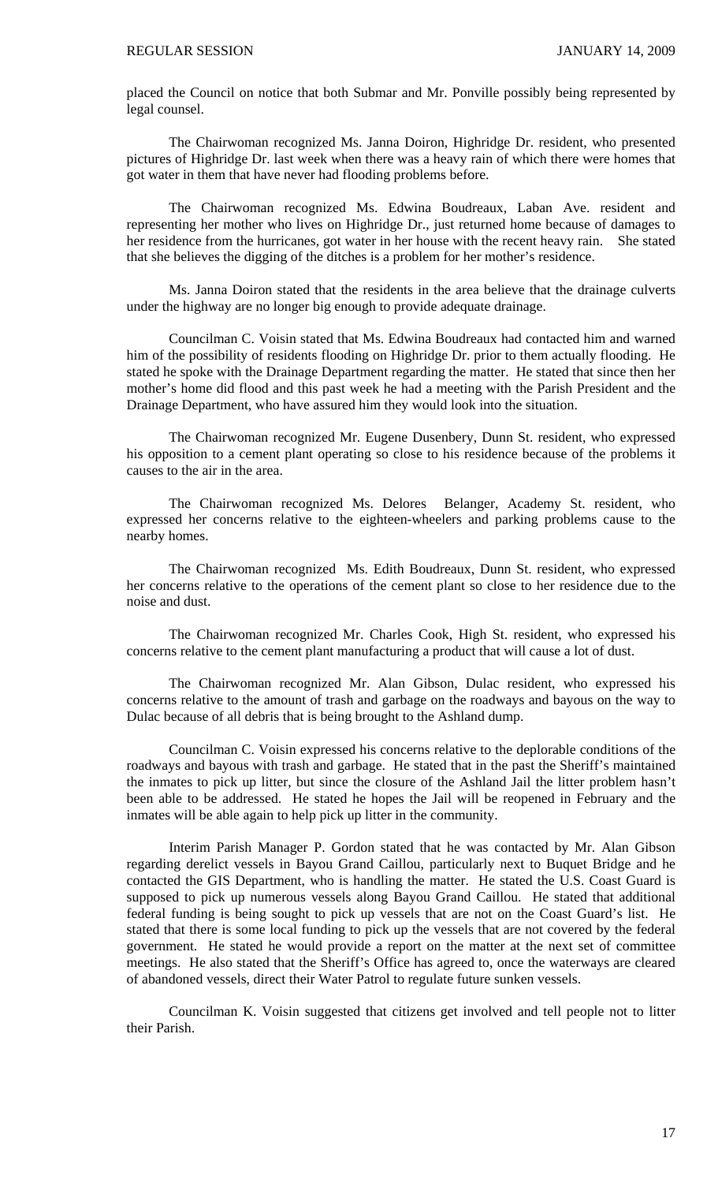placed the Council on notice that both Submar and Mr. Ponville possibly being represented by legal counsel.

The Chairwoman recognized Ms. Janna Doiron, Highridge Dr. resident, who presented pictures of Highridge Dr. last week when there was a heavy rain of which there were homes that got water in them that have never had flooding problems before.

The Chairwoman recognized Ms. Edwina Boudreaux, Laban Ave. resident and representing her mother who lives on Highridge Dr., just returned home because of damages to her residence from the hurricanes, got water in her house with the recent heavy rain. She stated that she believes the digging of the ditches is a problem for her mother's residence.

Ms. Janna Doiron stated that the residents in the area believe that the drainage culverts under the highway are no longer big enough to provide adequate drainage.

Councilman C. Voisin stated that Ms. Edwina Boudreaux had contacted him and warned him of the possibility of residents flooding on Highridge Dr. prior to them actually flooding. He stated he spoke with the Drainage Department regarding the matter. He stated that since then her mother's home did flood and this past week he had a meeting with the Parish President and the Drainage Department, who have assured him they would look into the situation.

The Chairwoman recognized Mr. Eugene Dusenbery, Dunn St. resident, who expressed his opposition to a cement plant operating so close to his residence because of the problems it causes to the air in the area.

The Chairwoman recognized Ms. Delores Belanger, Academy St. resident, who expressed her concerns relative to the eighteen-wheelers and parking problems cause to the nearby homes.

The Chairwoman recognized Ms. Edith Boudreaux, Dunn St. resident, who expressed her concerns relative to the operations of the cement plant so close to her residence due to the noise and dust.

The Chairwoman recognized Mr. Charles Cook, High St. resident, who expressed his concerns relative to the cement plant manufacturing a product that will cause a lot of dust.

The Chairwoman recognized Mr. Alan Gibson, Dulac resident, who expressed his concerns relative to the amount of trash and garbage on the roadways and bayous on the way to Dulac because of all debris that is being brought to the Ashland dump.

Councilman C. Voisin expressed his concerns relative to the deplorable conditions of the roadways and bayous with trash and garbage. He stated that in the past the Sheriff's maintained the inmates to pick up litter, but since the closure of the Ashland Jail the litter problem hasn't been able to be addressed. He stated he hopes the Jail will be reopened in February and the inmates will be able again to help pick up litter in the community.

Interim Parish Manager P. Gordon stated that he was contacted by Mr. Alan Gibson regarding derelict vessels in Bayou Grand Caillou, particularly next to Buquet Bridge and he contacted the GIS Department, who is handling the matter. He stated the U.S. Coast Guard is supposed to pick up numerous vessels along Bayou Grand Caillou. He stated that additional federal funding is being sought to pick up vessels that are not on the Coast Guard's list. He stated that there is some local funding to pick up the vessels that are not covered by the federal government. He stated he would provide a report on the matter at the next set of committee meetings. He also stated that the Sheriff's Office has agreed to, once the waterways are cleared of abandoned vessels, direct their Water Patrol to regulate future sunken vessels.

Councilman K. Voisin suggested that citizens get involved and tell people not to litter their Parish.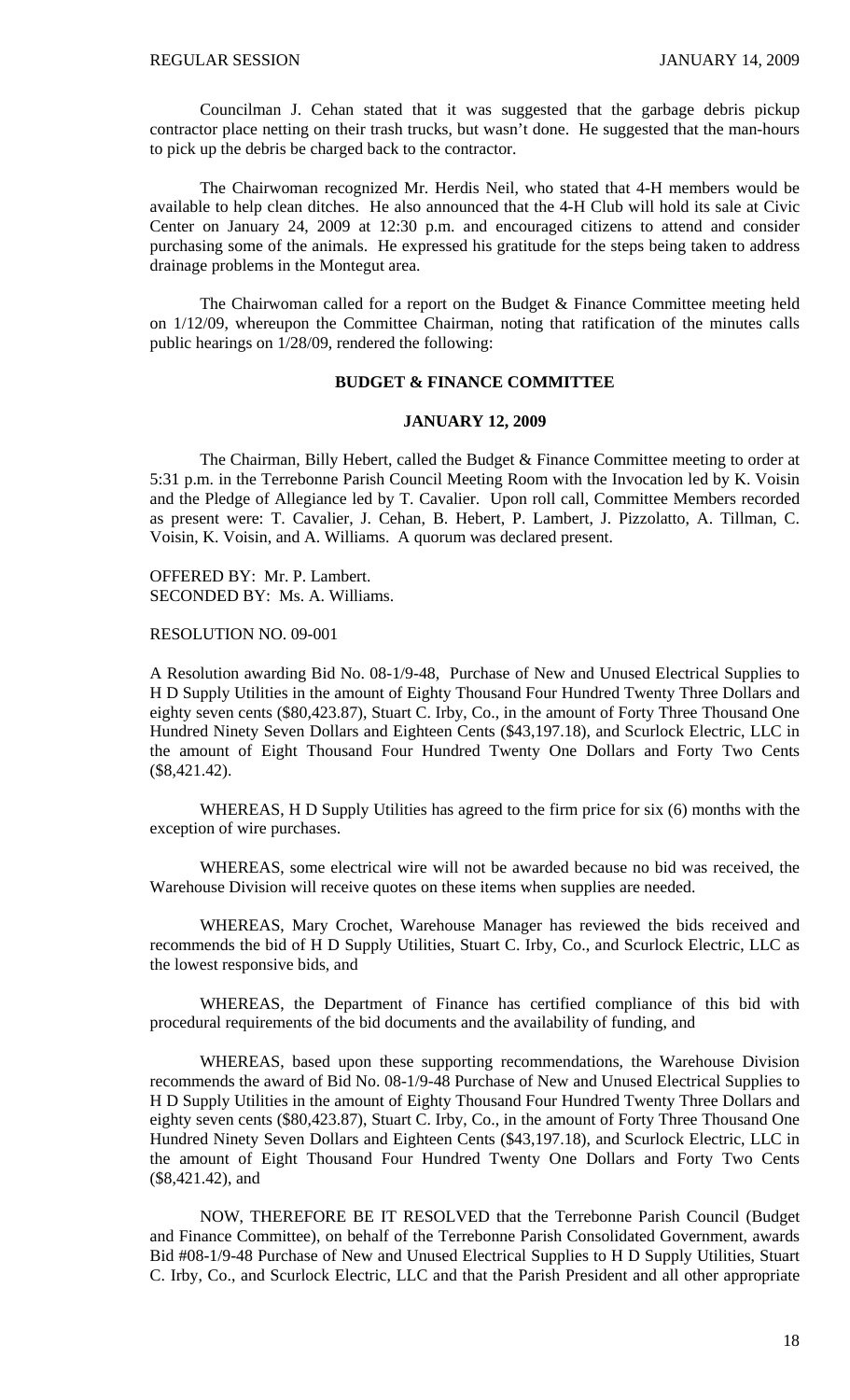Councilman J. Cehan stated that it was suggested that the garbage debris pickup contractor place netting on their trash trucks, but wasn't done. He suggested that the man-hours to pick up the debris be charged back to the contractor.

The Chairwoman recognized Mr. Herdis Neil, who stated that 4-H members would be available to help clean ditches. He also announced that the 4-H Club will hold its sale at Civic Center on January 24, 2009 at 12:30 p.m. and encouraged citizens to attend and consider purchasing some of the animals. He expressed his gratitude for the steps being taken to address drainage problems in the Montegut area.

The Chairwoman called for a report on the Budget & Finance Committee meeting held on 1/12/09, whereupon the Committee Chairman, noting that ratification of the minutes calls public hearings on 1/28/09, rendered the following:

**BUDGET & FINANCE COMMITTEE**

**JANUARY 12, 2009**

The Chairman, Billy Hebert, called the Budget & Finance Committee meeting to order at 5:31 p.m. in the Terrebonne Parish Council Meeting Room with the Invocation led by K. Voisin and the Pledge of Allegiance led by T. Cavalier. Upon roll call, Committee Members recorded as present were: T. Cavalier, J. Cehan, B. Hebert, P. Lambert, J. Pizzolatto, A. Tillman, C. Voisin, K. Voisin, and A. Williams. A quorum was declared present.

OFFERED BY: Mr. P. Lambert.
SECONDED BY: Ms. A. Williams.

RESOLUTION NO. 09-001

A Resolution awarding Bid No. 08-1/9-48, Purchase of New and Unused Electrical Supplies to H D Supply Utilities in the amount of Eighty Thousand Four Hundred Twenty Three Dollars and eighty seven cents ($80,423.87), Stuart C. Irby, Co., in the amount of Forty Three Thousand One Hundred Ninety Seven Dollars and Eighteen Cents ($43,197.18), and Scurlock Electric, LLC in the amount of Eight Thousand Four Hundred Twenty One Dollars and Forty Two Cents ($8,421.42).

WHEREAS, H D Supply Utilities has agreed to the firm price for six (6) months with the exception of wire purchases.

WHEREAS, some electrical wire will not be awarded because no bid was received, the Warehouse Division will receive quotes on these items when supplies are needed.

WHEREAS, Mary Crochet, Warehouse Manager has reviewed the bids received and recommends the bid of H D Supply Utilities, Stuart C. Irby, Co., and Scurlock Electric, LLC as the lowest responsive bids, and

WHEREAS, the Department of Finance has certified compliance of this bid with procedural requirements of the bid documents and the availability of funding, and

WHEREAS, based upon these supporting recommendations, the Warehouse Division recommends the award of Bid No. 08-1/9-48 Purchase of New and Unused Electrical Supplies to H D Supply Utilities in the amount of Eighty Thousand Four Hundred Twenty Three Dollars and eighty seven cents ($80,423.87), Stuart C. Irby, Co., in the amount of Forty Three Thousand One Hundred Ninety Seven Dollars and Eighteen Cents ($43,197.18), and Scurlock Electric, LLC in the amount of Eight Thousand Four Hundred Twenty One Dollars and Forty Two Cents ($8,421.42), and

NOW, THEREFORE BE IT RESOLVED that the Terrebonne Parish Council (Budget and Finance Committee), on behalf of the Terrebonne Parish Consolidated Government, awards Bid #08-1/9-48 Purchase of New and Unused Electrical Supplies to H D Supply Utilities, Stuart C. Irby, Co., and Scurlock Electric, LLC and that the Parish President and all other appropriate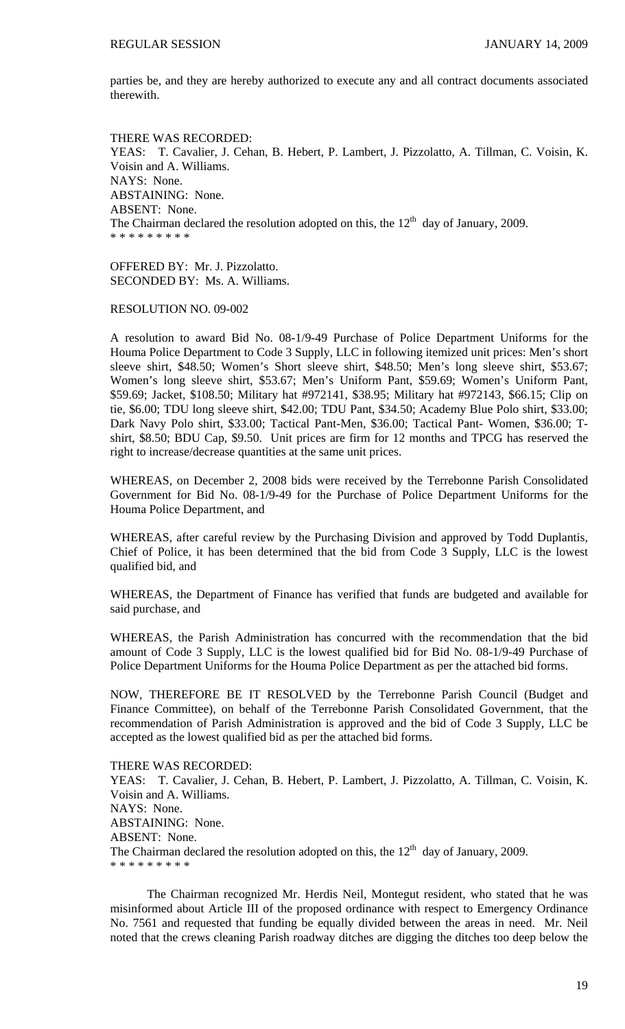parties be, and they are hereby authorized to execute any and all contract documents associated therewith.

THERE WAS RECORDED:
YEAS: T. Cavalier, J. Cehan, B. Hebert, P. Lambert, J. Pizzolatto, A. Tillman, C. Voisin, K. Voisin and A. Williams.
NAYS: None.
ABSTAINING: None.
ABSENT: None.
The Chairman declared the resolution adopted on this, the 12th day of January, 2009.
* * * * * * * * *

OFFERED BY: Mr. J. Pizzolatto.
SECONDED BY: Ms. A. Williams.

RESOLUTION NO. 09-002

A resolution to award Bid No. 08-1/9-49 Purchase of Police Department Uniforms for the Houma Police Department to Code 3 Supply, LLC in following itemized unit prices: Men's short sleeve shirt, $48.50; Women's Short sleeve shirt, $48.50; Men's long sleeve shirt, $53.67; Women's long sleeve shirt, $53.67; Men's Uniform Pant, $59.69; Women's Uniform Pant, $59.69; Jacket, $108.50; Military hat #972141, $38.95; Military hat #972143, $66.15; Clip on tie, $6.00; TDU long sleeve shirt, $42.00; TDU Pant, $34.50; Academy Blue Polo shirt, $33.00; Dark Navy Polo shirt, $33.00; Tactical Pant-Men, $36.00; Tactical Pant- Women, $36.00; T-shirt, $8.50; BDU Cap, $9.50. Unit prices are firm for 12 months and TPCG has reserved the right to increase/decrease quantities at the same unit prices.

WHEREAS, on December 2, 2008 bids were received by the Terrebonne Parish Consolidated Government for Bid No. 08-1/9-49 for the Purchase of Police Department Uniforms for the Houma Police Department, and

WHEREAS, after careful review by the Purchasing Division and approved by Todd Duplantis, Chief of Police, it has been determined that the bid from Code 3 Supply, LLC is the lowest qualified bid, and

WHEREAS, the Department of Finance has verified that funds are budgeted and available for said purchase, and

WHEREAS, the Parish Administration has concurred with the recommendation that the bid amount of Code 3 Supply, LLC is the lowest qualified bid for Bid No. 08-1/9-49 Purchase of Police Department Uniforms for the Houma Police Department as per the attached bid forms.

NOW, THEREFORE BE IT RESOLVED by the Terrebonne Parish Council (Budget and Finance Committee), on behalf of the Terrebonne Parish Consolidated Government, that the recommendation of Parish Administration is approved and the bid of Code 3 Supply, LLC be accepted as the lowest qualified bid as per the attached bid forms.

THERE WAS RECORDED:
YEAS: T. Cavalier, J. Cehan, B. Hebert, P. Lambert, J. Pizzolatto, A. Tillman, C. Voisin, K. Voisin and A. Williams.
NAYS: None.
ABSTAINING: None.
ABSENT: None.
The Chairman declared the resolution adopted on this, the 12th day of January, 2009.
* * * * * * * * *

The Chairman recognized Mr. Herdis Neil, Montegut resident, who stated that he was misinformed about Article III of the proposed ordinance with respect to Emergency Ordinance No. 7561 and requested that funding be equally divided between the areas in need. Mr. Neil noted that the crews cleaning Parish roadway ditches are digging the ditches too deep below the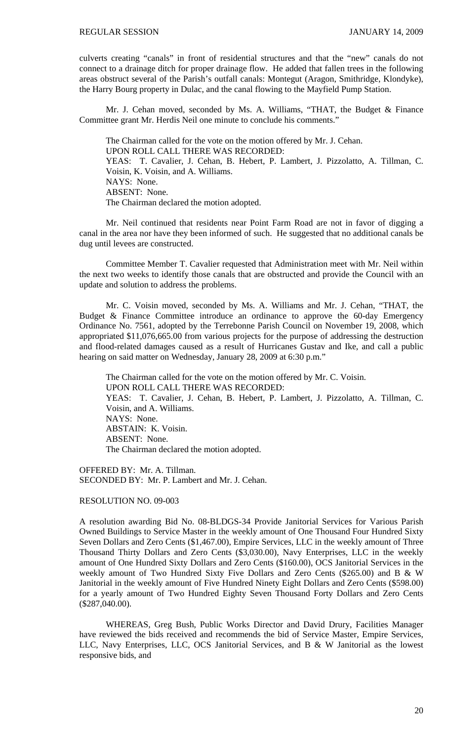culverts creating "canals" in front of residential structures and that the "new" canals do not connect to a drainage ditch for proper drainage flow. He added that fallen trees in the following areas obstruct several of the Parish's outfall canals: Montegut (Aragon, Smithridge, Klondyke), the Harry Bourg property in Dulac, and the canal flowing to the Mayfield Pump Station.

Mr. J. Cehan moved, seconded by Ms. A. Williams, "THAT, the Budget & Finance Committee grant Mr. Herdis Neil one minute to conclude his comments."

The Chairman called for the vote on the motion offered by Mr. J. Cehan.
UPON ROLL CALL THERE WAS RECORDED:
YEAS: T. Cavalier, J. Cehan, B. Hebert, P. Lambert, J. Pizzolatto, A. Tillman, C. Voisin, K. Voisin, and A. Williams.
NAYS: None.
ABSENT: None.
The Chairman declared the motion adopted.

Mr. Neil continued that residents near Point Farm Road are not in favor of digging a canal in the area nor have they been informed of such. He suggested that no additional canals be dug until levees are constructed.

Committee Member T. Cavalier requested that Administration meet with Mr. Neil within the next two weeks to identify those canals that are obstructed and provide the Council with an update and solution to address the problems.

Mr. C. Voisin moved, seconded by Ms. A. Williams and Mr. J. Cehan, "THAT, the Budget & Finance Committee introduce an ordinance to approve the 60-day Emergency Ordinance No. 7561, adopted by the Terrebonne Parish Council on November 19, 2008, which appropriated $11,076,665.00 from various projects for the purpose of addressing the destruction and flood-related damages caused as a result of Hurricanes Gustav and Ike, and call a public hearing on said matter on Wednesday, January 28, 2009 at 6:30 p.m."

The Chairman called for the vote on the motion offered by Mr. C. Voisin.
UPON ROLL CALL THERE WAS RECORDED:
YEAS: T. Cavalier, J. Cehan, B. Hebert, P. Lambert, J. Pizzolatto, A. Tillman, C. Voisin, and A. Williams.
NAYS: None.
ABSTAIN: K. Voisin.
ABSENT: None.
The Chairman declared the motion adopted.

OFFERED BY: Mr. A. Tillman.
SECONDED BY: Mr. P. Lambert and Mr. J. Cehan.

RESOLUTION NO. 09-003

A resolution awarding Bid No. 08-BLDGS-34 Provide Janitorial Services for Various Parish Owned Buildings to Service Master in the weekly amount of One Thousand Four Hundred Sixty Seven Dollars and Zero Cents ($1,467.00), Empire Services, LLC in the weekly amount of Three Thousand Thirty Dollars and Zero Cents ($3,030.00), Navy Enterprises, LLC in the weekly amount of One Hundred Sixty Dollars and Zero Cents ($160.00), OCS Janitorial Services in the weekly amount of Two Hundred Sixty Five Dollars and Zero Cents ($265.00) and B & W Janitorial in the weekly amount of Five Hundred Ninety Eight Dollars and Zero Cents ($598.00) for a yearly amount of Two Hundred Eighty Seven Thousand Forty Dollars and Zero Cents ($287,040.00).

WHEREAS, Greg Bush, Public Works Director and David Drury, Facilities Manager have reviewed the bids received and recommends the bid of Service Master, Empire Services, LLC, Navy Enterprises, LLC, OCS Janitorial Services, and B & W Janitorial as the lowest responsive bids, and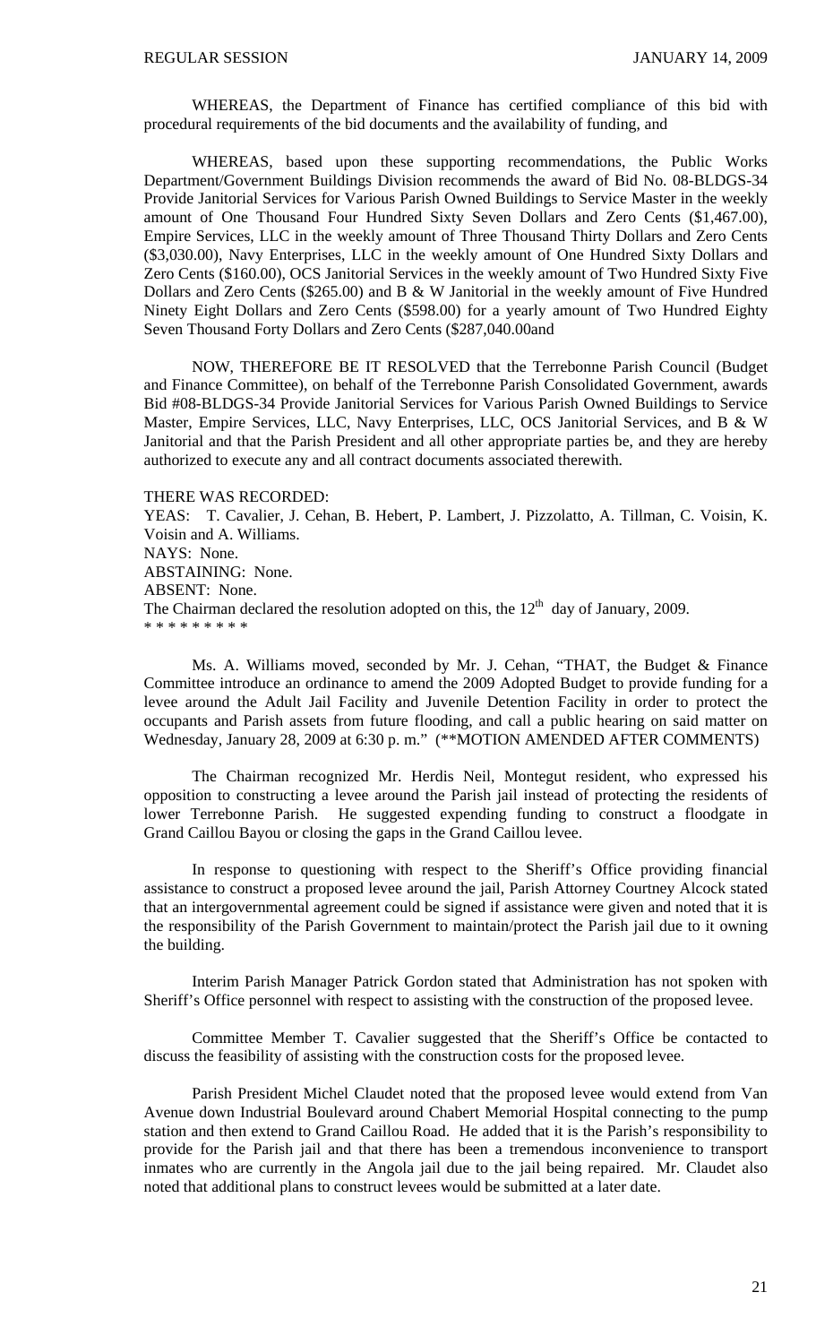WHEREAS, the Department of Finance has certified compliance of this bid with procedural requirements of the bid documents and the availability of funding, and

WHEREAS, based upon these supporting recommendations, the Public Works Department/Government Buildings Division recommends the award of Bid No. 08-BLDGS-34 Provide Janitorial Services for Various Parish Owned Buildings to Service Master in the weekly amount of One Thousand Four Hundred Sixty Seven Dollars and Zero Cents ($1,467.00), Empire Services, LLC in the weekly amount of Three Thousand Thirty Dollars and Zero Cents ($3,030.00), Navy Enterprises, LLC in the weekly amount of One Hundred Sixty Dollars and Zero Cents ($160.00), OCS Janitorial Services in the weekly amount of Two Hundred Sixty Five Dollars and Zero Cents ($265.00) and B & W Janitorial in the weekly amount of Five Hundred Ninety Eight Dollars and Zero Cents ($598.00) for a yearly amount of Two Hundred Eighty Seven Thousand Forty Dollars and Zero Cents ($287,040.00and

NOW, THEREFORE BE IT RESOLVED that the Terrebonne Parish Council (Budget and Finance Committee), on behalf of the Terrebonne Parish Consolidated Government, awards Bid #08-BLDGS-34 Provide Janitorial Services for Various Parish Owned Buildings to Service Master, Empire Services, LLC, Navy Enterprises, LLC, OCS Janitorial Services, and B & W Janitorial and that the Parish President and all other appropriate parties be, and they are hereby authorized to execute any and all contract documents associated therewith.

THERE WAS RECORDED:
YEAS: T. Cavalier, J. Cehan, B. Hebert, P. Lambert, J. Pizzolatto, A. Tillman, C. Voisin, K. Voisin and A. Williams.
NAYS: None.
ABSTAINING: None.
ABSENT: None.
The Chairman declared the resolution adopted on this, the 12th day of January, 2009.
* * * * * * * * *

Ms. A. Williams moved, seconded by Mr. J. Cehan, "THAT, the Budget & Finance Committee introduce an ordinance to amend the 2009 Adopted Budget to provide funding for a levee around the Adult Jail Facility and Juvenile Detention Facility in order to protect the occupants and Parish assets from future flooding, and call a public hearing on said matter on Wednesday, January 28, 2009 at 6:30 p. m." (**MOTION AMENDED AFTER COMMENTS)

The Chairman recognized Mr. Herdis Neil, Montegut resident, who expressed his opposition to constructing a levee around the Parish jail instead of protecting the residents of lower Terrebonne Parish. He suggested expending funding to construct a floodgate in Grand Caillou Bayou or closing the gaps in the Grand Caillou levee.

In response to questioning with respect to the Sheriff's Office providing financial assistance to construct a proposed levee around the jail, Parish Attorney Courtney Alcock stated that an intergovernmental agreement could be signed if assistance were given and noted that it is the responsibility of the Parish Government to maintain/protect the Parish jail due to it owning the building.

Interim Parish Manager Patrick Gordon stated that Administration has not spoken with Sheriff's Office personnel with respect to assisting with the construction of the proposed levee.

Committee Member T. Cavalier suggested that the Sheriff's Office be contacted to discuss the feasibility of assisting with the construction costs for the proposed levee.

Parish President Michel Claudet noted that the proposed levee would extend from Van Avenue down Industrial Boulevard around Chabert Memorial Hospital connecting to the pump station and then extend to Grand Caillou Road. He added that it is the Parish's responsibility to provide for the Parish jail and that there has been a tremendous inconvenience to transport inmates who are currently in the Angola jail due to the jail being repaired. Mr. Claudet also noted that additional plans to construct levees would be submitted at a later date.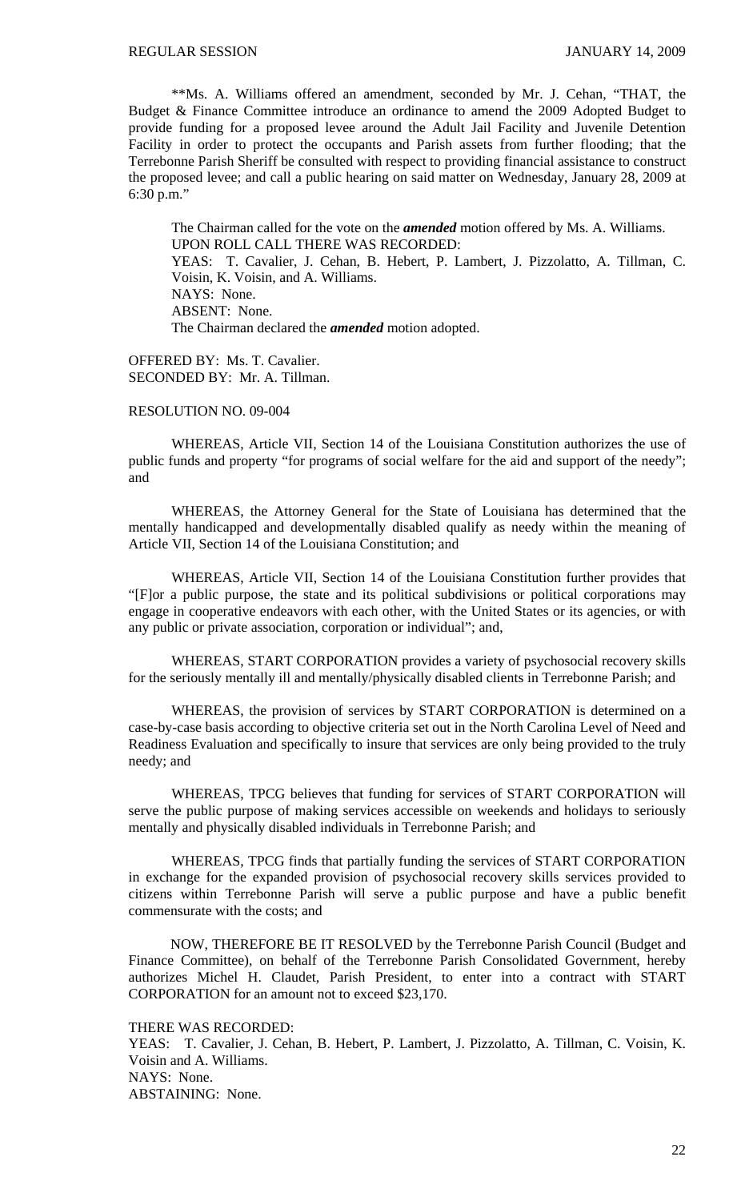**Ms. A. Williams offered an amendment, seconded by Mr. J. Cehan, "THAT, the Budget & Finance Committee introduce an ordinance to amend the 2009 Adopted Budget to provide funding for a proposed levee around the Adult Jail Facility and Juvenile Detention Facility in order to protect the occupants and Parish assets from further flooding; that the Terrebonne Parish Sheriff be consulted with respect to providing financial assistance to construct the proposed levee; and call a public hearing on said matter on Wednesday, January 28, 2009 at 6:30 p.m."

The Chairman called for the vote on the ***amended*** motion offered by Ms. A. Williams.
UPON ROLL CALL THERE WAS RECORDED:
YEAS: T. Cavalier, J. Cehan, B. Hebert, P. Lambert, J. Pizzolatto, A. Tillman, C. Voisin, K. Voisin, and A. Williams.
NAYS: None.
ABSENT: None.
The Chairman declared the ***amended*** motion adopted.

OFFERED BY: Ms. T. Cavalier.
SECONDED BY: Mr. A. Tillman.

RESOLUTION NO. 09-004

WHEREAS, Article VII, Section 14 of the Louisiana Constitution authorizes the use of public funds and property "for programs of social welfare for the aid and support of the needy"; and

WHEREAS, the Attorney General for the State of Louisiana has determined that the mentally handicapped and developmentally disabled qualify as needy within the meaning of Article VII, Section 14 of the Louisiana Constitution; and

WHEREAS, Article VII, Section 14 of the Louisiana Constitution further provides that "[F]or a public purpose, the state and its political subdivisions or political corporations may engage in cooperative endeavors with each other, with the United States or its agencies, or with any public or private association, corporation or individual"; and,

WHEREAS, START CORPORATION provides a variety of psychosocial recovery skills for the seriously mentally ill and mentally/physically disabled clients in Terrebonne Parish; and

WHEREAS, the provision of services by START CORPORATION is determined on a case-by-case basis according to objective criteria set out in the North Carolina Level of Need and Readiness Evaluation and specifically to insure that services are only being provided to the truly needy; and

WHEREAS, TPCG believes that funding for services of START CORPORATION will serve the public purpose of making services accessible on weekends and holidays to seriously mentally and physically disabled individuals in Terrebonne Parish; and

WHEREAS, TPCG finds that partially funding the services of START CORPORATION in exchange for the expanded provision of psychosocial recovery skills services provided to citizens within Terrebonne Parish will serve a public purpose and have a public benefit commensurate with the costs; and

NOW, THEREFORE BE IT RESOLVED by the Terrebonne Parish Council (Budget and Finance Committee), on behalf of the Terrebonne Parish Consolidated Government, hereby authorizes Michel H. Claudet, Parish President, to enter into a contract with START CORPORATION for an amount not to exceed $23,170.

THERE WAS RECORDED:
YEAS: T. Cavalier, J. Cehan, B. Hebert, P. Lambert, J. Pizzolatto, A. Tillman, C. Voisin, K. Voisin and A. Williams.
NAYS: None.
ABSTAINING: None.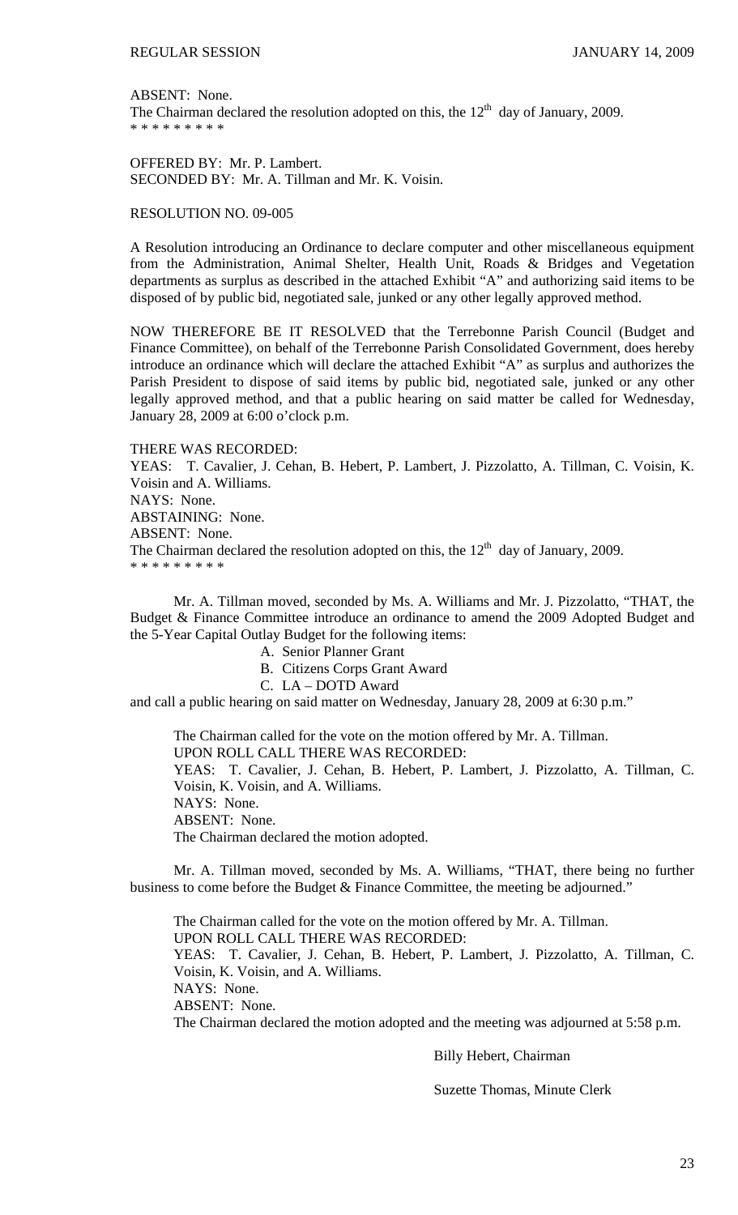ABSENT: None.
The Chairman declared the resolution adopted on this, the 12th day of January, 2009.
\* \* \* \* \* \* \* \* \*

OFFERED BY: Mr. P. Lambert.
SECONDED BY: Mr. A. Tillman and Mr. K. Voisin.

RESOLUTION NO. 09-005

A Resolution introducing an Ordinance to declare computer and other miscellaneous equipment from the Administration, Animal Shelter, Health Unit, Roads & Bridges and Vegetation departments as surplus as described in the attached Exhibit "A" and authorizing said items to be disposed of by public bid, negotiated sale, junked or any other legally approved method.

NOW THEREFORE BE IT RESOLVED that the Terrebonne Parish Council (Budget and Finance Committee), on behalf of the Terrebonne Parish Consolidated Government, does hereby introduce an ordinance which will declare the attached Exhibit "A" as surplus and authorizes the Parish President to dispose of said items by public bid, negotiated sale, junked or any other legally approved method, and that a public hearing on said matter be called for Wednesday, January 28, 2009 at 6:00 o'clock p.m.

THERE WAS RECORDED:
YEAS: T. Cavalier, J. Cehan, B. Hebert, P. Lambert, J. Pizzolatto, A. Tillman, C. Voisin, K. Voisin and A. Williams.
NAYS: None.
ABSTAINING: None.
ABSENT: None.
The Chairman declared the resolution adopted on this, the 12th day of January, 2009.
\* \* \* \* \* \* \* \* \*

Mr. A. Tillman moved, seconded by Ms. A. Williams and Mr. J. Pizzolatto, "THAT, the Budget & Finance Committee introduce an ordinance to amend the 2009 Adopted Budget and the 5-Year Capital Outlay Budget for the following items:

A. Senior Planner Grant
B. Citizens Corps Grant Award
C. LA – DOTD Award

and call a public hearing on said matter on Wednesday, January 28, 2009 at 6:30 p.m."

The Chairman called for the vote on the motion offered by Mr. A. Tillman.
UPON ROLL CALL THERE WAS RECORDED:
YEAS: T. Cavalier, J. Cehan, B. Hebert, P. Lambert, J. Pizzolatto, A. Tillman, C. Voisin, K. Voisin, and A. Williams.
NAYS: None.
ABSENT: None.
The Chairman declared the motion adopted.

Mr. A. Tillman moved, seconded by Ms. A. Williams, "THAT, there being no further business to come before the Budget & Finance Committee, the meeting be adjourned."

The Chairman called for the vote on the motion offered by Mr. A. Tillman.
UPON ROLL CALL THERE WAS RECORDED:
YEAS: T. Cavalier, J. Cehan, B. Hebert, P. Lambert, J. Pizzolatto, A. Tillman, C. Voisin, K. Voisin, and A. Williams.
NAYS: None.
ABSENT: None.
The Chairman declared the motion adopted and the meeting was adjourned at 5:58 p.m.

Billy Hebert, Chairman

Suzette Thomas, Minute Clerk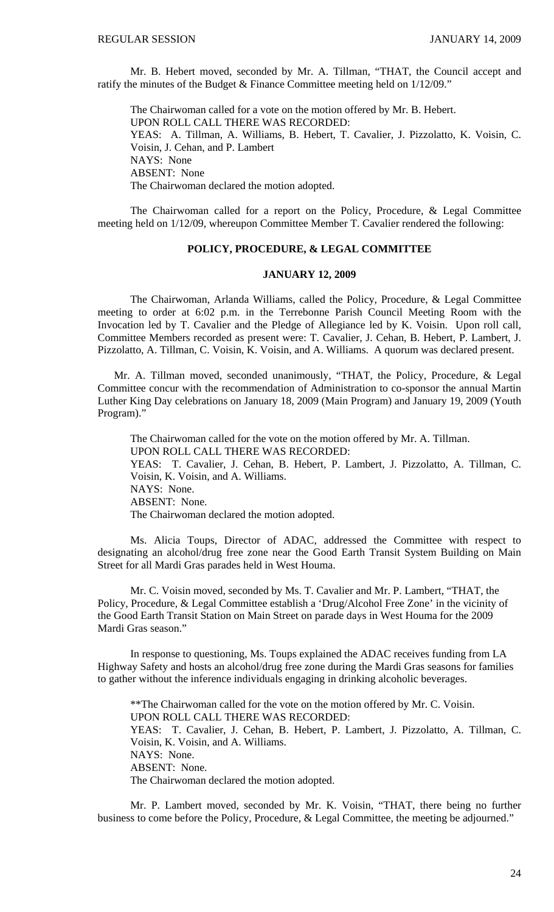Mr. B. Hebert moved, seconded by Mr. A. Tillman, "THAT, the Council accept and ratify the minutes of the Budget & Finance Committee meeting held on 1/12/09."

The Chairwoman called for a vote on the motion offered by Mr. B. Hebert.
UPON ROLL CALL THERE WAS RECORDED:
YEAS: A. Tillman, A. Williams, B. Hebert, T. Cavalier, J. Pizzolatto, K. Voisin, C. Voisin, J. Cehan, and P. Lambert
NAYS: None
ABSENT: None
The Chairwoman declared the motion adopted.

The Chairwoman called for a report on the Policy, Procedure, & Legal Committee meeting held on 1/12/09, whereupon Committee Member T. Cavalier rendered the following:

**POLICY, PROCEDURE, & LEGAL COMMITTEE**

**JANUARY 12, 2009**

The Chairwoman, Arlanda Williams, called the Policy, Procedure, & Legal Committee meeting to order at 6:02 p.m. in the Terrebonne Parish Council Meeting Room with the Invocation led by T. Cavalier and the Pledge of Allegiance led by K. Voisin. Upon roll call, Committee Members recorded as present were: T. Cavalier, J. Cehan, B. Hebert, P. Lambert, J. Pizzolatto, A. Tillman, C. Voisin, K. Voisin, and A. Williams. A quorum was declared present.

Mr. A. Tillman moved, seconded unanimously, "THAT, the Policy, Procedure, & Legal Committee concur with the recommendation of Administration to co-sponsor the annual Martin Luther King Day celebrations on January 18, 2009 (Main Program) and January 19, 2009 (Youth Program)."

The Chairwoman called for the vote on the motion offered by Mr. A. Tillman.
UPON ROLL CALL THERE WAS RECORDED:
YEAS: T. Cavalier, J. Cehan, B. Hebert, P. Lambert, J. Pizzolatto, A. Tillman, C. Voisin, K. Voisin, and A. Williams.
NAYS: None.
ABSENT: None.
The Chairwoman declared the motion adopted.

Ms. Alicia Toups, Director of ADAC, addressed the Committee with respect to designating an alcohol/drug free zone near the Good Earth Transit System Building on Main Street for all Mardi Gras parades held in West Houma.

Mr. C. Voisin moved, seconded by Ms. T. Cavalier and Mr. P. Lambert, "THAT, the Policy, Procedure, & Legal Committee establish a 'Drug/Alcohol Free Zone' in the vicinity of the Good Earth Transit Station on Main Street on parade days in West Houma for the 2009 Mardi Gras season."

In response to questioning, Ms. Toups explained the ADAC receives funding from LA Highway Safety and hosts an alcohol/drug free zone during the Mardi Gras seasons for families to gather without the inference individuals engaging in drinking alcoholic beverages.

**The Chairwoman called for the vote on the motion offered by Mr. C. Voisin.
UPON ROLL CALL THERE WAS RECORDED:
YEAS: T. Cavalier, J. Cehan, B. Hebert, P. Lambert, J. Pizzolatto, A. Tillman, C. Voisin, K. Voisin, and A. Williams.
NAYS: None.
ABSENT: None.
The Chairwoman declared the motion adopted.

Mr. P. Lambert moved, seconded by Mr. K. Voisin, "THAT, there being no further business to come before the Policy, Procedure, & Legal Committee, the meeting be adjourned."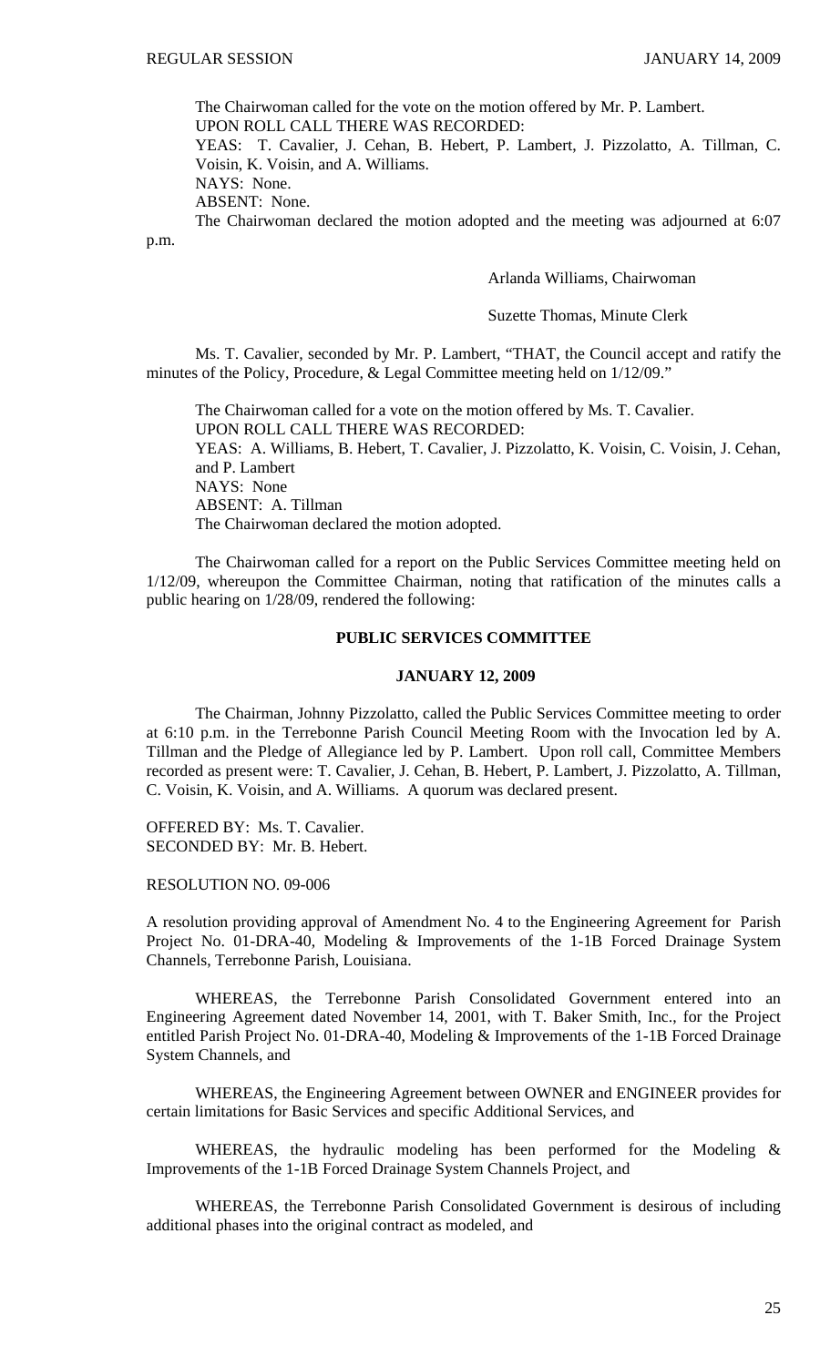The Chairwoman called for the vote on the motion offered by Mr. P. Lambert.

UPON ROLL CALL THERE WAS RECORDED:

YEAS: T. Cavalier, J. Cehan, B. Hebert, P. Lambert, J. Pizzolatto, A. Tillman, C. Voisin, K. Voisin, and A. Williams.

NAYS: None.

ABSENT: None.

The Chairwoman declared the motion adopted and the meeting was adjourned at 6:07 p.m.

Arlanda Williams, Chairwoman

Suzette Thomas, Minute Clerk

Ms. T. Cavalier, seconded by Mr. P. Lambert, "THAT, the Council accept and ratify the minutes of the Policy, Procedure, & Legal Committee meeting held on 1/12/09."

The Chairwoman called for a vote on the motion offered by Ms. T. Cavalier.

UPON ROLL CALL THERE WAS RECORDED:

YEAS: A. Williams, B. Hebert, T. Cavalier, J. Pizzolatto, K. Voisin, C. Voisin, J. Cehan, and P. Lambert

NAYS: None

ABSENT: A. Tillman

The Chairwoman declared the motion adopted.

The Chairwoman called for a report on the Public Services Committee meeting held on 1/12/09, whereupon the Committee Chairman, noting that ratification of the minutes calls a public hearing on 1/28/09, rendered the following:

## PUBLIC SERVICES COMMITTEE

### JANUARY 12, 2009

The Chairman, Johnny Pizzolatto, called the Public Services Committee meeting to order at 6:10 p.m. in the Terrebonne Parish Council Meeting Room with the Invocation led by A. Tillman and the Pledge of Allegiance led by P. Lambert. Upon roll call, Committee Members recorded as present were: T. Cavalier, J. Cehan, B. Hebert, P. Lambert, J. Pizzolatto, A. Tillman, C. Voisin, K. Voisin, and A. Williams. A quorum was declared present.

OFFERED BY: Ms. T. Cavalier.
SECONDED BY: Mr. B. Hebert.

RESOLUTION NO. 09-006

A resolution providing approval of Amendment No. 4 to the Engineering Agreement for Parish Project No. 01-DRA-40, Modeling & Improvements of the 1-1B Forced Drainage System Channels, Terrebonne Parish, Louisiana.

WHEREAS, the Terrebonne Parish Consolidated Government entered into an Engineering Agreement dated November 14, 2001, with T. Baker Smith, Inc., for the Project entitled Parish Project No. 01-DRA-40, Modeling & Improvements of the 1-1B Forced Drainage System Channels, and

WHEREAS, the Engineering Agreement between OWNER and ENGINEER provides for certain limitations for Basic Services and specific Additional Services, and

WHEREAS, the hydraulic modeling has been performed for the Modeling & Improvements of the 1-1B Forced Drainage System Channels Project, and

WHEREAS, the Terrebonne Parish Consolidated Government is desirous of including additional phases into the original contract as modeled, and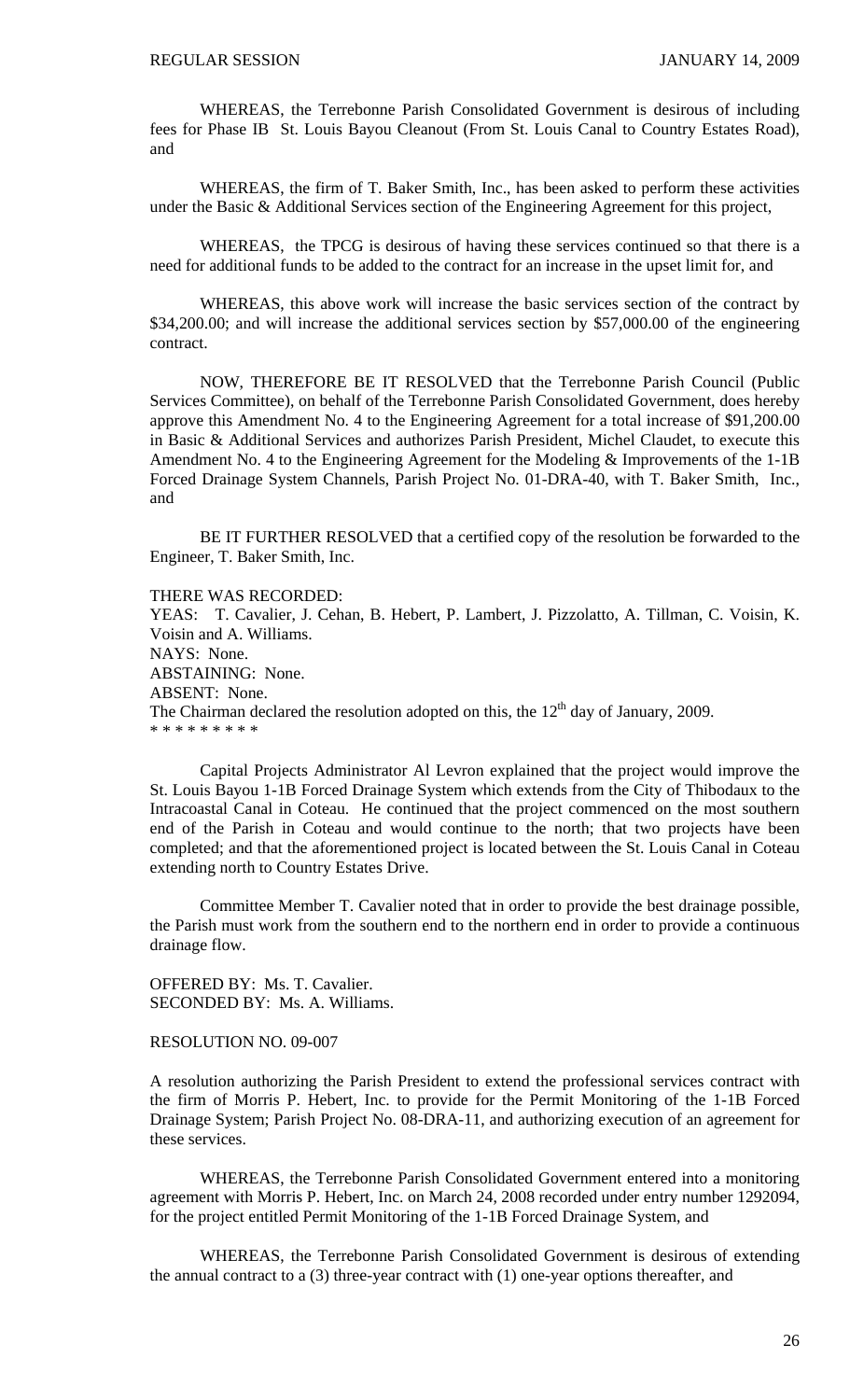WHEREAS, the Terrebonne Parish Consolidated Government is desirous of including fees for Phase IB St. Louis Bayou Cleanout (From St. Louis Canal to Country Estates Road), and

WHEREAS, the firm of T. Baker Smith, Inc., has been asked to perform these activities under the Basic & Additional Services section of the Engineering Agreement for this project,

WHEREAS, the TPCG is desirous of having these services continued so that there is a need for additional funds to be added to the contract for an increase in the upset limit for, and

WHEREAS, this above work will increase the basic services section of the contract by $34,200.00; and will increase the additional services section by $57,000.00 of the engineering contract.

NOW, THEREFORE BE IT RESOLVED that the Terrebonne Parish Council (Public Services Committee), on behalf of the Terrebonne Parish Consolidated Government, does hereby approve this Amendment No. 4 to the Engineering Agreement for a total increase of $91,200.00 in Basic & Additional Services and authorizes Parish President, Michel Claudet, to execute this Amendment No. 4 to the Engineering Agreement for the Modeling & Improvements of the 1-1B Forced Drainage System Channels, Parish Project No. 01-DRA-40, with T. Baker Smith, Inc., and

BE IT FURTHER RESOLVED that a certified copy of the resolution be forwarded to the Engineer, T. Baker Smith, Inc.

THERE WAS RECORDED:
YEAS: T. Cavalier, J. Cehan, B. Hebert, P. Lambert, J. Pizzolatto, A. Tillman, C. Voisin, K. Voisin and A. Williams.
NAYS: None.
ABSTAINING: None.
ABSENT: None.
The Chairman declared the resolution adopted on this, the 12th day of January, 2009.
* * * * * * * * *

Capital Projects Administrator Al Levron explained that the project would improve the St. Louis Bayou 1-1B Forced Drainage System which extends from the City of Thibodaux to the Intracoastal Canal in Coteau. He continued that the project commenced on the most southern end of the Parish in Coteau and would continue to the north; that two projects have been completed; and that the aforementioned project is located between the St. Louis Canal in Coteau extending north to Country Estates Drive.

Committee Member T. Cavalier noted that in order to provide the best drainage possible, the Parish must work from the southern end to the northern end in order to provide a continuous drainage flow.

OFFERED BY: Ms. T. Cavalier.
SECONDED BY: Ms. A. Williams.

RESOLUTION NO. 09-007

A resolution authorizing the Parish President to extend the professional services contract with the firm of Morris P. Hebert, Inc. to provide for the Permit Monitoring of the 1-1B Forced Drainage System; Parish Project No. 08-DRA-11, and authorizing execution of an agreement for these services.

WHEREAS, the Terrebonne Parish Consolidated Government entered into a monitoring agreement with Morris P. Hebert, Inc. on March 24, 2008 recorded under entry number 1292094, for the project entitled Permit Monitoring of the 1-1B Forced Drainage System, and

WHEREAS, the Terrebonne Parish Consolidated Government is desirous of extending the annual contract to a (3) three-year contract with (1) one-year options thereafter, and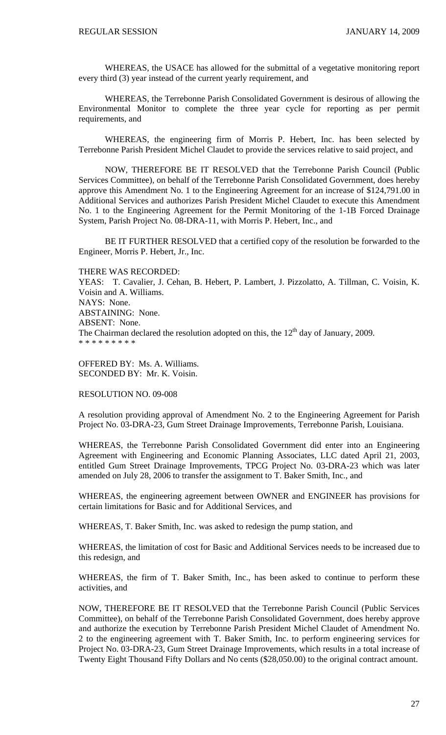WHEREAS, the USACE has allowed for the submittal of a vegetative monitoring report every third (3) year instead of the current yearly requirement, and

WHEREAS, the Terrebonne Parish Consolidated Government is desirous of allowing the Environmental Monitor to complete the three year cycle for reporting as per permit requirements, and

WHEREAS, the engineering firm of Morris P. Hebert, Inc. has been selected by Terrebonne Parish President Michel Claudet to provide the services relative to said project, and

NOW, THEREFORE BE IT RESOLVED that the Terrebonne Parish Council (Public Services Committee), on behalf of the Terrebonne Parish Consolidated Government, does hereby approve this Amendment No. 1 to the Engineering Agreement for an increase of $124,791.00 in Additional Services and authorizes Parish President Michel Claudet to execute this Amendment No. 1 to the Engineering Agreement for the Permit Monitoring of the 1-1B Forced Drainage System, Parish Project No. 08-DRA-11, with Morris P. Hebert, Inc., and

BE IT FURTHER RESOLVED that a certified copy of the resolution be forwarded to the Engineer, Morris P. Hebert, Jr., Inc.

THERE WAS RECORDED:
YEAS: T. Cavalier, J. Cehan, B. Hebert, P. Lambert, J. Pizzolatto, A. Tillman, C. Voisin, K. Voisin and A. Williams.
NAYS: None.
ABSTAINING: None.
ABSENT: None.
The Chairman declared the resolution adopted on this, the 12th day of January, 2009.
* * * * * * * * *

OFFERED BY: Ms. A. Williams.
SECONDED BY: Mr. K. Voisin.

RESOLUTION NO. 09-008

A resolution providing approval of Amendment No. 2 to the Engineering Agreement for Parish Project No. 03-DRA-23, Gum Street Drainage Improvements, Terrebonne Parish, Louisiana.

WHEREAS, the Terrebonne Parish Consolidated Government did enter into an Engineering Agreement with Engineering and Economic Planning Associates, LLC dated April 21, 2003, entitled Gum Street Drainage Improvements, TPCG Project No. 03-DRA-23 which was later amended on July 28, 2006 to transfer the assignment to T. Baker Smith, Inc., and

WHEREAS, the engineering agreement between OWNER and ENGINEER has provisions for certain limitations for Basic and for Additional Services, and

WHEREAS, T. Baker Smith, Inc. was asked to redesign the pump station, and

WHEREAS, the limitation of cost for Basic and Additional Services needs to be increased due to this redesign, and

WHEREAS, the firm of T. Baker Smith, Inc., has been asked to continue to perform these activities, and

NOW, THEREFORE BE IT RESOLVED that the Terrebonne Parish Council (Public Services Committee), on behalf of the Terrebonne Parish Consolidated Government, does hereby approve and authorize the execution by Terrebonne Parish President Michel Claudet of Amendment No. 2 to the engineering agreement with T. Baker Smith, Inc. to perform engineering services for Project No. 03-DRA-23, Gum Street Drainage Improvements, which results in a total increase of Twenty Eight Thousand Fifty Dollars and No cents ($28,050.00) to the original contract amount.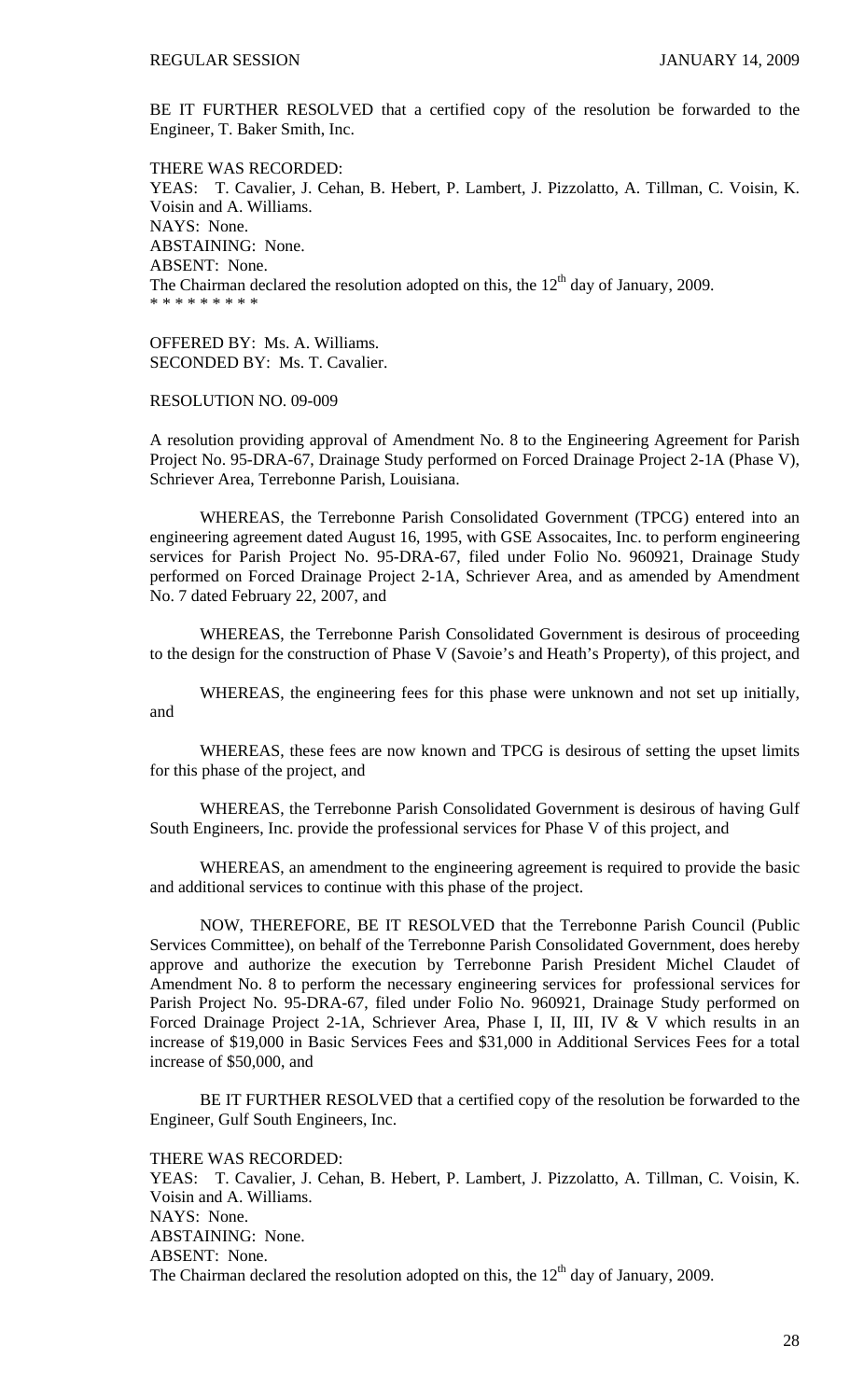BE IT FURTHER RESOLVED that a certified copy of the resolution be forwarded to the Engineer, T. Baker Smith, Inc.

THERE WAS RECORDED:
YEAS: T. Cavalier, J. Cehan, B. Hebert, P. Lambert, J. Pizzolatto, A. Tillman, C. Voisin, K. Voisin and A. Williams.
NAYS: None.
ABSTAINING: None.
ABSENT: None.
The Chairman declared the resolution adopted on this, the 12th day of January, 2009.
* * * * * * * * *

OFFERED BY: Ms. A. Williams.
SECONDED BY: Ms. T. Cavalier.

RESOLUTION NO. 09-009

A resolution providing approval of Amendment No. 8 to the Engineering Agreement for Parish Project No. 95-DRA-67, Drainage Study performed on Forced Drainage Project 2-1A (Phase V), Schriever Area, Terrebonne Parish, Louisiana.

WHEREAS, the Terrebonne Parish Consolidated Government (TPCG) entered into an engineering agreement dated August 16, 1995, with GSE Assocaites, Inc. to perform engineering services for Parish Project No. 95-DRA-67, filed under Folio No. 960921, Drainage Study performed on Forced Drainage Project 2-1A, Schriever Area, and as amended by Amendment No. 7 dated February 22, 2007, and

WHEREAS, the Terrebonne Parish Consolidated Government is desirous of proceeding to the design for the construction of Phase V (Savoie's and Heath's Property), of this project, and

WHEREAS, the engineering fees for this phase were unknown and not set up initially, and

WHEREAS, these fees are now known and TPCG is desirous of setting the upset limits for this phase of the project, and

WHEREAS, the Terrebonne Parish Consolidated Government is desirous of having Gulf South Engineers, Inc. provide the professional services for Phase V of this project, and

WHEREAS, an amendment to the engineering agreement is required to provide the basic and additional services to continue with this phase of the project.

NOW, THEREFORE, BE IT RESOLVED that the Terrebonne Parish Council (Public Services Committee), on behalf of the Terrebonne Parish Consolidated Government, does hereby approve and authorize the execution by Terrebonne Parish President Michel Claudet of Amendment No. 8 to perform the necessary engineering services for professional services for Parish Project No. 95-DRA-67, filed under Folio No. 960921, Drainage Study performed on Forced Drainage Project 2-1A, Schriever Area, Phase I, II, III, IV & V which results in an increase of $19,000 in Basic Services Fees and $31,000 in Additional Services Fees for a total increase of $50,000, and

BE IT FURTHER RESOLVED that a certified copy of the resolution be forwarded to the Engineer, Gulf South Engineers, Inc.

THERE WAS RECORDED:
YEAS: T. Cavalier, J. Cehan, B. Hebert, P. Lambert, J. Pizzolatto, A. Tillman, C. Voisin, K. Voisin and A. Williams.
NAYS: None.
ABSTAINING: None.
ABSENT: None.
The Chairman declared the resolution adopted on this, the 12th day of January, 2009.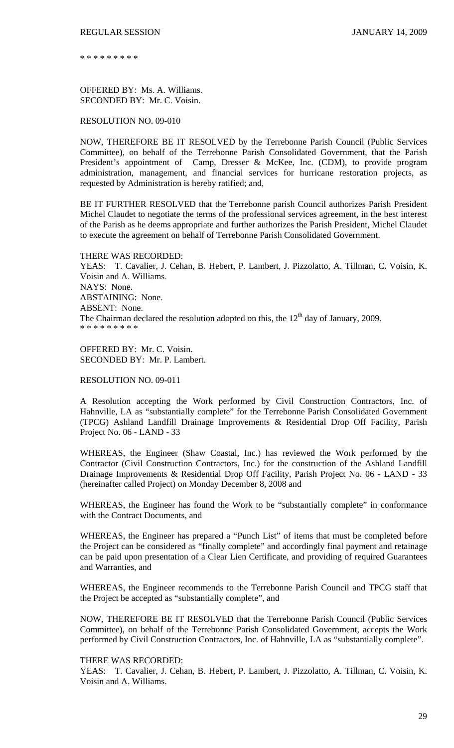\* \* \* \* \* \* \* \* \*

OFFERED BY: Ms. A. Williams.
SECONDED BY: Mr. C. Voisin.

RESOLUTION NO. 09-010

NOW, THEREFORE BE IT RESOLVED by the Terrebonne Parish Council (Public Services Committee), on behalf of the Terrebonne Parish Consolidated Government, that the Parish President's appointment of Camp, Dresser & McKee, Inc. (CDM), to provide program administration, management, and financial services for hurricane restoration projects, as requested by Administration is hereby ratified; and,

BE IT FURTHER RESOLVED that the Terrebonne parish Council authorizes Parish President Michel Claudet to negotiate the terms of the professional services agreement, in the best interest of the Parish as he deems appropriate and further authorizes the Parish President, Michel Claudet to execute the agreement on behalf of Terrebonne Parish Consolidated Government.

THERE WAS RECORDED:
YEAS: T. Cavalier, J. Cehan, B. Hebert, P. Lambert, J. Pizzolatto, A. Tillman, C. Voisin, K. Voisin and A. Williams.
NAYS: None.
ABSTAINING: None.
ABSENT: None.
The Chairman declared the resolution adopted on this, the 12th day of January, 2009.
\* \* \* \* \* \* \* \* \*

OFFERED BY: Mr. C. Voisin.
SECONDED BY: Mr. P. Lambert.

RESOLUTION NO. 09-011

A Resolution accepting the Work performed by Civil Construction Contractors, Inc. of Hahnville, LA as "substantially complete" for the Terrebonne Parish Consolidated Government (TPCG) Ashland Landfill Drainage Improvements & Residential Drop Off Facility, Parish Project No. 06 - LAND - 33

WHEREAS, the Engineer (Shaw Coastal, Inc.) has reviewed the Work performed by the Contractor (Civil Construction Contractors, Inc.) for the construction of the Ashland Landfill Drainage Improvements & Residential Drop Off Facility, Parish Project No. 06 - LAND - 33 (hereinafter called Project) on Monday December 8, 2008 and

WHEREAS, the Engineer has found the Work to be "substantially complete" in conformance with the Contract Documents, and

WHEREAS, the Engineer has prepared a "Punch List" of items that must be completed before the Project can be considered as "finally complete" and accordingly final payment and retainage can be paid upon presentation of a Clear Lien Certificate, and providing of required Guarantees and Warranties, and

WHEREAS, the Engineer recommends to the Terrebonne Parish Council and TPCG staff that the Project be accepted as "substantially complete", and

NOW, THEREFORE BE IT RESOLVED that the Terrebonne Parish Council (Public Services Committee), on behalf of the Terrebonne Parish Consolidated Government, accepts the Work performed by Civil Construction Contractors, Inc. of Hahnville, LA as "substantially complete".

THERE WAS RECORDED:
YEAS: T. Cavalier, J. Cehan, B. Hebert, P. Lambert, J. Pizzolatto, A. Tillman, C. Voisin, K. Voisin and A. Williams.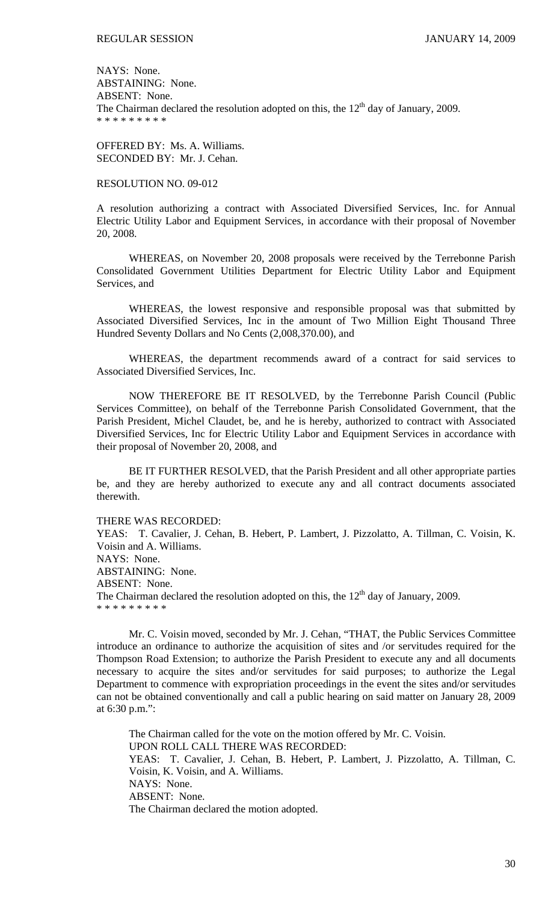NAYS: None.
ABSTAINING: None.
ABSENT: None.
The Chairman declared the resolution adopted on this, the 12th day of January, 2009.
\* \* \* \* \* \* \* \* \*

OFFERED BY: Ms. A. Williams.
SECONDED BY: Mr. J. Cehan.

RESOLUTION NO. 09-012

A resolution authorizing a contract with Associated Diversified Services, Inc. for Annual Electric Utility Labor and Equipment Services, in accordance with their proposal of November 20, 2008.

WHEREAS, on November 20, 2008 proposals were received by the Terrebonne Parish Consolidated Government Utilities Department for Electric Utility Labor and Equipment Services, and

WHEREAS, the lowest responsive and responsible proposal was that submitted by Associated Diversified Services, Inc in the amount of Two Million Eight Thousand Three Hundred Seventy Dollars and No Cents (2,008,370.00), and

WHEREAS, the department recommends award of a contract for said services to Associated Diversified Services, Inc.

NOW THEREFORE BE IT RESOLVED, by the Terrebonne Parish Council (Public Services Committee), on behalf of the Terrebonne Parish Consolidated Government, that the Parish President, Michel Claudet, be, and he is hereby, authorized to contract with Associated Diversified Services, Inc for Electric Utility Labor and Equipment Services in accordance with their proposal of November 20, 2008, and

BE IT FURTHER RESOLVED, that the Parish President and all other appropriate parties be, and they are hereby authorized to execute any and all contract documents associated therewith.

THERE WAS RECORDED:
YEAS: T. Cavalier, J. Cehan, B. Hebert, P. Lambert, J. Pizzolatto, A. Tillman, C. Voisin, K. Voisin and A. Williams.
NAYS: None.
ABSTAINING: None.
ABSENT: None.
The Chairman declared the resolution adopted on this, the 12th day of January, 2009.
\* \* \* \* \* \* \* \* \*

Mr. C. Voisin moved, seconded by Mr. J. Cehan, "THAT, the Public Services Committee introduce an ordinance to authorize the acquisition of sites and /or servitudes required for the Thompson Road Extension; to authorize the Parish President to execute any and all documents necessary to acquire the sites and/or servitudes for said purposes; to authorize the Legal Department to commence with expropriation proceedings in the event the sites and/or servitudes can not be obtained conventionally and call a public hearing on said matter on January 28, 2009 at 6:30 p.m.":

The Chairman called for the vote on the motion offered by Mr. C. Voisin.
UPON ROLL CALL THERE WAS RECORDED:
YEAS: T. Cavalier, J. Cehan, B. Hebert, P. Lambert, J. Pizzolatto, A. Tillman, C. Voisin, K. Voisin, and A. Williams.
NAYS: None.
ABSENT: None.
The Chairman declared the motion adopted.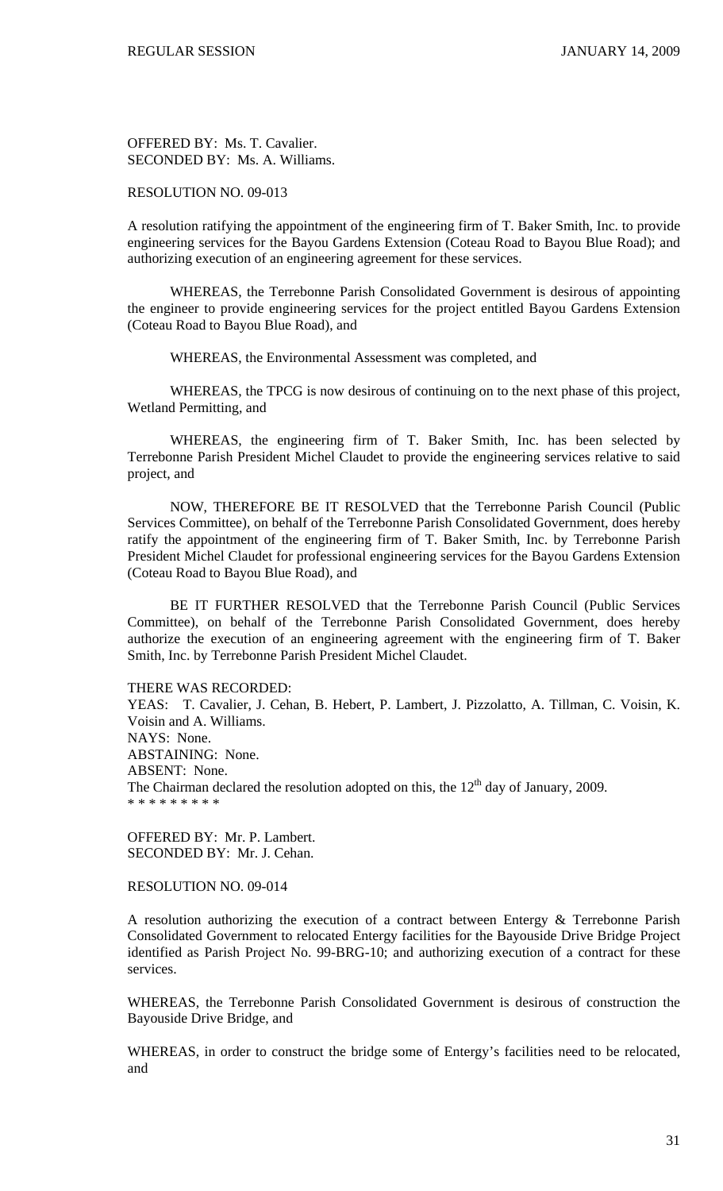OFFERED BY: Ms. T. Cavalier.
SECONDED BY: Ms. A. Williams.

RESOLUTION NO. 09-013

A resolution ratifying the appointment of the engineering firm of T. Baker Smith, Inc. to provide engineering services for the Bayou Gardens Extension (Coteau Road to Bayou Blue Road); and authorizing execution of an engineering agreement for these services.

WHEREAS, the Terrebonne Parish Consolidated Government is desirous of appointing the engineer to provide engineering services for the project entitled Bayou Gardens Extension (Coteau Road to Bayou Blue Road), and

WHEREAS, the Environmental Assessment was completed, and

WHEREAS, the TPCG is now desirous of continuing on to the next phase of this project, Wetland Permitting, and

WHEREAS, the engineering firm of T. Baker Smith, Inc. has been selected by Terrebonne Parish President Michel Claudet to provide the engineering services relative to said project, and

NOW, THEREFORE BE IT RESOLVED that the Terrebonne Parish Council (Public Services Committee), on behalf of the Terrebonne Parish Consolidated Government, does hereby ratify the appointment of the engineering firm of T. Baker Smith, Inc. by Terrebonne Parish President Michel Claudet for professional engineering services for the Bayou Gardens Extension (Coteau Road to Bayou Blue Road), and

BE IT FURTHER RESOLVED that the Terrebonne Parish Council (Public Services Committee), on behalf of the Terrebonne Parish Consolidated Government, does hereby authorize the execution of an engineering agreement with the engineering firm of T. Baker Smith, Inc. by Terrebonne Parish President Michel Claudet.

THERE WAS RECORDED:
YEAS: T. Cavalier, J. Cehan, B. Hebert, P. Lambert, J. Pizzolatto, A. Tillman, C. Voisin, K. Voisin and A. Williams.
NAYS: None.
ABSTAINING: None.
ABSENT: None.
The Chairman declared the resolution adopted on this, the 12th day of January, 2009.
* * * * * * * * *

OFFERED BY: Mr. P. Lambert.
SECONDED BY: Mr. J. Cehan.

RESOLUTION NO. 09-014

A resolution authorizing the execution of a contract between Entergy & Terrebonne Parish Consolidated Government to relocated Entergy facilities for the Bayouside Drive Bridge Project identified as Parish Project No. 99-BRG-10; and authorizing execution of a contract for these services.

WHEREAS, the Terrebonne Parish Consolidated Government is desirous of construction the Bayouside Drive Bridge, and

WHEREAS, in order to construct the bridge some of Entergy's facilities need to be relocated, and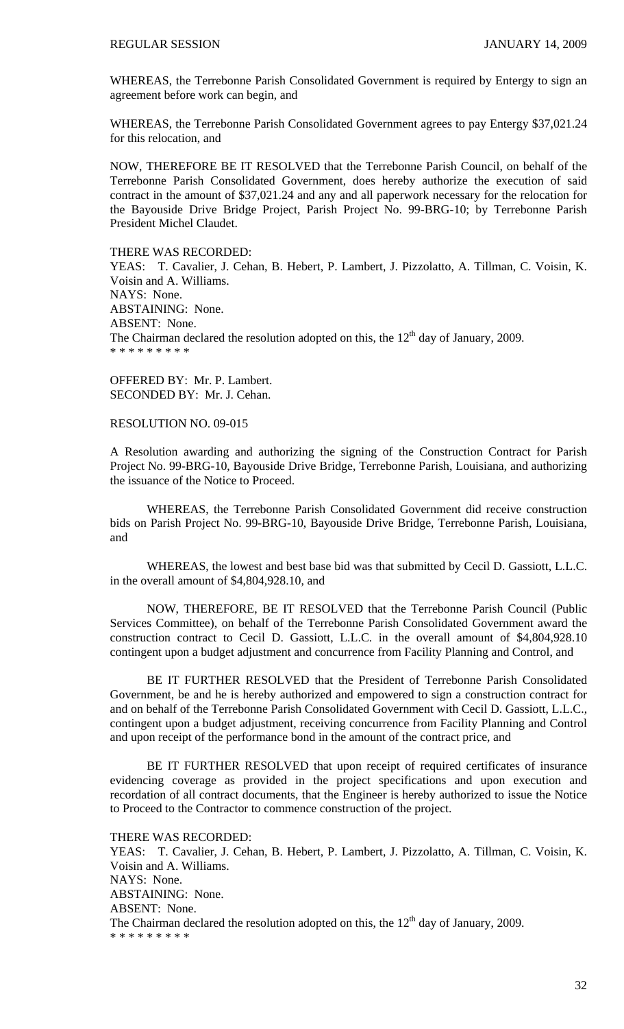WHEREAS, the Terrebonne Parish Consolidated Government is required by Entergy to sign an agreement before work can begin, and

WHEREAS, the Terrebonne Parish Consolidated Government agrees to pay Entergy $37,021.24 for this relocation, and

NOW, THEREFORE BE IT RESOLVED that the Terrebonne Parish Council, on behalf of the Terrebonne Parish Consolidated Government, does hereby authorize the execution of said contract in the amount of $37,021.24 and any and all paperwork necessary for the relocation for the Bayouside Drive Bridge Project, Parish Project No. 99-BRG-10; by Terrebonne Parish President Michel Claudet.

THERE WAS RECORDED:
YEAS: T. Cavalier, J. Cehan, B. Hebert, P. Lambert, J. Pizzolatto, A. Tillman, C. Voisin, K. Voisin and A. Williams.
NAYS: None.
ABSTAINING: None.
ABSENT: None.
The Chairman declared the resolution adopted on this, the 12th day of January, 2009.
* * * * * * * * *

OFFERED BY: Mr. P. Lambert.
SECONDED BY: Mr. J. Cehan.

RESOLUTION NO. 09-015

A Resolution awarding and authorizing the signing of the Construction Contract for Parish Project No. 99-BRG-10, Bayouside Drive Bridge, Terrebonne Parish, Louisiana, and authorizing the issuance of the Notice to Proceed.

WHEREAS, the Terrebonne Parish Consolidated Government did receive construction bids on Parish Project No. 99-BRG-10, Bayouside Drive Bridge, Terrebonne Parish, Louisiana, and

WHEREAS, the lowest and best base bid was that submitted by Cecil D. Gassiott, L.L.C. in the overall amount of $4,804,928.10, and

NOW, THEREFORE, BE IT RESOLVED that the Terrebonne Parish Council (Public Services Committee), on behalf of the Terrebonne Parish Consolidated Government award the construction contract to Cecil D. Gassiott, L.L.C. in the overall amount of $4,804,928.10 contingent upon a budget adjustment and concurrence from Facility Planning and Control, and

BE IT FURTHER RESOLVED that the President of Terrebonne Parish Consolidated Government, be and he is hereby authorized and empowered to sign a construction contract for and on behalf of the Terrebonne Parish Consolidated Government with Cecil D. Gassiott, L.L.C., contingent upon a budget adjustment, receiving concurrence from Facility Planning and Control and upon receipt of the performance bond in the amount of the contract price, and

BE IT FURTHER RESOLVED that upon receipt of required certificates of insurance evidencing coverage as provided in the project specifications and upon execution and recordation of all contract documents, that the Engineer is hereby authorized to issue the Notice to Proceed to the Contractor to commence construction of the project.

THERE WAS RECORDED:
YEAS: T. Cavalier, J. Cehan, B. Hebert, P. Lambert, J. Pizzolatto, A. Tillman, C. Voisin, K. Voisin and A. Williams.
NAYS: None.
ABSTAINING: None.
ABSENT: None.
The Chairman declared the resolution adopted on this, the 12th day of January, 2009.
* * * * * * * * *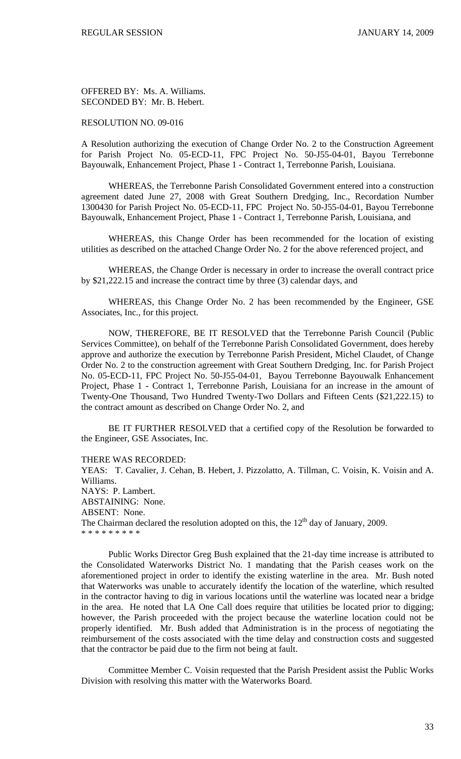OFFERED BY: Ms. A. Williams.
SECONDED BY: Mr. B. Hebert.

RESOLUTION NO. 09-016

A Resolution authorizing the execution of Change Order No. 2 to the Construction Agreement for Parish Project No. 05-ECD-11, FPC Project No. 50-J55-04-01, Bayou Terrebonne Bayouwalk, Enhancement Project, Phase 1 - Contract 1, Terrebonne Parish, Louisiana.

WHEREAS, the Terrebonne Parish Consolidated Government entered into a construction agreement dated June 27, 2008 with Great Southern Dredging, Inc., Recordation Number 1300430 for Parish Project No. 05-ECD-11, FPC Project No. 50-J55-04-01, Bayou Terrebonne Bayouwalk, Enhancement Project, Phase 1 - Contract 1, Terrebonne Parish, Louisiana, and

WHEREAS, this Change Order has been recommended for the location of existing utilities as described on the attached Change Order No. 2 for the above referenced project, and

WHEREAS, the Change Order is necessary in order to increase the overall contract price by $21,222.15 and increase the contract time by three (3) calendar days, and

WHEREAS, this Change Order No. 2 has been recommended by the Engineer, GSE Associates, Inc., for this project.

NOW, THEREFORE, BE IT RESOLVED that the Terrebonne Parish Council (Public Services Committee), on behalf of the Terrebonne Parish Consolidated Government, does hereby approve and authorize the execution by Terrebonne Parish President, Michel Claudet, of Change Order No. 2 to the construction agreement with Great Southern Dredging, Inc. for Parish Project No. 05-ECD-11, FPC Project No. 50-J55-04-01, Bayou Terrebonne Bayouwalk Enhancement Project, Phase 1 - Contract 1, Terrebonne Parish, Louisiana for an increase in the amount of Twenty-One Thousand, Two Hundred Twenty-Two Dollars and Fifteen Cents ($21,222.15) to the contract amount as described on Change Order No. 2, and

BE IT FURTHER RESOLVED that a certified copy of the Resolution be forwarded to the Engineer, GSE Associates, Inc.

THERE WAS RECORDED:
YEAS: T. Cavalier, J. Cehan, B. Hebert, J. Pizzolatto, A. Tillman, C. Voisin, K. Voisin and A. Williams.
NAYS: P. Lambert.
ABSTAINING: None.
ABSENT: None.
The Chairman declared the resolution adopted on this, the 12th day of January, 2009.
* * * * * * * * *

Public Works Director Greg Bush explained that the 21-day time increase is attributed to the Consolidated Waterworks District No. 1 mandating that the Parish ceases work on the aforementioned project in order to identify the existing waterline in the area. Mr. Bush noted that Waterworks was unable to accurately identify the location of the waterline, which resulted in the contractor having to dig in various locations until the waterline was located near a bridge in the area. He noted that LA One Call does require that utilities be located prior to digging; however, the Parish proceeded with the project because the waterline location could not be properly identified. Mr. Bush added that Administration is in the process of negotiating the reimbursement of the costs associated with the time delay and construction costs and suggested that the contractor be paid due to the firm not being at fault.

Committee Member C. Voisin requested that the Parish President assist the Public Works Division with resolving this matter with the Waterworks Board.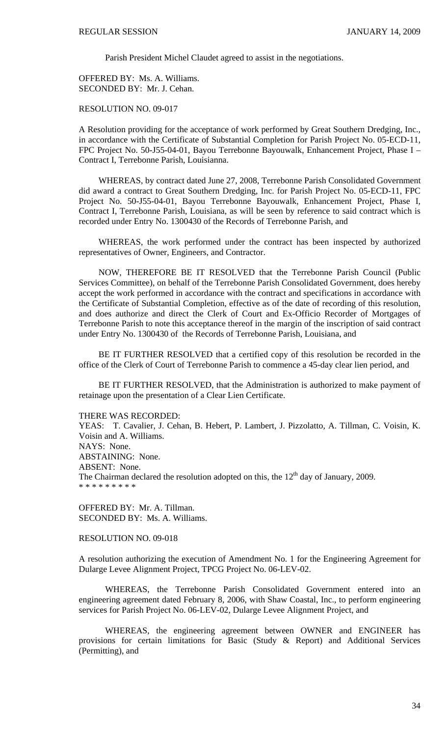Parish President Michel Claudet agreed to assist in the negotiations.

OFFERED BY: Ms. A. Williams.
SECONDED BY: Mr. J. Cehan.

RESOLUTION NO. 09-017

A Resolution providing for the acceptance of work performed by Great Southern Dredging, Inc., in accordance with the Certificate of Substantial Completion for Parish Project No. 05-ECD-11, FPC Project No. 50-J55-04-01, Bayou Terrebonne Bayouwalk, Enhancement Project, Phase I – Contract I, Terrebonne Parish, Louisianna.

WHEREAS, by contract dated June 27, 2008, Terrebonne Parish Consolidated Government did award a contract to Great Southern Dredging, Inc. for Parish Project No. 05-ECD-11, FPC Project No. 50-J55-04-01, Bayou Terrebonne Bayouwalk, Enhancement Project, Phase I, Contract I, Terrebonne Parish, Louisiana, as will be seen by reference to said contract which is recorded under Entry No. 1300430 of the Records of Terrebonne Parish, and

WHEREAS, the work performed under the contract has been inspected by authorized representatives of Owner, Engineers, and Contractor.

NOW, THEREFORE BE IT RESOLVED that the Terrebonne Parish Council (Public Services Committee), on behalf of the Terrebonne Parish Consolidated Government, does hereby accept the work performed in accordance with the contract and specifications in accordance with the Certificate of Substantial Completion, effective as of the date of recording of this resolution, and does authorize and direct the Clerk of Court and Ex-Officio Recorder of Mortgages of Terrebonne Parish to note this acceptance thereof in the margin of the inscription of said contract under Entry No. 1300430 of the Records of Terrebonne Parish, Louisiana, and

BE IT FURTHER RESOLVED that a certified copy of this resolution be recorded in the office of the Clerk of Court of Terrebonne Parish to commence a 45-day clear lien period, and

BE IT FURTHER RESOLVED, that the Administration is authorized to make payment of retainage upon the presentation of a Clear Lien Certificate.

THERE WAS RECORDED:
YEAS: T. Cavalier, J. Cehan, B. Hebert, P. Lambert, J. Pizzolatto, A. Tillman, C. Voisin, K. Voisin and A. Williams.
NAYS: None.
ABSTAINING: None.
ABSENT: None.
The Chairman declared the resolution adopted on this, the 12th day of January, 2009.
* * * * * * * * *

OFFERED BY: Mr. A. Tillman.
SECONDED BY: Ms. A. Williams.

RESOLUTION NO. 09-018

A resolution authorizing the execution of Amendment No. 1 for the Engineering Agreement for Dularge Levee Alignment Project, TPCG Project No. 06-LEV-02.

WHEREAS, the Terrebonne Parish Consolidated Government entered into an engineering agreement dated February 8, 2006, with Shaw Coastal, Inc., to perform engineering services for Parish Project No. 06-LEV-02, Dularge Levee Alignment Project, and

WHEREAS, the engineering agreement between OWNER and ENGINEER has provisions for certain limitations for Basic (Study & Report) and Additional Services (Permitting), and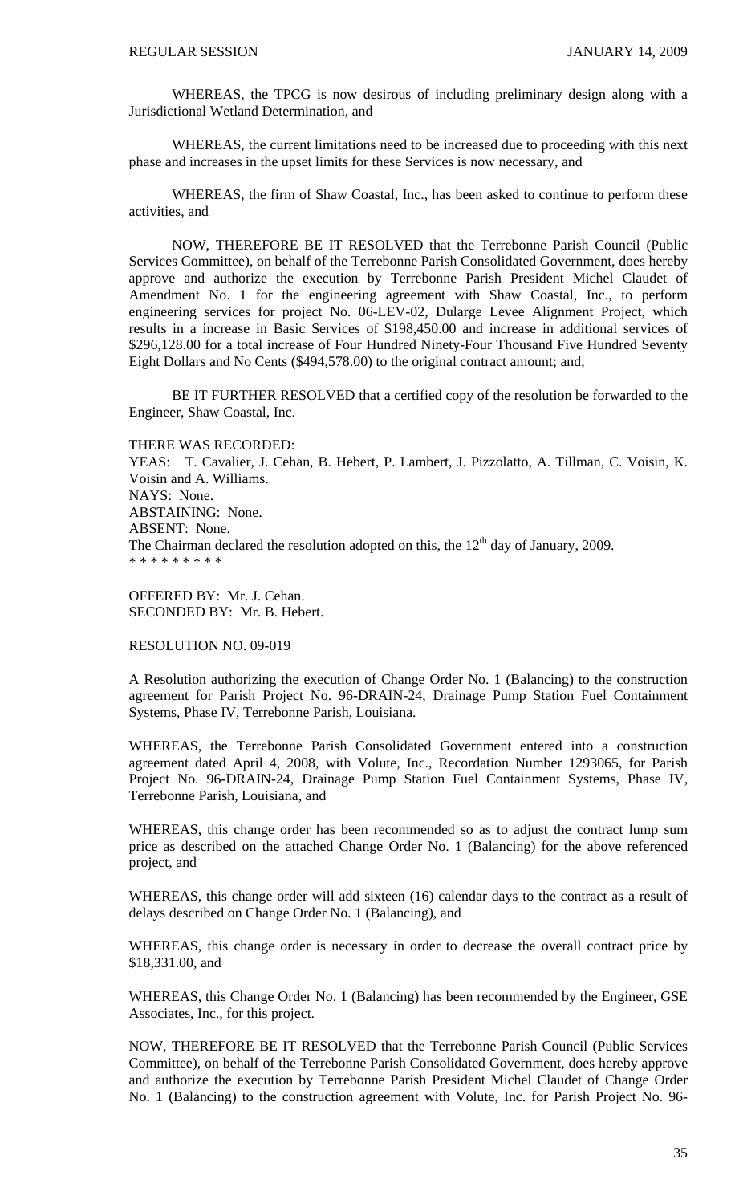WHEREAS, the TPCG is now desirous of including preliminary design along with a Jurisdictional Wetland Determination, and

WHEREAS, the current limitations need to be increased due to proceeding with this next phase and increases in the upset limits for these Services is now necessary, and

WHEREAS, the firm of Shaw Coastal, Inc., has been asked to continue to perform these activities, and

NOW, THEREFORE BE IT RESOLVED that the Terrebonne Parish Council (Public Services Committee), on behalf of the Terrebonne Parish Consolidated Government, does hereby approve and authorize the execution by Terrebonne Parish President Michel Claudet of Amendment No. 1 for the engineering agreement with Shaw Coastal, Inc., to perform engineering services for project No. 06-LEV-02, Dularge Levee Alignment Project, which results in a increase in Basic Services of $198,450.00 and increase in additional services of $296,128.00 for a total increase of Four Hundred Ninety-Four Thousand Five Hundred Seventy Eight Dollars and No Cents ($494,578.00) to the original contract amount; and,

BE IT FURTHER RESOLVED that a certified copy of the resolution be forwarded to the Engineer, Shaw Coastal, Inc.

THERE WAS RECORDED:
YEAS: T. Cavalier, J. Cehan, B. Hebert, P. Lambert, J. Pizzolatto, A. Tillman, C. Voisin, K. Voisin and A. Williams.
NAYS: None.
ABSTAINING: None.
ABSENT: None.
The Chairman declared the resolution adopted on this, the 12th day of January, 2009.
* * * * * * * * *

OFFERED BY: Mr. J. Cehan.
SECONDED BY: Mr. B. Hebert.

RESOLUTION NO. 09-019

A Resolution authorizing the execution of Change Order No. 1 (Balancing) to the construction agreement for Parish Project No. 96-DRAIN-24, Drainage Pump Station Fuel Containment Systems, Phase IV, Terrebonne Parish, Louisiana.

WHEREAS, the Terrebonne Parish Consolidated Government entered into a construction agreement dated April 4, 2008, with Volute, Inc., Recordation Number 1293065, for Parish Project No. 96-DRAIN-24, Drainage Pump Station Fuel Containment Systems, Phase IV, Terrebonne Parish, Louisiana, and

WHEREAS, this change order has been recommended so as to adjust the contract lump sum price as described on the attached Change Order No. 1 (Balancing) for the above referenced project, and

WHEREAS, this change order will add sixteen (16) calendar days to the contract as a result of delays described on Change Order No. 1 (Balancing), and

WHEREAS, this change order is necessary in order to decrease the overall contract price by $18,331.00, and

WHEREAS, this Change Order No. 1 (Balancing) has been recommended by the Engineer, GSE Associates, Inc., for this project.

NOW, THEREFORE BE IT RESOLVED that the Terrebonne Parish Council (Public Services Committee), on behalf of the Terrebonne Parish Consolidated Government, does hereby approve and authorize the execution by Terrebonne Parish President Michel Claudet of Change Order No. 1 (Balancing) to the construction agreement with Volute, Inc. for Parish Project No. 96-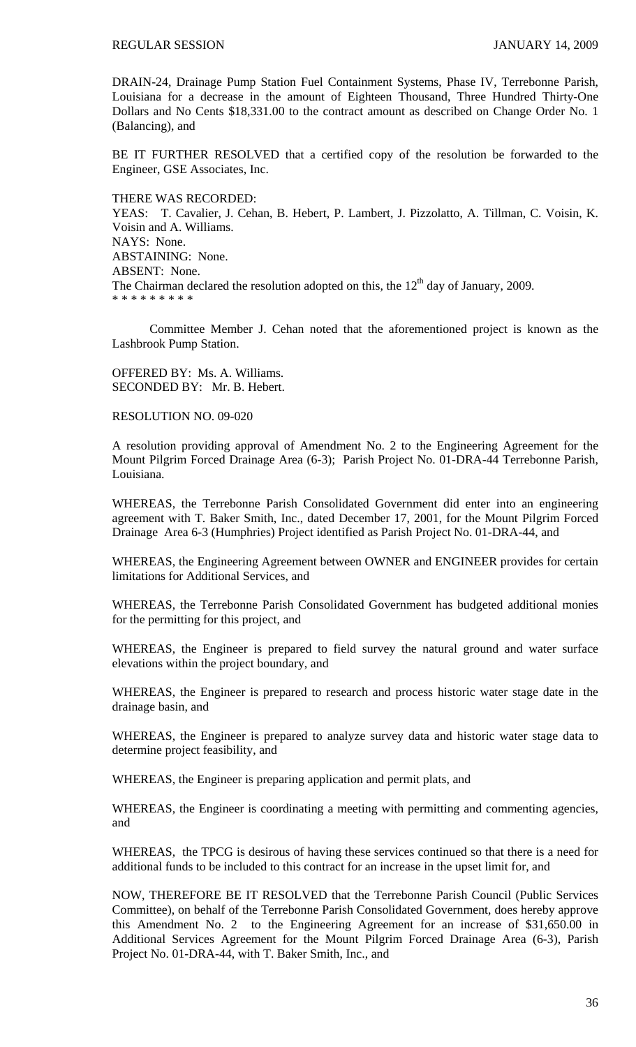DRAIN-24, Drainage Pump Station Fuel Containment Systems, Phase IV, Terrebonne Parish, Louisiana for a decrease in the amount of Eighteen Thousand, Three Hundred Thirty-One Dollars and No Cents $18,331.00 to the contract amount as described on Change Order No. 1 (Balancing), and

BE IT FURTHER RESOLVED that a certified copy of the resolution be forwarded to the Engineer, GSE Associates, Inc.

THERE WAS RECORDED:
YEAS: T. Cavalier, J. Cehan, B. Hebert, P. Lambert, J. Pizzolatto, A. Tillman, C. Voisin, K. Voisin and A. Williams.
NAYS: None.
ABSTAINING: None.
ABSENT: None.
The Chairman declared the resolution adopted on this, the 12th day of January, 2009.
* * * * * * * * *

Committee Member J. Cehan noted that the aforementioned project is known as the Lashbrook Pump Station.

OFFERED BY: Ms. A. Williams.
SECONDED BY: Mr. B. Hebert.

RESOLUTION NO. 09-020

A resolution providing approval of Amendment No. 2 to the Engineering Agreement for the Mount Pilgrim Forced Drainage Area (6-3); Parish Project No. 01-DRA-44 Terrebonne Parish, Louisiana.

WHEREAS, the Terrebonne Parish Consolidated Government did enter into an engineering agreement with T. Baker Smith, Inc., dated December 17, 2001, for the Mount Pilgrim Forced Drainage Area 6-3 (Humphries) Project identified as Parish Project No. 01-DRA-44, and

WHEREAS, the Engineering Agreement between OWNER and ENGINEER provides for certain limitations for Additional Services, and

WHEREAS, the Terrebonne Parish Consolidated Government has budgeted additional monies for the permitting for this project, and

WHEREAS, the Engineer is prepared to field survey the natural ground and water surface elevations within the project boundary, and

WHEREAS, the Engineer is prepared to research and process historic water stage date in the drainage basin, and

WHEREAS, the Engineer is prepared to analyze survey data and historic water stage data to determine project feasibility, and

WHEREAS, the Engineer is preparing application and permit plats, and

WHEREAS, the Engineer is coordinating a meeting with permitting and commenting agencies, and

WHEREAS, the TPCG is desirous of having these services continued so that there is a need for additional funds to be included to this contract for an increase in the upset limit for, and

NOW, THEREFORE BE IT RESOLVED that the Terrebonne Parish Council (Public Services Committee), on behalf of the Terrebonne Parish Consolidated Government, does hereby approve this Amendment No. 2 to the Engineering Agreement for an increase of $31,650.00 in Additional Services Agreement for the Mount Pilgrim Forced Drainage Area (6-3), Parish Project No. 01-DRA-44, with T. Baker Smith, Inc., and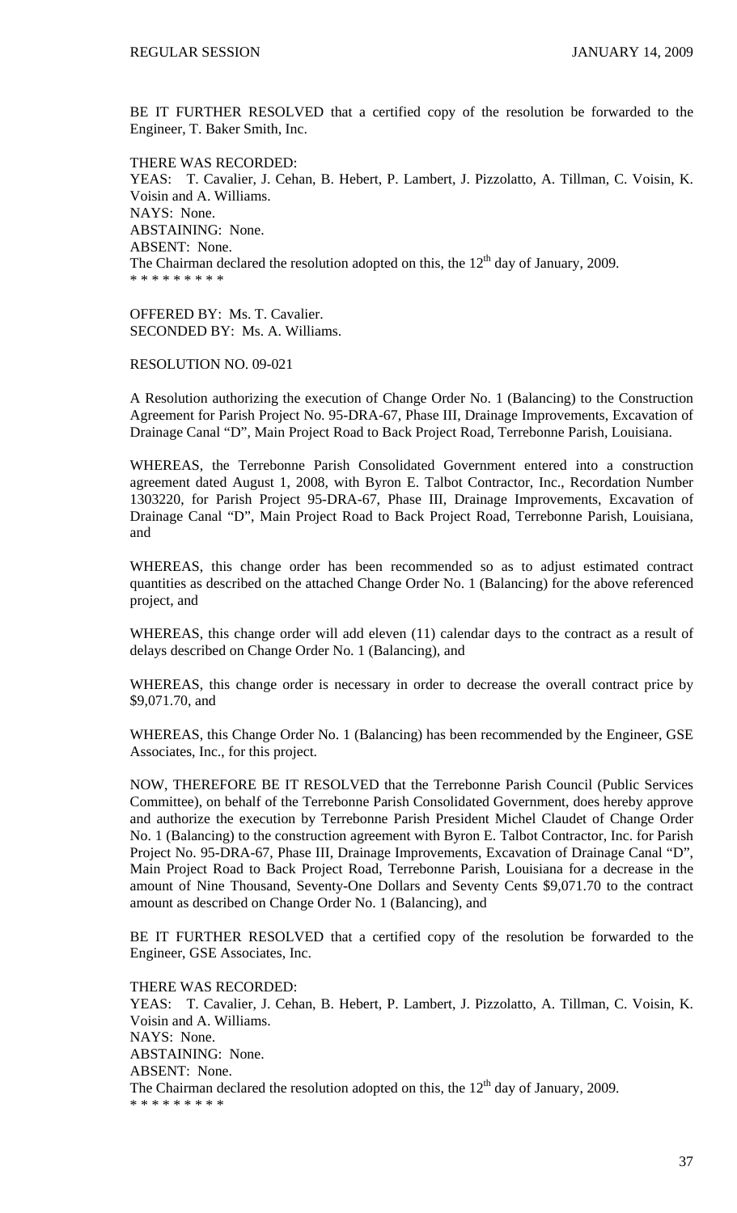BE IT FURTHER RESOLVED that a certified copy of the resolution be forwarded to the Engineer, T. Baker Smith, Inc.

THERE WAS RECORDED:
YEAS: T. Cavalier, J. Cehan, B. Hebert, P. Lambert, J. Pizzolatto, A. Tillman, C. Voisin, K. Voisin and A. Williams.
NAYS: None.
ABSTAINING: None.
ABSENT: None.
The Chairman declared the resolution adopted on this, the 12th day of January, 2009.
* * * * * * * * *

OFFERED BY: Ms. T. Cavalier.
SECONDED BY: Ms. A. Williams.

RESOLUTION NO. 09-021

A Resolution authorizing the execution of Change Order No. 1 (Balancing) to the Construction Agreement for Parish Project No. 95-DRA-67, Phase III, Drainage Improvements, Excavation of Drainage Canal "D", Main Project Road to Back Project Road, Terrebonne Parish, Louisiana.

WHEREAS, the Terrebonne Parish Consolidated Government entered into a construction agreement dated August 1, 2008, with Byron E. Talbot Contractor, Inc., Recordation Number 1303220, for Parish Project 95-DRA-67, Phase III, Drainage Improvements, Excavation of Drainage Canal "D", Main Project Road to Back Project Road, Terrebonne Parish, Louisiana, and

WHEREAS, this change order has been recommended so as to adjust estimated contract quantities as described on the attached Change Order No. 1 (Balancing) for the above referenced project, and

WHEREAS, this change order will add eleven (11) calendar days to the contract as a result of delays described on Change Order No. 1 (Balancing), and

WHEREAS, this change order is necessary in order to decrease the overall contract price by $9,071.70, and

WHEREAS, this Change Order No. 1 (Balancing) has been recommended by the Engineer, GSE Associates, Inc., for this project.

NOW, THEREFORE BE IT RESOLVED that the Terrebonne Parish Council (Public Services Committee), on behalf of the Terrebonne Parish Consolidated Government, does hereby approve and authorize the execution by Terrebonne Parish President Michel Claudet of Change Order No. 1 (Balancing) to the construction agreement with Byron E. Talbot Contractor, Inc. for Parish Project No. 95-DRA-67, Phase III, Drainage Improvements, Excavation of Drainage Canal "D", Main Project Road to Back Project Road, Terrebonne Parish, Louisiana for a decrease in the amount of Nine Thousand, Seventy-One Dollars and Seventy Cents $9,071.70 to the contract amount as described on Change Order No. 1 (Balancing), and

BE IT FURTHER RESOLVED that a certified copy of the resolution be forwarded to the Engineer, GSE Associates, Inc.

THERE WAS RECORDED:
YEAS: T. Cavalier, J. Cehan, B. Hebert, P. Lambert, J. Pizzolatto, A. Tillman, C. Voisin, K. Voisin and A. Williams.
NAYS: None.
ABSTAINING: None.
ABSENT: None.
The Chairman declared the resolution adopted on this, the 12th day of January, 2009.
* * * * * * * * *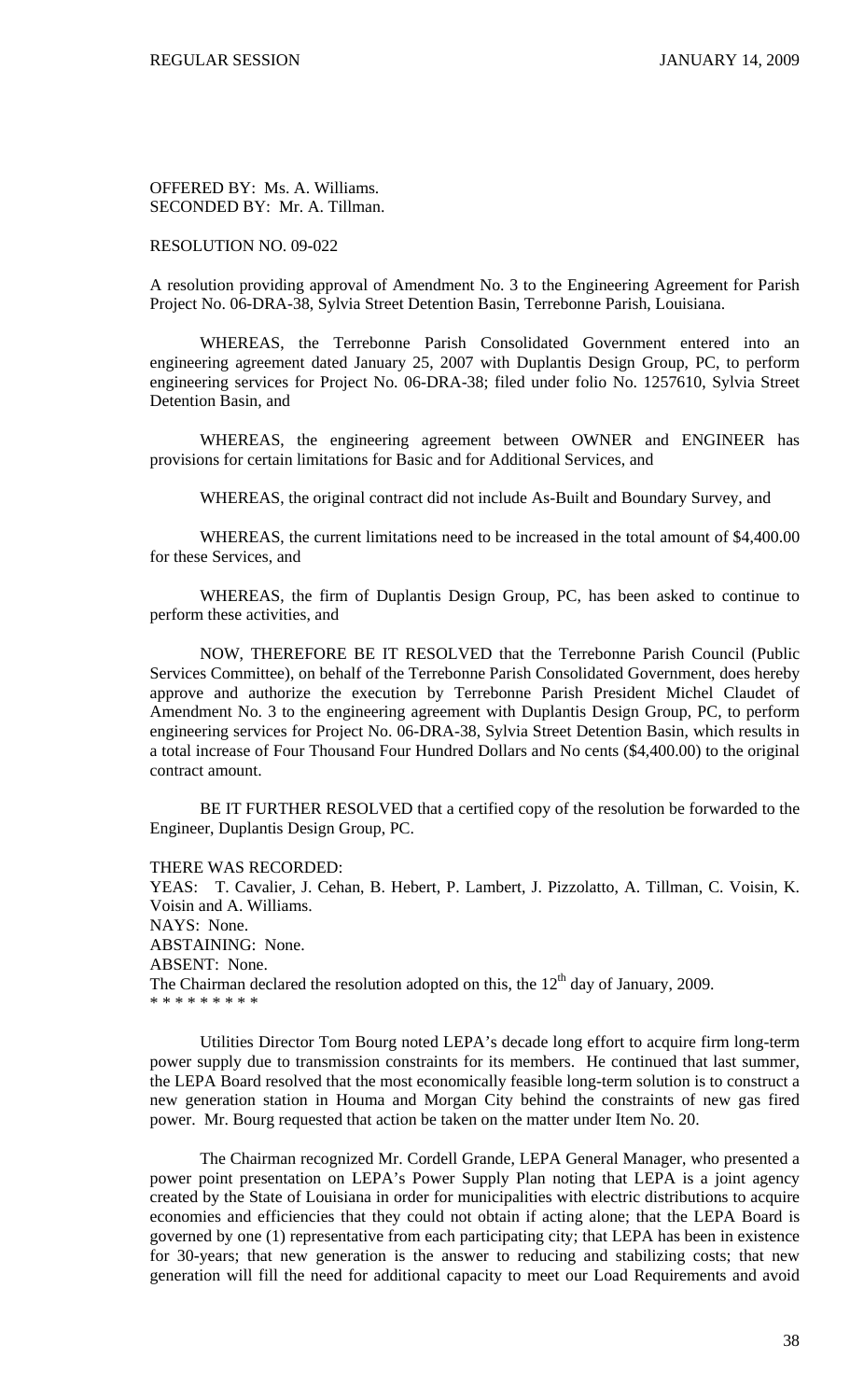OFFERED BY: Ms. A. Williams.
SECONDED BY: Mr. A. Tillman.

RESOLUTION NO. 09-022

A resolution providing approval of Amendment No. 3 to the Engineering Agreement for Parish Project No. 06-DRA-38, Sylvia Street Detention Basin, Terrebonne Parish, Louisiana.

WHEREAS, the Terrebonne Parish Consolidated Government entered into an engineering agreement dated January 25, 2007 with Duplantis Design Group, PC, to perform engineering services for Project No. 06-DRA-38; filed under folio No. 1257610, Sylvia Street Detention Basin, and

WHEREAS, the engineering agreement between OWNER and ENGINEER has provisions for certain limitations for Basic and for Additional Services, and

WHEREAS, the original contract did not include As-Built and Boundary Survey, and

WHEREAS, the current limitations need to be increased in the total amount of $4,400.00 for these Services, and

WHEREAS, the firm of Duplantis Design Group, PC, has been asked to continue to perform these activities, and

NOW, THEREFORE BE IT RESOLVED that the Terrebonne Parish Council (Public Services Committee), on behalf of the Terrebonne Parish Consolidated Government, does hereby approve and authorize the execution by Terrebonne Parish President Michel Claudet of Amendment No. 3 to the engineering agreement with Duplantis Design Group, PC, to perform engineering services for Project No. 06-DRA-38, Sylvia Street Detention Basin, which results in a total increase of Four Thousand Four Hundred Dollars and No cents ($4,400.00) to the original contract amount.

BE IT FURTHER RESOLVED that a certified copy of the resolution be forwarded to the Engineer, Duplantis Design Group, PC.

THERE WAS RECORDED:
YEAS: T. Cavalier, J. Cehan, B. Hebert, P. Lambert, J. Pizzolatto, A. Tillman, C. Voisin, K. Voisin and A. Williams.
NAYS: None.
ABSTAINING: None.
ABSENT: None.
The Chairman declared the resolution adopted on this, the 12th day of January, 2009.
\* \* \* \* \* \* \* \* \*

Utilities Director Tom Bourg noted LEPA's decade long effort to acquire firm long-term power supply due to transmission constraints for its members. He continued that last summer, the LEPA Board resolved that the most economically feasible long-term solution is to construct a new generation station in Houma and Morgan City behind the constraints of new gas fired power. Mr. Bourg requested that action be taken on the matter under Item No. 20.

The Chairman recognized Mr. Cordell Grande, LEPA General Manager, who presented a power point presentation on LEPA's Power Supply Plan noting that LEPA is a joint agency created by the State of Louisiana in order for municipalities with electric distributions to acquire economies and efficiencies that they could not obtain if acting alone; that the LEPA Board is governed by one (1) representative from each participating city; that LEPA has been in existence for 30-years; that new generation is the answer to reducing and stabilizing costs; that new generation will fill the need for additional capacity to meet our Load Requirements and avoid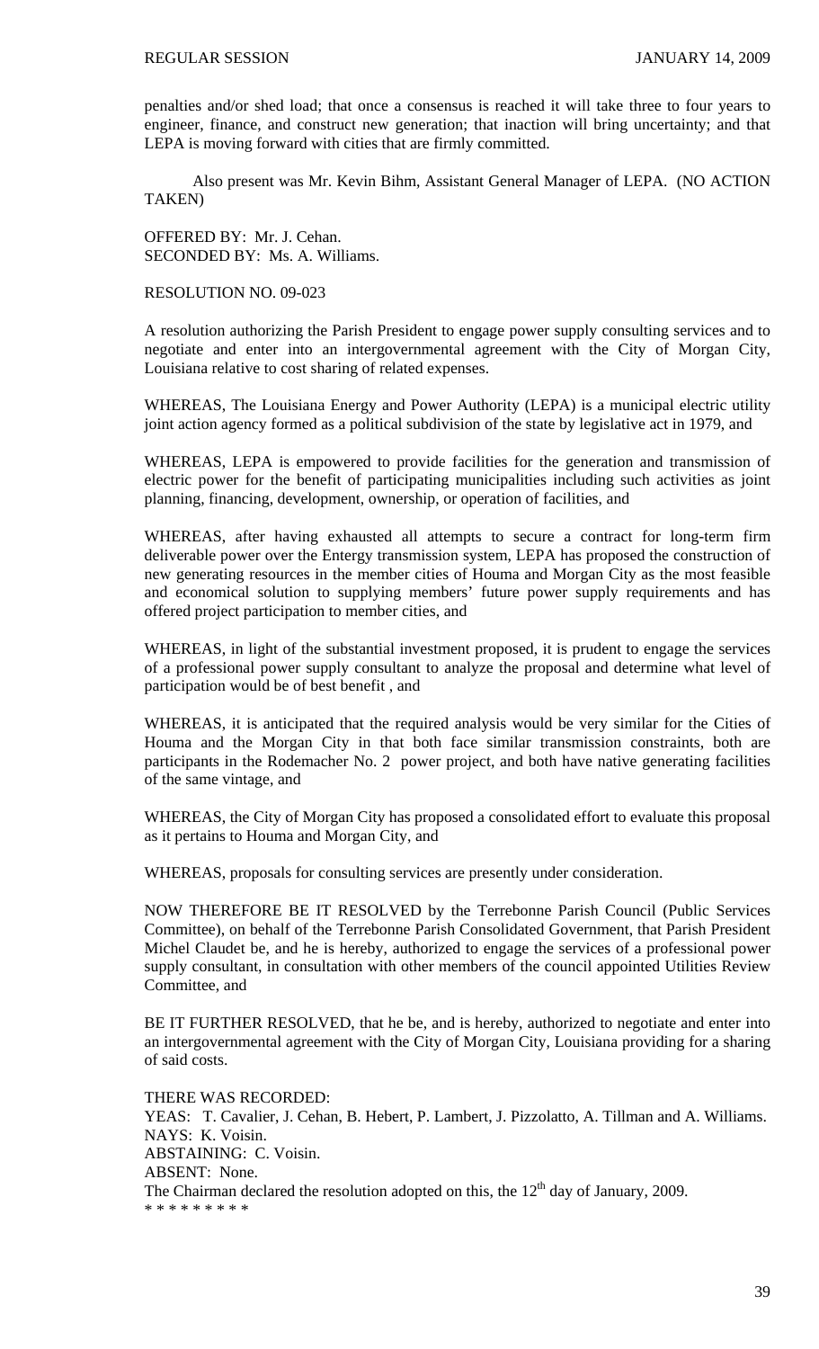penalties and/or shed load; that once a consensus is reached it will take three to four years to engineer, finance, and construct new generation; that inaction will bring uncertainty; and that LEPA is moving forward with cities that are firmly committed.

Also present was Mr. Kevin Bihm, Assistant General Manager of LEPA. (NO ACTION TAKEN)

OFFERED BY: Mr. J. Cehan.
SECONDED BY: Ms. A. Williams.

RESOLUTION NO. 09-023

A resolution authorizing the Parish President to engage power supply consulting services and to negotiate and enter into an intergovernmental agreement with the City of Morgan City, Louisiana relative to cost sharing of related expenses.

WHEREAS, The Louisiana Energy and Power Authority (LEPA) is a municipal electric utility joint action agency formed as a political subdivision of the state by legislative act in 1979, and

WHEREAS, LEPA is empowered to provide facilities for the generation and transmission of electric power for the benefit of participating municipalities including such activities as joint planning, financing, development, ownership, or operation of facilities, and

WHEREAS, after having exhausted all attempts to secure a contract for long-term firm deliverable power over the Entergy transmission system, LEPA has proposed the construction of new generating resources in the member cities of Houma and Morgan City as the most feasible and economical solution to supplying members' future power supply requirements and has offered project participation to member cities, and

WHEREAS, in light of the substantial investment proposed, it is prudent to engage the services of a professional power supply consultant to analyze the proposal and determine what level of participation would be of best benefit , and

WHEREAS, it is anticipated that the required analysis would be very similar for the Cities of Houma and the Morgan City in that both face similar transmission constraints, both are participants in the Rodemacher No. 2 power project, and both have native generating facilities of the same vintage, and

WHEREAS, the City of Morgan City has proposed a consolidated effort to evaluate this proposal as it pertains to Houma and Morgan City, and

WHEREAS, proposals for consulting services are presently under consideration.

NOW THEREFORE BE IT RESOLVED by the Terrebonne Parish Council (Public Services Committee), on behalf of the Terrebonne Parish Consolidated Government, that Parish President Michel Claudet be, and he is hereby, authorized to engage the services of a professional power supply consultant, in consultation with other members of the council appointed Utilities Review Committee, and

BE IT FURTHER RESOLVED, that he be, and is hereby, authorized to negotiate and enter into an intergovernmental agreement with the City of Morgan City, Louisiana providing for a sharing of said costs.

THERE WAS RECORDED:
YEAS: T. Cavalier, J. Cehan, B. Hebert, P. Lambert, J. Pizzolatto, A. Tillman and A. Williams.
NAYS: K. Voisin.
ABSTAINING: C. Voisin.
ABSENT: None.
The Chairman declared the resolution adopted on this, the 12th day of January, 2009.
* * * * * * * * *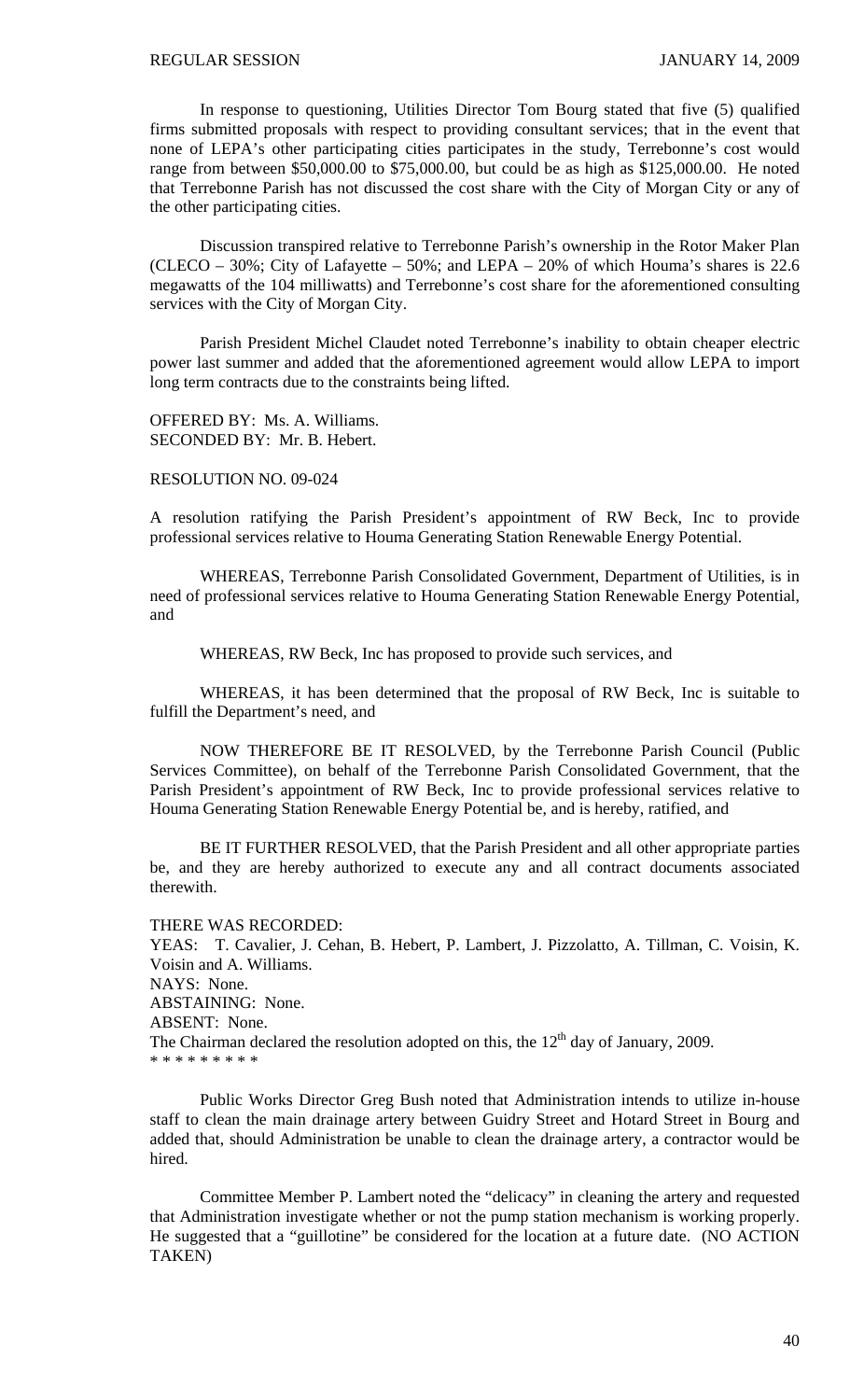In response to questioning, Utilities Director Tom Bourg stated that five (5) qualified firms submitted proposals with respect to providing consultant services; that in the event that none of LEPA's other participating cities participates in the study, Terrebonne's cost would range from between \$50,000.00 to \$75,000.00, but could be as high as \$125,000.00. He noted that Terrebonne Parish has not discussed the cost share with the City of Morgan City or any of the other participating cities.

Discussion transpired relative to Terrebonne Parish's ownership in the Rotor Maker Plan (CLECO – 30%; City of Lafayette – 50%; and LEPA – 20% of which Houma's shares is 22.6 megawatts of the 104 milliwatts) and Terrebonne's cost share for the aforementioned consulting services with the City of Morgan City.

Parish President Michel Claudet noted Terrebonne's inability to obtain cheaper electric power last summer and added that the aforementioned agreement would allow LEPA to import long term contracts due to the constraints being lifted.

OFFERED BY: Ms. A. Williams.
SECONDED BY: Mr. B. Hebert.

RESOLUTION NO. 09-024

A resolution ratifying the Parish President's appointment of RW Beck, Inc to provide professional services relative to Houma Generating Station Renewable Energy Potential.

WHEREAS, Terrebonne Parish Consolidated Government, Department of Utilities, is in need of professional services relative to Houma Generating Station Renewable Energy Potential, and

WHEREAS, RW Beck, Inc has proposed to provide such services, and

WHEREAS, it has been determined that the proposal of RW Beck, Inc is suitable to fulfill the Department's need, and

NOW THEREFORE BE IT RESOLVED, by the Terrebonne Parish Council (Public Services Committee), on behalf of the Terrebonne Parish Consolidated Government, that the Parish President's appointment of RW Beck, Inc to provide professional services relative to Houma Generating Station Renewable Energy Potential be, and is hereby, ratified, and

BE IT FURTHER RESOLVED, that the Parish President and all other appropriate parties be, and they are hereby authorized to execute any and all contract documents associated therewith.

THERE WAS RECORDED:
YEAS: T. Cavalier, J. Cehan, B. Hebert, P. Lambert, J. Pizzolatto, A. Tillman, C. Voisin, K. Voisin and A. Williams.
NAYS: None.
ABSTAINING: None.
ABSENT: None.
The Chairman declared the resolution adopted on this, the 12th day of January, 2009.
* * * * * * * * *

Public Works Director Greg Bush noted that Administration intends to utilize in-house staff to clean the main drainage artery between Guidry Street and Hotard Street in Bourg and added that, should Administration be unable to clean the drainage artery, a contractor would be hired.

Committee Member P. Lambert noted the "delicacy" in cleaning the artery and requested that Administration investigate whether or not the pump station mechanism is working properly. He suggested that a "guillotine" be considered for the location at a future date. (NO ACTION TAKEN)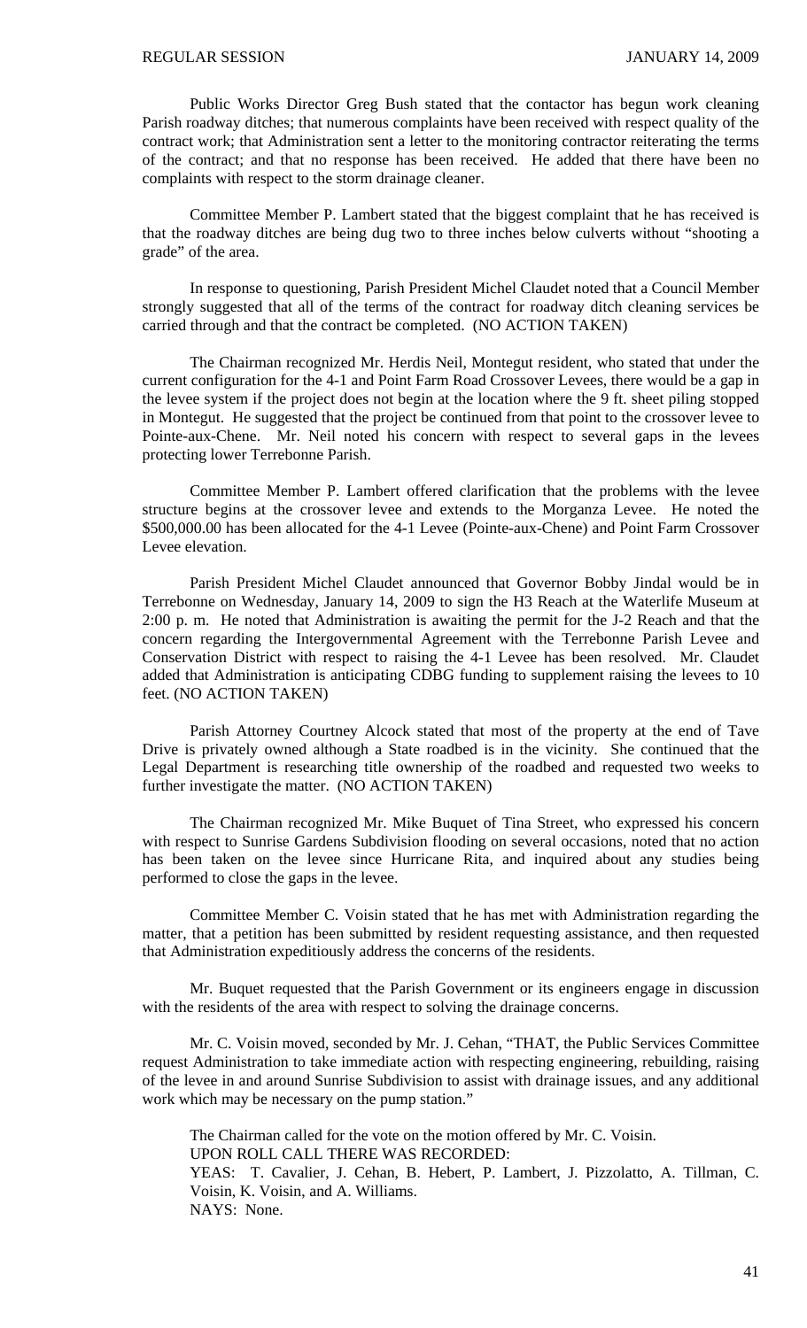Public Works Director Greg Bush stated that the contactor has begun work cleaning Parish roadway ditches; that numerous complaints have been received with respect quality of the contract work; that Administration sent a letter to the monitoring contractor reiterating the terms of the contract; and that no response has been received. He added that there have been no complaints with respect to the storm drainage cleaner.

Committee Member P. Lambert stated that the biggest complaint that he has received is that the roadway ditches are being dug two to three inches below culverts without "shooting a grade" of the area.

In response to questioning, Parish President Michel Claudet noted that a Council Member strongly suggested that all of the terms of the contract for roadway ditch cleaning services be carried through and that the contract be completed. (NO ACTION TAKEN)

The Chairman recognized Mr. Herdis Neil, Montegut resident, who stated that under the current configuration for the 4-1 and Point Farm Road Crossover Levees, there would be a gap in the levee system if the project does not begin at the location where the 9 ft. sheet piling stopped in Montegut. He suggested that the project be continued from that point to the crossover levee to Pointe-aux-Chene. Mr. Neil noted his concern with respect to several gaps in the levees protecting lower Terrebonne Parish.

Committee Member P. Lambert offered clarification that the problems with the levee structure begins at the crossover levee and extends to the Morganza Levee. He noted the $500,000.00 has been allocated for the 4-1 Levee (Pointe-aux-Chene) and Point Farm Crossover Levee elevation.

Parish President Michel Claudet announced that Governor Bobby Jindal would be in Terrebonne on Wednesday, January 14, 2009 to sign the H3 Reach at the Waterlife Museum at 2:00 p. m. He noted that Administration is awaiting the permit for the J-2 Reach and that the concern regarding the Intergovernmental Agreement with the Terrebonne Parish Levee and Conservation District with respect to raising the 4-1 Levee has been resolved. Mr. Claudet added that Administration is anticipating CDBG funding to supplement raising the levees to 10 feet. (NO ACTION TAKEN)

Parish Attorney Courtney Alcock stated that most of the property at the end of Tave Drive is privately owned although a State roadbed is in the vicinity. She continued that the Legal Department is researching title ownership of the roadbed and requested two weeks to further investigate the matter. (NO ACTION TAKEN)

The Chairman recognized Mr. Mike Buquet of Tina Street, who expressed his concern with respect to Sunrise Gardens Subdivision flooding on several occasions, noted that no action has been taken on the levee since Hurricane Rita, and inquired about any studies being performed to close the gaps in the levee.

Committee Member C. Voisin stated that he has met with Administration regarding the matter, that a petition has been submitted by resident requesting assistance, and then requested that Administration expeditiously address the concerns of the residents.

Mr. Buquet requested that the Parish Government or its engineers engage in discussion with the residents of the area with respect to solving the drainage concerns.

Mr. C. Voisin moved, seconded by Mr. J. Cehan, "THAT, the Public Services Committee request Administration to take immediate action with respecting engineering, rebuilding, raising of the levee in and around Sunrise Subdivision to assist with drainage issues, and any additional work which may be necessary on the pump station."

The Chairman called for the vote on the motion offered by Mr. C. Voisin.
UPON ROLL CALL THERE WAS RECORDED:
YEAS: T. Cavalier, J. Cehan, B. Hebert, P. Lambert, J. Pizzolatto, A. Tillman, C. Voisin, K. Voisin, and A. Williams.
NAYS: None.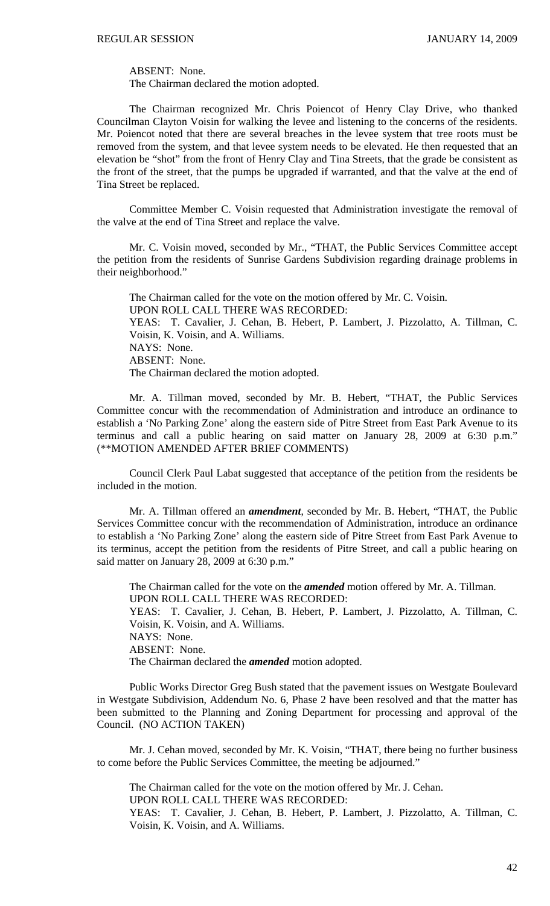ABSENT: None.
The Chairman declared the motion adopted.

The Chairman recognized Mr. Chris Poiencot of Henry Clay Drive, who thanked Councilman Clayton Voisin for walking the levee and listening to the concerns of the residents. Mr. Poiencot noted that there are several breaches in the levee system that tree roots must be removed from the system, and that levee system needs to be elevated. He then requested that an elevation be "shot" from the front of Henry Clay and Tina Streets, that the grade be consistent as the front of the street, that the pumps be upgraded if warranted, and that the valve at the end of Tina Street be replaced.

Committee Member C. Voisin requested that Administration investigate the removal of the valve at the end of Tina Street and replace the valve.

Mr. C. Voisin moved, seconded by Mr., "THAT, the Public Services Committee accept the petition from the residents of Sunrise Gardens Subdivision regarding drainage problems in their neighborhood."

The Chairman called for the vote on the motion offered by Mr. C. Voisin.
UPON ROLL CALL THERE WAS RECORDED:
YEAS: T. Cavalier, J. Cehan, B. Hebert, P. Lambert, J. Pizzolatto, A. Tillman, C. Voisin, K. Voisin, and A. Williams.
NAYS: None.
ABSENT: None.
The Chairman declared the motion adopted.

Mr. A. Tillman moved, seconded by Mr. B. Hebert, "THAT, the Public Services Committee concur with the recommendation of Administration and introduce an ordinance to establish a 'No Parking Zone' along the eastern side of Pitre Street from East Park Avenue to its terminus and call a public hearing on said matter on January 28, 2009 at 6:30 p.m." (**MOTION AMENDED AFTER BRIEF COMMENTS)

Council Clerk Paul Labat suggested that acceptance of the petition from the residents be included in the motion.

Mr. A. Tillman offered an ***amendment***, seconded by Mr. B. Hebert, "THAT, the Public Services Committee concur with the recommendation of Administration, introduce an ordinance to establish a 'No Parking Zone' along the eastern side of Pitre Street from East Park Avenue to its terminus, accept the petition from the residents of Pitre Street, and call a public hearing on said matter on January 28, 2009 at 6:30 p.m."

The Chairman called for the vote on the ***amended*** motion offered by Mr. A. Tillman.
UPON ROLL CALL THERE WAS RECORDED:
YEAS: T. Cavalier, J. Cehan, B. Hebert, P. Lambert, J. Pizzolatto, A. Tillman, C. Voisin, K. Voisin, and A. Williams.
NAYS: None.
ABSENT: None.
The Chairman declared the ***amended*** motion adopted.

Public Works Director Greg Bush stated that the pavement issues on Westgate Boulevard in Westgate Subdivision, Addendum No. 6, Phase 2 have been resolved and that the matter has been submitted to the Planning and Zoning Department for processing and approval of the Council. (NO ACTION TAKEN)

Mr. J. Cehan moved, seconded by Mr. K. Voisin, "THAT, there being no further business to come before the Public Services Committee, the meeting be adjourned."

The Chairman called for the vote on the motion offered by Mr. J. Cehan.
UPON ROLL CALL THERE WAS RECORDED:
YEAS: T. Cavalier, J. Cehan, B. Hebert, P. Lambert, J. Pizzolatto, A. Tillman, C. Voisin, K. Voisin, and A. Williams.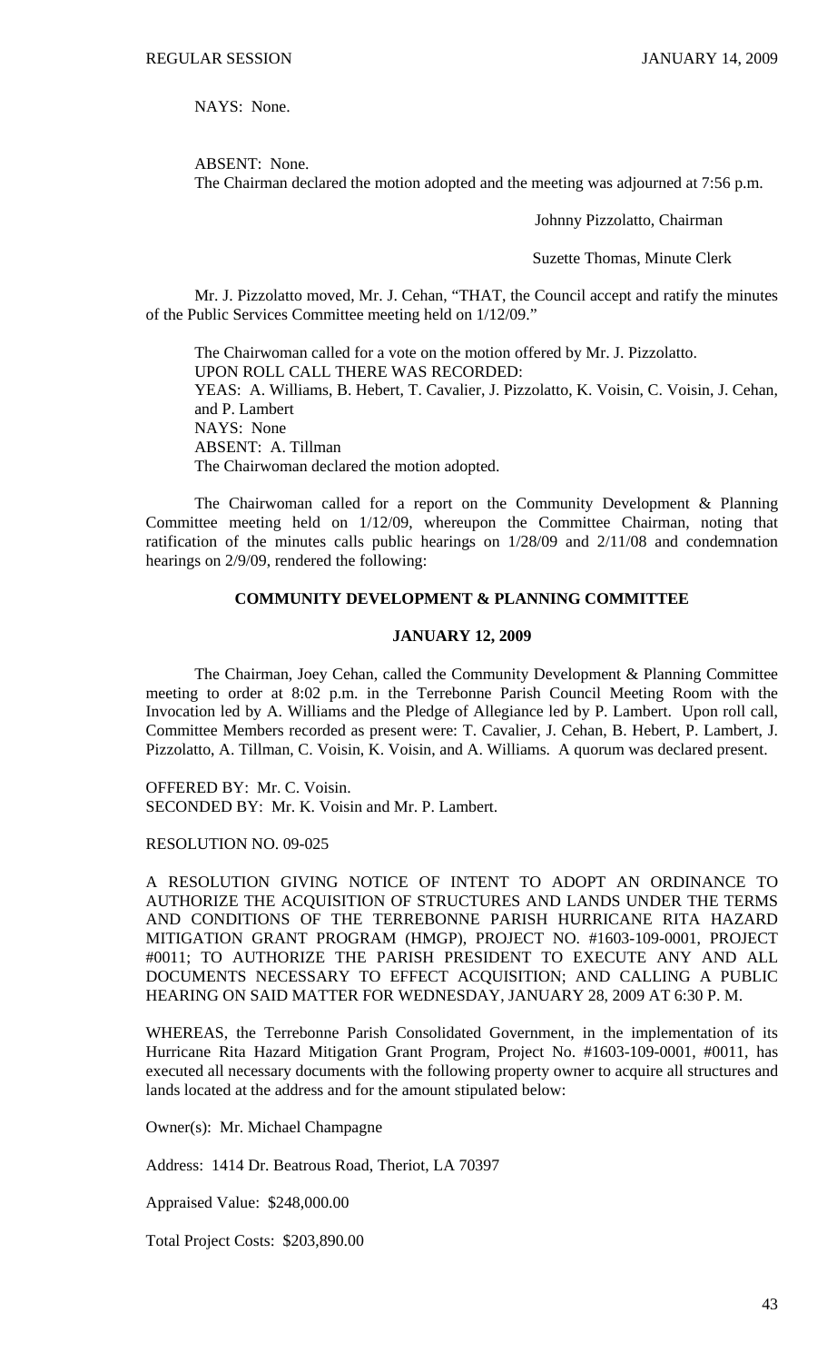NAYS: None.

ABSENT: None.

The Chairman declared the motion adopted and the meeting was adjourned at 7:56 p.m.

Johnny Pizzolatto, Chairman

Suzette Thomas, Minute Clerk

Mr. J. Pizzolatto moved, Mr. J. Cehan, "THAT, the Council accept and ratify the minutes of the Public Services Committee meeting held on 1/12/09."

The Chairwoman called for a vote on the motion offered by Mr. J. Pizzolatto.
UPON ROLL CALL THERE WAS RECORDED:
YEAS: A. Williams, B. Hebert, T. Cavalier, J. Pizzolatto, K. Voisin, C. Voisin, J. Cehan, and P. Lambert
NAYS: None
ABSENT: A. Tillman
The Chairwoman declared the motion adopted.

The Chairwoman called for a report on the Community Development & Planning Committee meeting held on 1/12/09, whereupon the Committee Chairman, noting that ratification of the minutes calls public hearings on 1/28/09 and 2/11/08 and condemnation hearings on 2/9/09, rendered the following:

## COMMUNITY DEVELOPMENT & PLANNING COMMITTEE

## JANUARY 12, 2009

The Chairman, Joey Cehan, called the Community Development & Planning Committee meeting to order at 8:02 p.m. in the Terrebonne Parish Council Meeting Room with the Invocation led by A. Williams and the Pledge of Allegiance led by P. Lambert. Upon roll call, Committee Members recorded as present were: T. Cavalier, J. Cehan, B. Hebert, P. Lambert, J. Pizzolatto, A. Tillman, C. Voisin, K. Voisin, and A. Williams. A quorum was declared present.

OFFERED BY: Mr. C. Voisin.
SECONDED BY: Mr. K. Voisin and Mr. P. Lambert.

RESOLUTION NO. 09-025

A RESOLUTION GIVING NOTICE OF INTENT TO ADOPT AN ORDINANCE TO AUTHORIZE THE ACQUISITION OF STRUCTURES AND LANDS UNDER THE TERMS AND CONDITIONS OF THE TERREBONNE PARISH HURRICANE RITA HAZARD MITIGATION GRANT PROGRAM (HMGP), PROJECT NO. #1603-109-0001, PROJECT #0011; TO AUTHORIZE THE PARISH PRESIDENT TO EXECUTE ANY AND ALL DOCUMENTS NECESSARY TO EFFECT ACQUISITION; AND CALLING A PUBLIC HEARING ON SAID MATTER FOR WEDNESDAY, JANUARY 28, 2009 AT 6:30 P. M.

WHEREAS, the Terrebonne Parish Consolidated Government, in the implementation of its Hurricane Rita Hazard Mitigation Grant Program, Project No. #1603-109-0001, #0011, has executed all necessary documents with the following property owner to acquire all structures and lands located at the address and for the amount stipulated below:

Owner(s): Mr. Michael Champagne

Address: 1414 Dr. Beatrous Road, Theriot, LA 70397

Appraised Value: $248,000.00

Total Project Costs: $203,890.00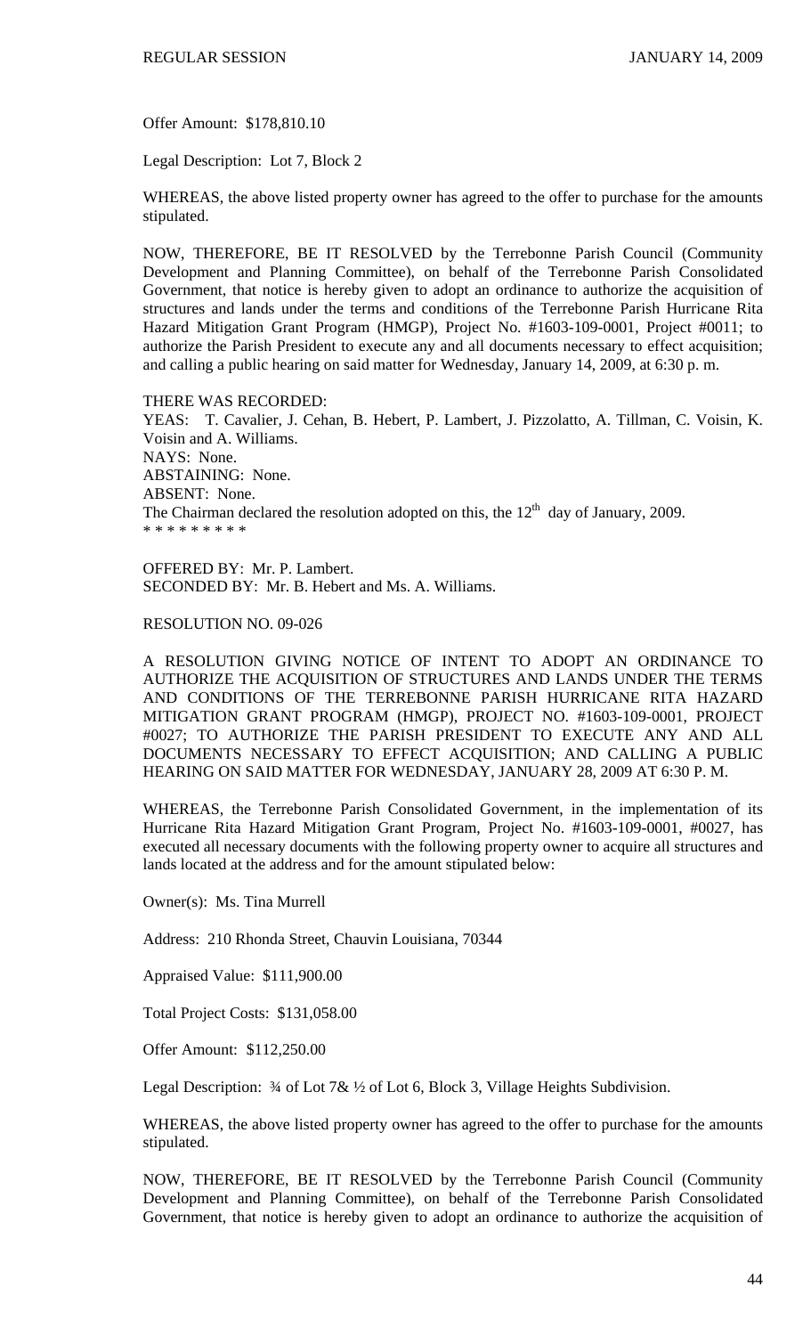Offer Amount: $178,810.10

Legal Description: Lot 7, Block 2

WHEREAS, the above listed property owner has agreed to the offer to purchase for the amounts stipulated.

NOW, THEREFORE, BE IT RESOLVED by the Terrebonne Parish Council (Community Development and Planning Committee), on behalf of the Terrebonne Parish Consolidated Government, that notice is hereby given to adopt an ordinance to authorize the acquisition of structures and lands under the terms and conditions of the Terrebonne Parish Hurricane Rita Hazard Mitigation Grant Program (HMGP), Project No. #1603-109-0001, Project #0011; to authorize the Parish President to execute any and all documents necessary to effect acquisition; and calling a public hearing on said matter for Wednesday, January 14, 2009, at 6:30 p. m.

THERE WAS RECORDED:
YEAS: T. Cavalier, J. Cehan, B. Hebert, P. Lambert, J. Pizzolatto, A. Tillman, C. Voisin, K. Voisin and A. Williams.
NAYS: None.
ABSTAINING: None.
ABSENT: None.
The Chairman declared the resolution adopted on this, the 12th day of January, 2009.
* * * * * * * * *

OFFERED BY: Mr. P. Lambert.
SECONDED BY: Mr. B. Hebert and Ms. A. Williams.

RESOLUTION NO. 09-026

A RESOLUTION GIVING NOTICE OF INTENT TO ADOPT AN ORDINANCE TO AUTHORIZE THE ACQUISITION OF STRUCTURES AND LANDS UNDER THE TERMS AND CONDITIONS OF THE TERREBONNE PARISH HURRICANE RITA HAZARD MITIGATION GRANT PROGRAM (HMGP), PROJECT NO. #1603-109-0001, PROJECT #0027; TO AUTHORIZE THE PARISH PRESIDENT TO EXECUTE ANY AND ALL DOCUMENTS NECESSARY TO EFFECT ACQUISITION; AND CALLING A PUBLIC HEARING ON SAID MATTER FOR WEDNESDAY, JANUARY 28, 2009 AT 6:30 P. M.

WHEREAS, the Terrebonne Parish Consolidated Government, in the implementation of its Hurricane Rita Hazard Mitigation Grant Program, Project No. #1603-109-0001, #0027, has executed all necessary documents with the following property owner to acquire all structures and lands located at the address and for the amount stipulated below:

Owner(s): Ms. Tina Murrell

Address: 210 Rhonda Street, Chauvin Louisiana, 70344

Appraised Value: $111,900.00

Total Project Costs: $131,058.00

Offer Amount: $112,250.00

Legal Description: ¾ of Lot 7& ½ of Lot 6, Block 3, Village Heights Subdivision.

WHEREAS, the above listed property owner has agreed to the offer to purchase for the amounts stipulated.

NOW, THEREFORE, BE IT RESOLVED by the Terrebonne Parish Council (Community Development and Planning Committee), on behalf of the Terrebonne Parish Consolidated Government, that notice is hereby given to adopt an ordinance to authorize the acquisition of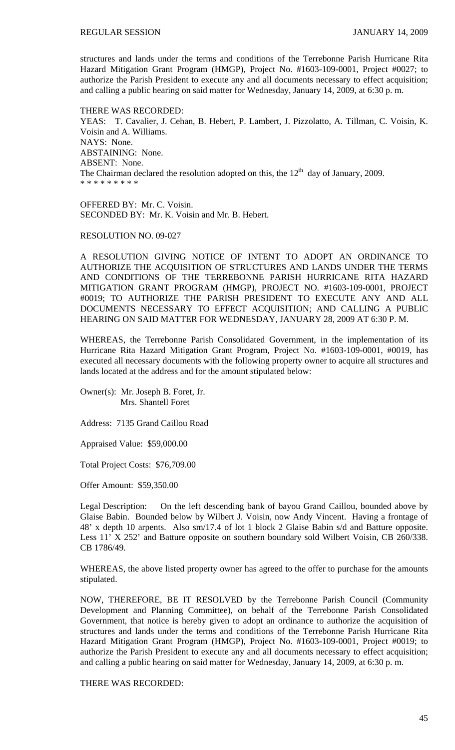structures and lands under the terms and conditions of the Terrebonne Parish Hurricane Rita Hazard Mitigation Grant Program (HMGP), Project No. #1603-109-0001, Project #0027; to authorize the Parish President to execute any and all documents necessary to effect acquisition; and calling a public hearing on said matter for Wednesday, January 14, 2009, at 6:30 p. m.

THERE WAS RECORDED:
YEAS: T. Cavalier, J. Cehan, B. Hebert, P. Lambert, J. Pizzolatto, A. Tillman, C. Voisin, K. Voisin and A. Williams.
NAYS: None.
ABSTAINING: None.
ABSENT: None.
The Chairman declared the resolution adopted on this, the 12th day of January, 2009.
\* \* \* \* \* \* \* \* \*

OFFERED BY: Mr. C. Voisin.
SECONDED BY: Mr. K. Voisin and Mr. B. Hebert.

RESOLUTION NO. 09-027

A RESOLUTION GIVING NOTICE OF INTENT TO ADOPT AN ORDINANCE TO AUTHORIZE THE ACQUISITION OF STRUCTURES AND LANDS UNDER THE TERMS AND CONDITIONS OF THE TERREBONNE PARISH HURRICANE RITA HAZARD MITIGATION GRANT PROGRAM (HMGP), PROJECT NO. #1603-109-0001, PROJECT #0019; TO AUTHORIZE THE PARISH PRESIDENT TO EXECUTE ANY AND ALL DOCUMENTS NECESSARY TO EFFECT ACQUISITION; AND CALLING A PUBLIC HEARING ON SAID MATTER FOR WEDNESDAY, JANUARY 28, 2009 AT 6:30 P. M.

WHEREAS, the Terrebonne Parish Consolidated Government, in the implementation of its Hurricane Rita Hazard Mitigation Grant Program, Project No. #1603-109-0001, #0019, has executed all necessary documents with the following property owner to acquire all structures and lands located at the address and for the amount stipulated below:

Owner(s): Mr. Joseph B. Foret, Jr.
Mrs. Shantell Foret

Address: 7135 Grand Caillou Road

Appraised Value: $59,000.00

Total Project Costs: $76,709.00

Offer Amount: $59,350.00

Legal Description: On the left descending bank of bayou Grand Caillou, bounded above by Glaise Babin. Bounded below by Wilbert J. Voisin, now Andy Vincent. Having a frontage of 48' x depth 10 arpents. Also sm/17.4 of lot 1 block 2 Glaise Babin s/d and Batture opposite. Less 11' X 252' and Batture opposite on southern boundary sold Wilbert Voisin, CB 260/338. CB 1786/49.

WHEREAS, the above listed property owner has agreed to the offer to purchase for the amounts stipulated.

NOW, THEREFORE, BE IT RESOLVED by the Terrebonne Parish Council (Community Development and Planning Committee), on behalf of the Terrebonne Parish Consolidated Government, that notice is hereby given to adopt an ordinance to authorize the acquisition of structures and lands under the terms and conditions of the Terrebonne Parish Hurricane Rita Hazard Mitigation Grant Program (HMGP), Project No. #1603-109-0001, Project #0019; to authorize the Parish President to execute any and all documents necessary to effect acquisition; and calling a public hearing on said matter for Wednesday, January 14, 2009, at 6:30 p. m.

THERE WAS RECORDED: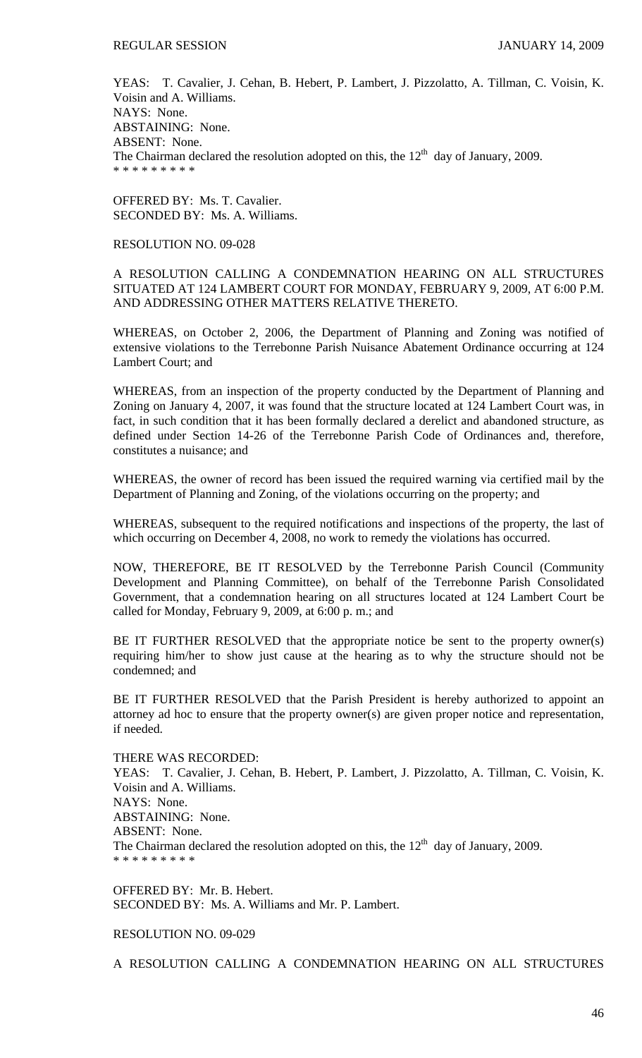YEAS: T. Cavalier, J. Cehan, B. Hebert, P. Lambert, J. Pizzolatto, A. Tillman, C. Voisin, K. Voisin and A. Williams.
NAYS: None.
ABSTAINING: None.
ABSENT: None.
The Chairman declared the resolution adopted on this, the 12th day of January, 2009.
* * * * * * * * *

OFFERED BY: Ms. T. Cavalier.
SECONDED BY: Ms. A. Williams.

RESOLUTION NO. 09-028

A RESOLUTION CALLING A CONDEMNATION HEARING ON ALL STRUCTURES SITUATED AT 124 LAMBERT COURT FOR MONDAY, FEBRUARY 9, 2009, AT 6:00 P.M. AND ADDRESSING OTHER MATTERS RELATIVE THERETO.

WHEREAS, on October 2, 2006, the Department of Planning and Zoning was notified of extensive violations to the Terrebonne Parish Nuisance Abatement Ordinance occurring at 124 Lambert Court; and

WHEREAS, from an inspection of the property conducted by the Department of Planning and Zoning on January 4, 2007, it was found that the structure located at 124 Lambert Court was, in fact, in such condition that it has been formally declared a derelict and abandoned structure, as defined under Section 14-26 of the Terrebonne Parish Code of Ordinances and, therefore, constitutes a nuisance; and

WHEREAS, the owner of record has been issued the required warning via certified mail by the Department of Planning and Zoning, of the violations occurring on the property; and

WHEREAS, subsequent to the required notifications and inspections of the property, the last of which occurring on December 4, 2008, no work to remedy the violations has occurred.

NOW, THEREFORE, BE IT RESOLVED by the Terrebonne Parish Council (Community Development and Planning Committee), on behalf of the Terrebonne Parish Consolidated Government, that a condemnation hearing on all structures located at 124 Lambert Court be called for Monday, February 9, 2009, at 6:00 p. m.; and

BE IT FURTHER RESOLVED that the appropriate notice be sent to the property owner(s) requiring him/her to show just cause at the hearing as to why the structure should not be condemned; and

BE IT FURTHER RESOLVED that the Parish President is hereby authorized to appoint an attorney ad hoc to ensure that the property owner(s) are given proper notice and representation, if needed.

THERE WAS RECORDED:
YEAS: T. Cavalier, J. Cehan, B. Hebert, P. Lambert, J. Pizzolatto, A. Tillman, C. Voisin, K. Voisin and A. Williams.
NAYS: None.
ABSTAINING: None.
ABSENT: None.
The Chairman declared the resolution adopted on this, the 12th day of January, 2009.
* * * * * * * * *

OFFERED BY: Mr. B. Hebert.
SECONDED BY: Ms. A. Williams and Mr. P. Lambert.

RESOLUTION NO. 09-029

A RESOLUTION CALLING A CONDEMNATION HEARING ON ALL STRUCTURES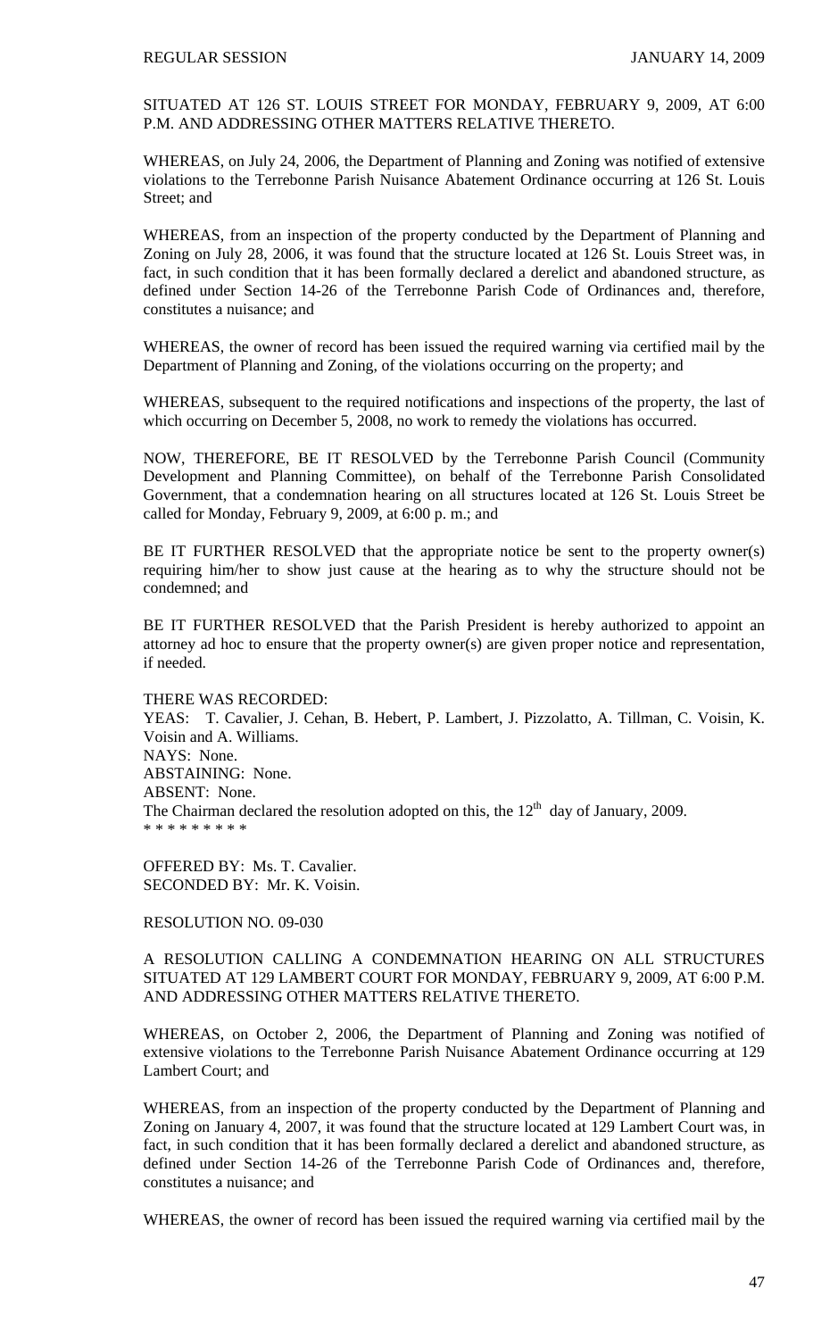SITUATED AT 126 ST. LOUIS STREET FOR MONDAY, FEBRUARY 9, 2009, AT 6:00 P.M. AND ADDRESSING OTHER MATTERS RELATIVE THERETO.

WHEREAS, on July 24, 2006, the Department of Planning and Zoning was notified of extensive violations to the Terrebonne Parish Nuisance Abatement Ordinance occurring at 126 St. Louis Street; and

WHEREAS, from an inspection of the property conducted by the Department of Planning and Zoning on July 28, 2006, it was found that the structure located at 126 St. Louis Street was, in fact, in such condition that it has been formally declared a derelict and abandoned structure, as defined under Section 14-26 of the Terrebonne Parish Code of Ordinances and, therefore, constitutes a nuisance; and

WHEREAS, the owner of record has been issued the required warning via certified mail by the Department of Planning and Zoning, of the violations occurring on the property; and

WHEREAS, subsequent to the required notifications and inspections of the property, the last of which occurring on December 5, 2008, no work to remedy the violations has occurred.

NOW, THEREFORE, BE IT RESOLVED by the Terrebonne Parish Council (Community Development and Planning Committee), on behalf of the Terrebonne Parish Consolidated Government, that a condemnation hearing on all structures located at 126 St. Louis Street be called for Monday, February 9, 2009, at 6:00 p. m.; and

BE IT FURTHER RESOLVED that the appropriate notice be sent to the property owner(s) requiring him/her to show just cause at the hearing as to why the structure should not be condemned; and

BE IT FURTHER RESOLVED that the Parish President is hereby authorized to appoint an attorney ad hoc to ensure that the property owner(s) are given proper notice and representation, if needed.

THERE WAS RECORDED:
YEAS: T. Cavalier, J. Cehan, B. Hebert, P. Lambert, J. Pizzolatto, A. Tillman, C. Voisin, K. Voisin and A. Williams.
NAYS: None.
ABSTAINING: None.
ABSENT: None.
The Chairman declared the resolution adopted on this, the 12th day of January, 2009.
* * * * * * * * *

OFFERED BY: Ms. T. Cavalier.
SECONDED BY: Mr. K. Voisin.

RESOLUTION NO. 09-030

A RESOLUTION CALLING A CONDEMNATION HEARING ON ALL STRUCTURES SITUATED AT 129 LAMBERT COURT FOR MONDAY, FEBRUARY 9, 2009, AT 6:00 P.M. AND ADDRESSING OTHER MATTERS RELATIVE THERETO.

WHEREAS, on October 2, 2006, the Department of Planning and Zoning was notified of extensive violations to the Terrebonne Parish Nuisance Abatement Ordinance occurring at 129 Lambert Court; and

WHEREAS, from an inspection of the property conducted by the Department of Planning and Zoning on January 4, 2007, it was found that the structure located at 129 Lambert Court was, in fact, in such condition that it has been formally declared a derelict and abandoned structure, as defined under Section 14-26 of the Terrebonne Parish Code of Ordinances and, therefore, constitutes a nuisance; and

WHEREAS, the owner of record has been issued the required warning via certified mail by the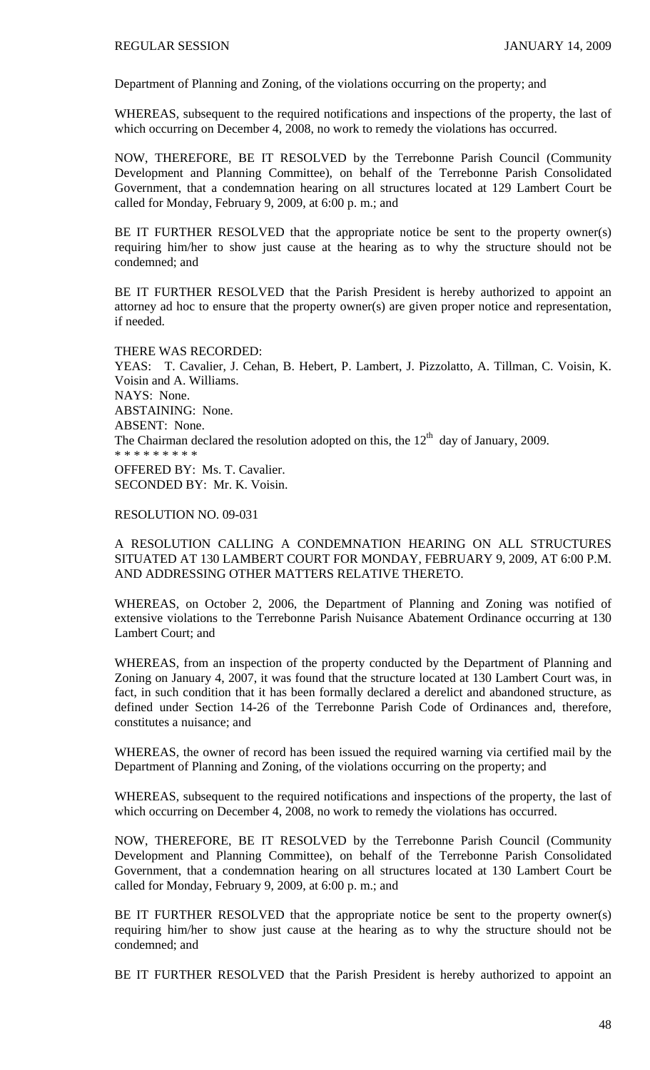Department of Planning and Zoning, of the violations occurring on the property; and

WHEREAS, subsequent to the required notifications and inspections of the property, the last of which occurring on December 4, 2008, no work to remedy the violations has occurred.

NOW, THEREFORE, BE IT RESOLVED by the Terrebonne Parish Council (Community Development and Planning Committee), on behalf of the Terrebonne Parish Consolidated Government, that a condemnation hearing on all structures located at 129 Lambert Court be called for Monday, February 9, 2009, at 6:00 p. m.; and

BE IT FURTHER RESOLVED that the appropriate notice be sent to the property owner(s) requiring him/her to show just cause at the hearing as to why the structure should not be condemned; and

BE IT FURTHER RESOLVED that the Parish President is hereby authorized to appoint an attorney ad hoc to ensure that the property owner(s) are given proper notice and representation, if needed.

THERE WAS RECORDED:
YEAS: T. Cavalier, J. Cehan, B. Hebert, P. Lambert, J. Pizzolatto, A. Tillman, C. Voisin, K. Voisin and A. Williams.
NAYS: None.
ABSTAINING: None.
ABSENT: None.
The Chairman declared the resolution adopted on this, the 12th day of January, 2009.
* * * * * * * * *
OFFERED BY: Ms. T. Cavalier.
SECONDED BY: Mr. K. Voisin.

RESOLUTION NO. 09-031

A RESOLUTION CALLING A CONDEMNATION HEARING ON ALL STRUCTURES SITUATED AT 130 LAMBERT COURT FOR MONDAY, FEBRUARY 9, 2009, AT 6:00 P.M. AND ADDRESSING OTHER MATTERS RELATIVE THERETO.

WHEREAS, on October 2, 2006, the Department of Planning and Zoning was notified of extensive violations to the Terrebonne Parish Nuisance Abatement Ordinance occurring at 130 Lambert Court; and

WHEREAS, from an inspection of the property conducted by the Department of Planning and Zoning on January 4, 2007, it was found that the structure located at 130 Lambert Court was, in fact, in such condition that it has been formally declared a derelict and abandoned structure, as defined under Section 14-26 of the Terrebonne Parish Code of Ordinances and, therefore, constitutes a nuisance; and

WHEREAS, the owner of record has been issued the required warning via certified mail by the Department of Planning and Zoning, of the violations occurring on the property; and

WHEREAS, subsequent to the required notifications and inspections of the property, the last of which occurring on December 4, 2008, no work to remedy the violations has occurred.

NOW, THEREFORE, BE IT RESOLVED by the Terrebonne Parish Council (Community Development and Planning Committee), on behalf of the Terrebonne Parish Consolidated Government, that a condemnation hearing on all structures located at 130 Lambert Court be called for Monday, February 9, 2009, at 6:00 p. m.; and

BE IT FURTHER RESOLVED that the appropriate notice be sent to the property owner(s) requiring him/her to show just cause at the hearing as to why the structure should not be condemned; and

BE IT FURTHER RESOLVED that the Parish President is hereby authorized to appoint an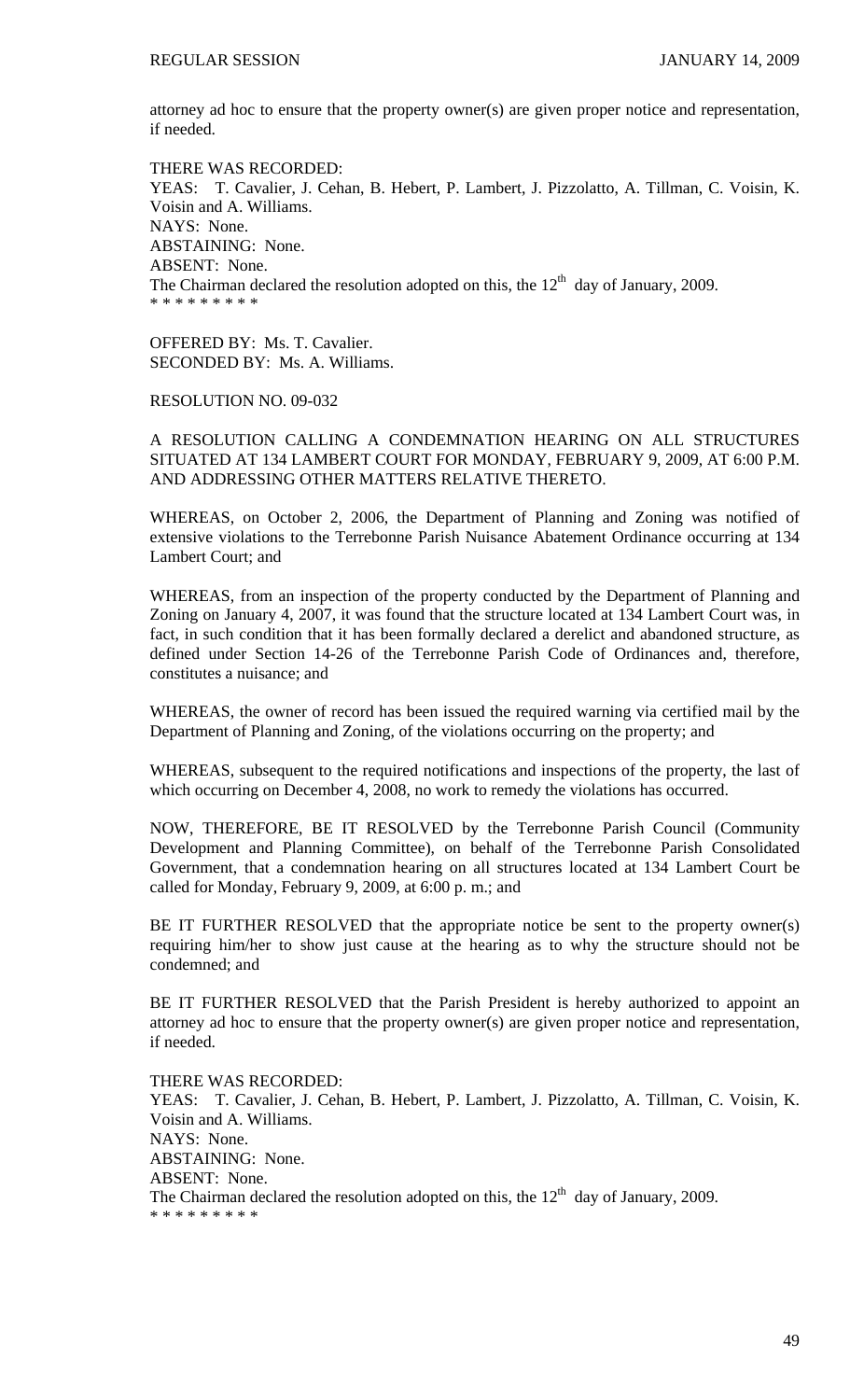attorney ad hoc to ensure that the property owner(s) are given proper notice and representation, if needed.

THERE WAS RECORDED:
YEAS: T. Cavalier, J. Cehan, B. Hebert, P. Lambert, J. Pizzolatto, A. Tillman, C. Voisin, K. Voisin and A. Williams.
NAYS: None.
ABSTAINING: None.
ABSENT: None.
The Chairman declared the resolution adopted on this, the 12th day of January, 2009.
\* \* \* \* \* \* \* \* \*

OFFERED BY: Ms. T. Cavalier.
SECONDED BY: Ms. A. Williams.

RESOLUTION NO. 09-032

A RESOLUTION CALLING A CONDEMNATION HEARING ON ALL STRUCTURES SITUATED AT 134 LAMBERT COURT FOR MONDAY, FEBRUARY 9, 2009, AT 6:00 P.M. AND ADDRESSING OTHER MATTERS RELATIVE THERETO.

WHEREAS, on October 2, 2006, the Department of Planning and Zoning was notified of extensive violations to the Terrebonne Parish Nuisance Abatement Ordinance occurring at 134 Lambert Court; and

WHEREAS, from an inspection of the property conducted by the Department of Planning and Zoning on January 4, 2007, it was found that the structure located at 134 Lambert Court was, in fact, in such condition that it has been formally declared a derelict and abandoned structure, as defined under Section 14-26 of the Terrebonne Parish Code of Ordinances and, therefore, constitutes a nuisance; and

WHEREAS, the owner of record has been issued the required warning via certified mail by the Department of Planning and Zoning, of the violations occurring on the property; and

WHEREAS, subsequent to the required notifications and inspections of the property, the last of which occurring on December 4, 2008, no work to remedy the violations has occurred.

NOW, THEREFORE, BE IT RESOLVED by the Terrebonne Parish Council (Community Development and Planning Committee), on behalf of the Terrebonne Parish Consolidated Government, that a condemnation hearing on all structures located at 134 Lambert Court be called for Monday, February 9, 2009, at 6:00 p. m.; and

BE IT FURTHER RESOLVED that the appropriate notice be sent to the property owner(s) requiring him/her to show just cause at the hearing as to why the structure should not be condemned; and

BE IT FURTHER RESOLVED that the Parish President is hereby authorized to appoint an attorney ad hoc to ensure that the property owner(s) are given proper notice and representation, if needed.

THERE WAS RECORDED:
YEAS: T. Cavalier, J. Cehan, B. Hebert, P. Lambert, J. Pizzolatto, A. Tillman, C. Voisin, K. Voisin and A. Williams.
NAYS: None.
ABSTAINING: None.
ABSENT: None.
The Chairman declared the resolution adopted on this, the 12th day of January, 2009.
\* \* \* \* \* \* \* \* \*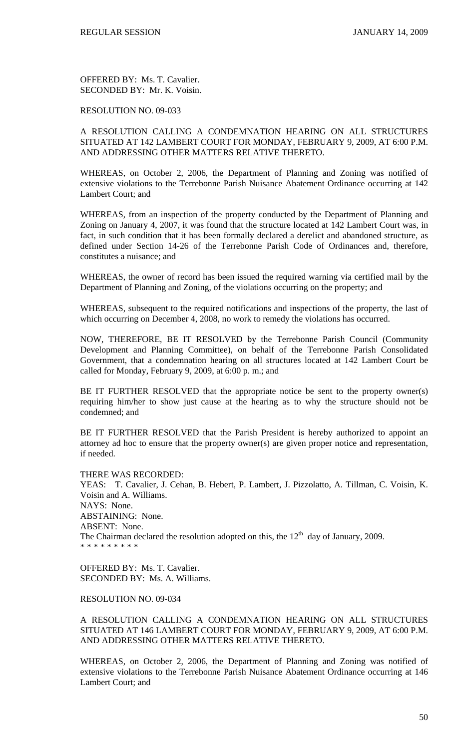OFFERED BY: Ms. T. Cavalier.
SECONDED BY: Mr. K. Voisin.

RESOLUTION NO. 09-033

A RESOLUTION CALLING A CONDEMNATION HEARING ON ALL STRUCTURES SITUATED AT 142 LAMBERT COURT FOR MONDAY, FEBRUARY 9, 2009, AT 6:00 P.M. AND ADDRESSING OTHER MATTERS RELATIVE THERETO.

WHEREAS, on October 2, 2006, the Department of Planning and Zoning was notified of extensive violations to the Terrebonne Parish Nuisance Abatement Ordinance occurring at 142 Lambert Court; and

WHEREAS, from an inspection of the property conducted by the Department of Planning and Zoning on January 4, 2007, it was found that the structure located at 142 Lambert Court was, in fact, in such condition that it has been formally declared a derelict and abandoned structure, as defined under Section 14-26 of the Terrebonne Parish Code of Ordinances and, therefore, constitutes a nuisance; and

WHEREAS, the owner of record has been issued the required warning via certified mail by the Department of Planning and Zoning, of the violations occurring on the property; and

WHEREAS, subsequent to the required notifications and inspections of the property, the last of which occurring on December 4, 2008, no work to remedy the violations has occurred.

NOW, THEREFORE, BE IT RESOLVED by the Terrebonne Parish Council (Community Development and Planning Committee), on behalf of the Terrebonne Parish Consolidated Government, that a condemnation hearing on all structures located at 142 Lambert Court be called for Monday, February 9, 2009, at 6:00 p. m.; and

BE IT FURTHER RESOLVED that the appropriate notice be sent to the property owner(s) requiring him/her to show just cause at the hearing as to why the structure should not be condemned; and

BE IT FURTHER RESOLVED that the Parish President is hereby authorized to appoint an attorney ad hoc to ensure that the property owner(s) are given proper notice and representation, if needed.

THERE WAS RECORDED:
YEAS: T. Cavalier, J. Cehan, B. Hebert, P. Lambert, J. Pizzolatto, A. Tillman, C. Voisin, K. Voisin and A. Williams.
NAYS: None.
ABSTAINING: None.
ABSENT: None.
The Chairman declared the resolution adopted on this, the 12th day of January, 2009.
\* \* \* \* \* \* \* \* \*

OFFERED BY: Ms. T. Cavalier.
SECONDED BY: Ms. A. Williams.

RESOLUTION NO. 09-034

A RESOLUTION CALLING A CONDEMNATION HEARING ON ALL STRUCTURES SITUATED AT 146 LAMBERT COURT FOR MONDAY, FEBRUARY 9, 2009, AT 6:00 P.M. AND ADDRESSING OTHER MATTERS RELATIVE THERETO.

WHEREAS, on October 2, 2006, the Department of Planning and Zoning was notified of extensive violations to the Terrebonne Parish Nuisance Abatement Ordinance occurring at 146 Lambert Court; and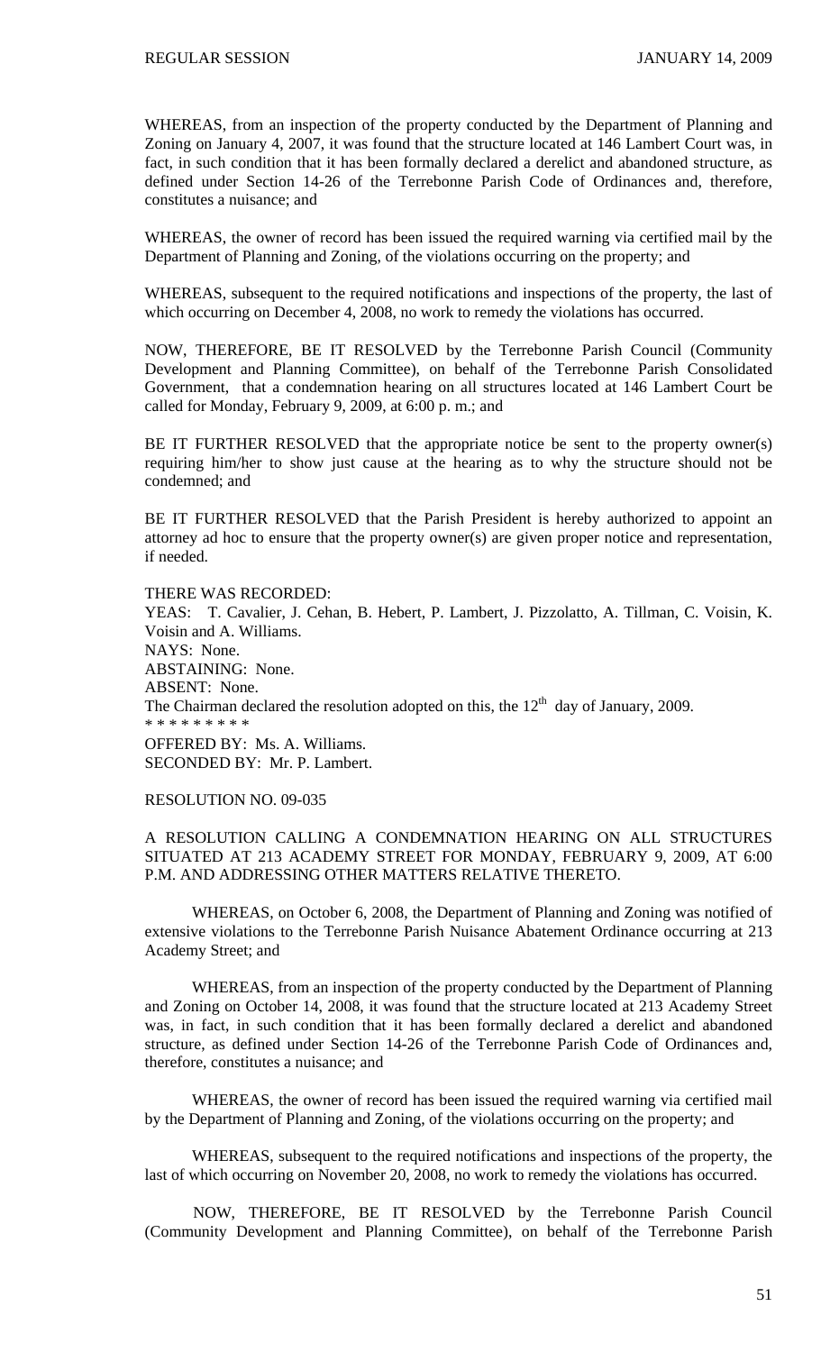WHEREAS, from an inspection of the property conducted by the Department of Planning and Zoning on January 4, 2007, it was found that the structure located at 146 Lambert Court was, in fact, in such condition that it has been formally declared a derelict and abandoned structure, as defined under Section 14-26 of the Terrebonne Parish Code of Ordinances and, therefore, constitutes a nuisance; and

WHEREAS, the owner of record has been issued the required warning via certified mail by the Department of Planning and Zoning, of the violations occurring on the property; and

WHEREAS, subsequent to the required notifications and inspections of the property, the last of which occurring on December 4, 2008, no work to remedy the violations has occurred.

NOW, THEREFORE, BE IT RESOLVED by the Terrebonne Parish Council (Community Development and Planning Committee), on behalf of the Terrebonne Parish Consolidated Government, that a condemnation hearing on all structures located at 146 Lambert Court be called for Monday, February 9, 2009, at 6:00 p. m.; and

BE IT FURTHER RESOLVED that the appropriate notice be sent to the property owner(s) requiring him/her to show just cause at the hearing as to why the structure should not be condemned; and

BE IT FURTHER RESOLVED that the Parish President is hereby authorized to appoint an attorney ad hoc to ensure that the property owner(s) are given proper notice and representation, if needed.

THERE WAS RECORDED:
YEAS: T. Cavalier, J. Cehan, B. Hebert, P. Lambert, J. Pizzolatto, A. Tillman, C. Voisin, K. Voisin and A. Williams.
NAYS: None.
ABSTAINING: None.
ABSENT: None.
The Chairman declared the resolution adopted on this, the 12th day of January, 2009.

* * * * * * * * *

OFFERED BY: Ms. A. Williams.
SECONDED BY: Mr. P. Lambert.

RESOLUTION NO. 09-035

A RESOLUTION CALLING A CONDEMNATION HEARING ON ALL STRUCTURES SITUATED AT 213 ACADEMY STREET FOR MONDAY, FEBRUARY 9, 2009, AT 6:00 P.M. AND ADDRESSING OTHER MATTERS RELATIVE THERETO.

WHEREAS, on October 6, 2008, the Department of Planning and Zoning was notified of extensive violations to the Terrebonne Parish Nuisance Abatement Ordinance occurring at 213 Academy Street; and

WHEREAS, from an inspection of the property conducted by the Department of Planning and Zoning on October 14, 2008, it was found that the structure located at 213 Academy Street was, in fact, in such condition that it has been formally declared a derelict and abandoned structure, as defined under Section 14-26 of the Terrebonne Parish Code of Ordinances and, therefore, constitutes a nuisance; and

WHEREAS, the owner of record has been issued the required warning via certified mail by the Department of Planning and Zoning, of the violations occurring on the property; and

WHEREAS, subsequent to the required notifications and inspections of the property, the last of which occurring on November 20, 2008, no work to remedy the violations has occurred.

NOW, THEREFORE, BE IT RESOLVED by the Terrebonne Parish Council (Community Development and Planning Committee), on behalf of the Terrebonne Parish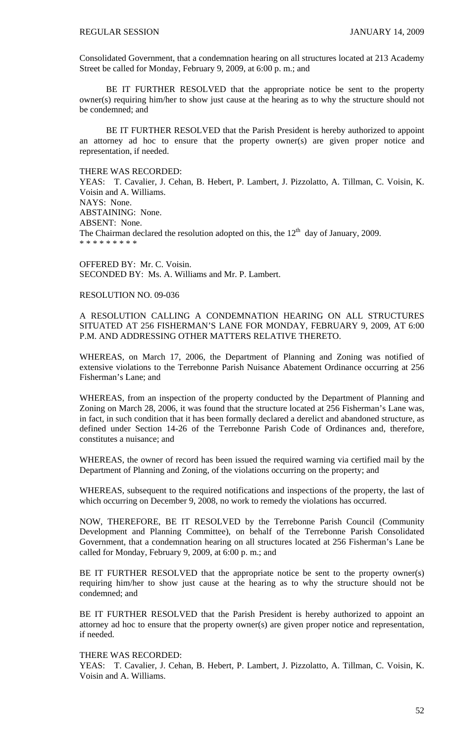Consolidated Government, that a condemnation hearing on all structures located at 213 Academy Street be called for Monday, February 9, 2009, at 6:00 p. m.; and

BE IT FURTHER RESOLVED that the appropriate notice be sent to the property owner(s) requiring him/her to show just cause at the hearing as to why the structure should not be condemned; and

BE IT FURTHER RESOLVED that the Parish President is hereby authorized to appoint an attorney ad hoc to ensure that the property owner(s) are given proper notice and representation, if needed.

THERE WAS RECORDED:
YEAS: T. Cavalier, J. Cehan, B. Hebert, P. Lambert, J. Pizzolatto, A. Tillman, C. Voisin, K. Voisin and A. Williams.
NAYS: None.
ABSTAINING: None.
ABSENT: None.
The Chairman declared the resolution adopted on this, the 12th day of January, 2009.
\* \* \* \* \* \* \* \* \*

OFFERED BY: Mr. C. Voisin.
SECONDED BY: Ms. A. Williams and Mr. P. Lambert.

RESOLUTION NO. 09-036

A RESOLUTION CALLING A CONDEMNATION HEARING ON ALL STRUCTURES SITUATED AT 256 FISHERMAN'S LANE FOR MONDAY, FEBRUARY 9, 2009, AT 6:00 P.M. AND ADDRESSING OTHER MATTERS RELATIVE THERETO.

WHEREAS, on March 17, 2006, the Department of Planning and Zoning was notified of extensive violations to the Terrebonne Parish Nuisance Abatement Ordinance occurring at 256 Fisherman's Lane; and

WHEREAS, from an inspection of the property conducted by the Department of Planning and Zoning on March 28, 2006, it was found that the structure located at 256 Fisherman's Lane was, in fact, in such condition that it has been formally declared a derelict and abandoned structure, as defined under Section 14-26 of the Terrebonne Parish Code of Ordinances and, therefore, constitutes a nuisance; and

WHEREAS, the owner of record has been issued the required warning via certified mail by the Department of Planning and Zoning, of the violations occurring on the property; and

WHEREAS, subsequent to the required notifications and inspections of the property, the last of which occurring on December 9, 2008, no work to remedy the violations has occurred.

NOW, THEREFORE, BE IT RESOLVED by the Terrebonne Parish Council (Community Development and Planning Committee), on behalf of the Terrebonne Parish Consolidated Government, that a condemnation hearing on all structures located at 256 Fisherman's Lane be called for Monday, February 9, 2009, at 6:00 p. m.; and

BE IT FURTHER RESOLVED that the appropriate notice be sent to the property owner(s) requiring him/her to show just cause at the hearing as to why the structure should not be condemned; and

BE IT FURTHER RESOLVED that the Parish President is hereby authorized to appoint an attorney ad hoc to ensure that the property owner(s) are given proper notice and representation, if needed.

THERE WAS RECORDED:
YEAS: T. Cavalier, J. Cehan, B. Hebert, P. Lambert, J. Pizzolatto, A. Tillman, C. Voisin, K. Voisin and A. Williams.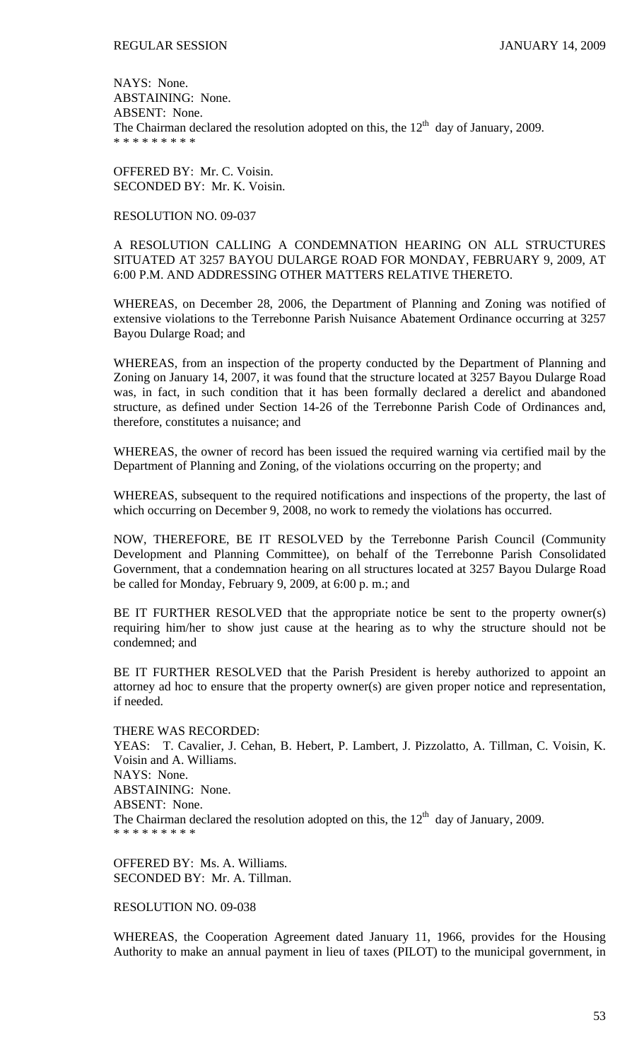NAYS: None.
ABSTAINING: None.
ABSENT: None.
The Chairman declared the resolution adopted on this, the 12th day of January, 2009.
\* \* \* \* \* \* \* \* \*

OFFERED BY: Mr. C. Voisin.
SECONDED BY: Mr. K. Voisin.

RESOLUTION NO. 09-037

A RESOLUTION CALLING A CONDEMNATION HEARING ON ALL STRUCTURES SITUATED AT 3257 BAYOU DULARGE ROAD FOR MONDAY, FEBRUARY 9, 2009, AT 6:00 P.M. AND ADDRESSING OTHER MATTERS RELATIVE THERETO.

WHEREAS, on December 28, 2006, the Department of Planning and Zoning was notified of extensive violations to the Terrebonne Parish Nuisance Abatement Ordinance occurring at 3257 Bayou Dularge Road; and

WHEREAS, from an inspection of the property conducted by the Department of Planning and Zoning on January 14, 2007, it was found that the structure located at 3257 Bayou Dularge Road was, in fact, in such condition that it has been formally declared a derelict and abandoned structure, as defined under Section 14-26 of the Terrebonne Parish Code of Ordinances and, therefore, constitutes a nuisance; and

WHEREAS, the owner of record has been issued the required warning via certified mail by the Department of Planning and Zoning, of the violations occurring on the property; and

WHEREAS, subsequent to the required notifications and inspections of the property, the last of which occurring on December 9, 2008, no work to remedy the violations has occurred.

NOW, THEREFORE, BE IT RESOLVED by the Terrebonne Parish Council (Community Development and Planning Committee), on behalf of the Terrebonne Parish Consolidated Government, that a condemnation hearing on all structures located at 3257 Bayou Dularge Road be called for Monday, February 9, 2009, at 6:00 p. m.; and

BE IT FURTHER RESOLVED that the appropriate notice be sent to the property owner(s) requiring him/her to show just cause at the hearing as to why the structure should not be condemned; and

BE IT FURTHER RESOLVED that the Parish President is hereby authorized to appoint an attorney ad hoc to ensure that the property owner(s) are given proper notice and representation, if needed.

THERE WAS RECORDED:
YEAS: T. Cavalier, J. Cehan, B. Hebert, P. Lambert, J. Pizzolatto, A. Tillman, C. Voisin, K. Voisin and A. Williams.
NAYS: None.
ABSTAINING: None.
ABSENT: None.
The Chairman declared the resolution adopted on this, the 12th day of January, 2009.
\* \* \* \* \* \* \* \* \*

OFFERED BY: Ms. A. Williams.
SECONDED BY: Mr. A. Tillman.

RESOLUTION NO. 09-038

WHEREAS, the Cooperation Agreement dated January 11, 1966, provides for the Housing Authority to make an annual payment in lieu of taxes (PILOT) to the municipal government, in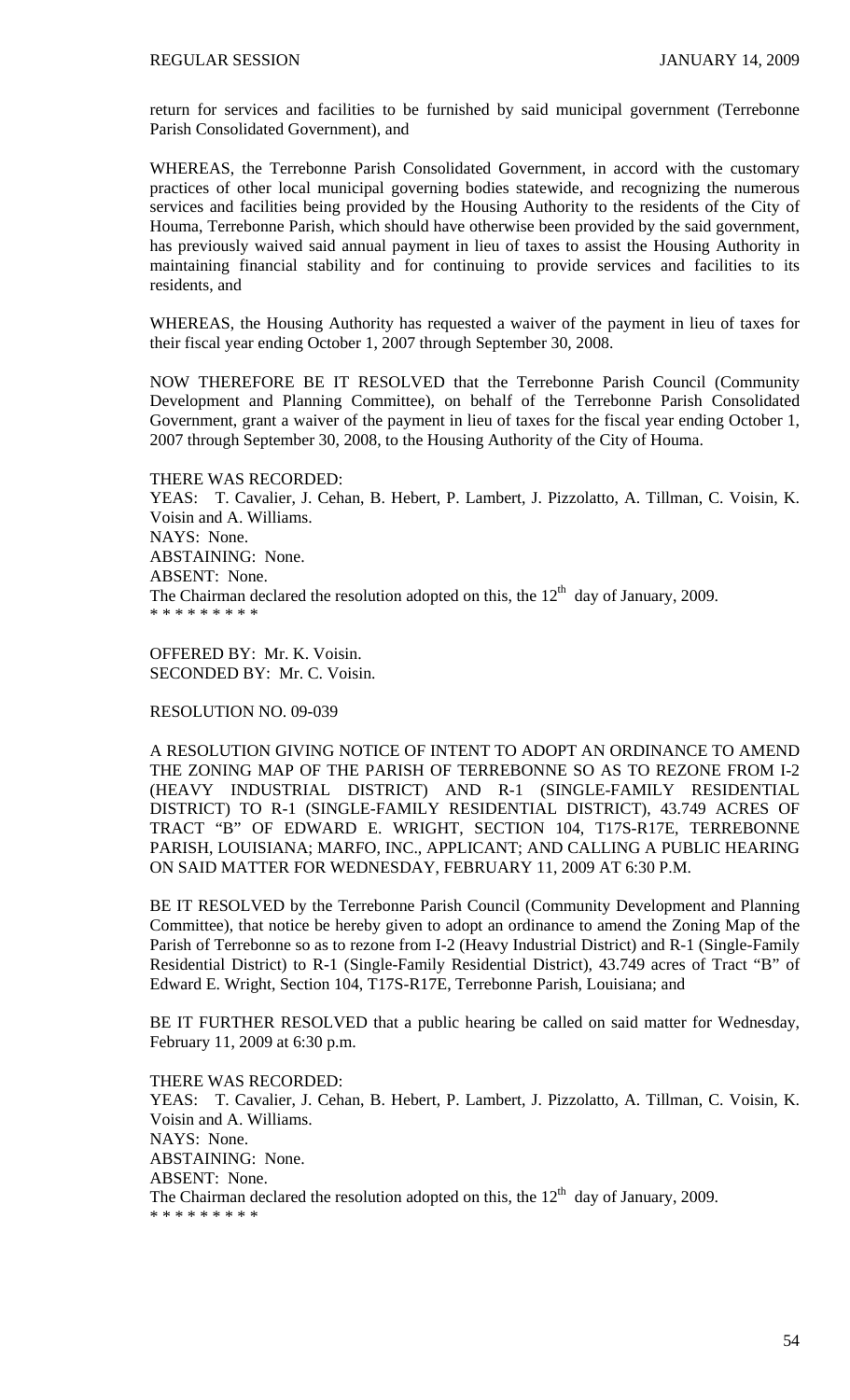return for services and facilities to be furnished by said municipal government (Terrebonne Parish Consolidated Government), and

WHEREAS, the Terrebonne Parish Consolidated Government, in accord with the customary practices of other local municipal governing bodies statewide, and recognizing the numerous services and facilities being provided by the Housing Authority to the residents of the City of Houma, Terrebonne Parish, which should have otherwise been provided by the said government, has previously waived said annual payment in lieu of taxes to assist the Housing Authority in maintaining financial stability and for continuing to provide services and facilities to its residents, and

WHEREAS, the Housing Authority has requested a waiver of the payment in lieu of taxes for their fiscal year ending October 1, 2007 through September 30, 2008.

NOW THEREFORE BE IT RESOLVED that the Terrebonne Parish Council (Community Development and Planning Committee), on behalf of the Terrebonne Parish Consolidated Government, grant a waiver of the payment in lieu of taxes for the fiscal year ending October 1, 2007 through September 30, 2008, to the Housing Authority of the City of Houma.

THERE WAS RECORDED:
YEAS: T. Cavalier, J. Cehan, B. Hebert, P. Lambert, J. Pizzolatto, A. Tillman, C. Voisin, K. Voisin and A. Williams.
NAYS: None.
ABSTAINING: None.
ABSENT: None.
The Chairman declared the resolution adopted on this, the 12th day of January, 2009.
* * * * * * * * *

OFFERED BY: Mr. K. Voisin.
SECONDED BY: Mr. C. Voisin.

RESOLUTION NO. 09-039

A RESOLUTION GIVING NOTICE OF INTENT TO ADOPT AN ORDINANCE TO AMEND THE ZONING MAP OF THE PARISH OF TERREBONNE SO AS TO REZONE FROM I-2 (HEAVY INDUSTRIAL DISTRICT) AND R-1 (SINGLE-FAMILY RESIDENTIAL DISTRICT) TO R-1 (SINGLE-FAMILY RESIDENTIAL DISTRICT), 43.749 ACRES OF TRACT "B" OF EDWARD E. WRIGHT, SECTION 104, T17S-R17E, TERREBONNE PARISH, LOUISIANA; MARFO, INC., APPLICANT; AND CALLING A PUBLIC HEARING ON SAID MATTER FOR WEDNESDAY, FEBRUARY 11, 2009 AT 6:30 P.M.

BE IT RESOLVED by the Terrebonne Parish Council (Community Development and Planning Committee), that notice be hereby given to adopt an ordinance to amend the Zoning Map of the Parish of Terrebonne so as to rezone from I-2 (Heavy Industrial District) and R-1 (Single-Family Residential District) to R-1 (Single-Family Residential District), 43.749 acres of Tract "B" of Edward E. Wright, Section 104, T17S-R17E, Terrebonne Parish, Louisiana; and

BE IT FURTHER RESOLVED that a public hearing be called on said matter for Wednesday, February 11, 2009 at 6:30 p.m.

THERE WAS RECORDED:
YEAS: T. Cavalier, J. Cehan, B. Hebert, P. Lambert, J. Pizzolatto, A. Tillman, C. Voisin, K. Voisin and A. Williams.
NAYS: None.
ABSTAINING: None.
ABSENT: None.
The Chairman declared the resolution adopted on this, the 12th day of January, 2009.
* * * * * * * * *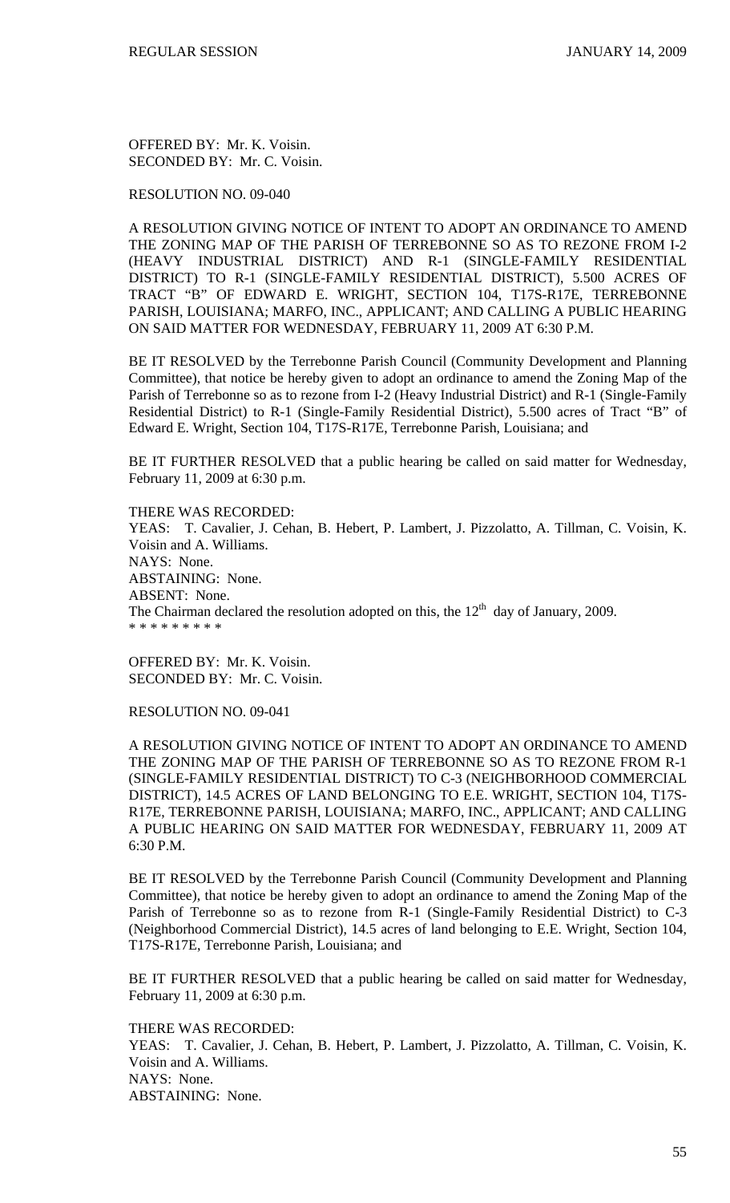OFFERED BY: Mr. K. Voisin.
SECONDED BY: Mr. C. Voisin.

RESOLUTION NO. 09-040

A RESOLUTION GIVING NOTICE OF INTENT TO ADOPT AN ORDINANCE TO AMEND THE ZONING MAP OF THE PARISH OF TERREBONNE SO AS TO REZONE FROM I-2 (HEAVY INDUSTRIAL DISTRICT) AND R-1 (SINGLE-FAMILY RESIDENTIAL DISTRICT) TO R-1 (SINGLE-FAMILY RESIDENTIAL DISTRICT), 5.500 ACRES OF TRACT "B" OF EDWARD E. WRIGHT, SECTION 104, T17S-R17E, TERREBONNE PARISH, LOUISIANA; MARFO, INC., APPLICANT; AND CALLING A PUBLIC HEARING ON SAID MATTER FOR WEDNESDAY, FEBRUARY 11, 2009 AT 6:30 P.M.

BE IT RESOLVED by the Terrebonne Parish Council (Community Development and Planning Committee), that notice be hereby given to adopt an ordinance to amend the Zoning Map of the Parish of Terrebonne so as to rezone from I-2 (Heavy Industrial District) and R-1 (Single-Family Residential District) to R-1 (Single-Family Residential District), 5.500 acres of Tract "B" of Edward E. Wright, Section 104, T17S-R17E, Terrebonne Parish, Louisiana; and

BE IT FURTHER RESOLVED that a public hearing be called on said matter for Wednesday, February 11, 2009 at 6:30 p.m.

THERE WAS RECORDED:
YEAS: T. Cavalier, J. Cehan, B. Hebert, P. Lambert, J. Pizzolatto, A. Tillman, C. Voisin, K. Voisin and A. Williams.
NAYS: None.
ABSTAINING: None.
ABSENT: None.
The Chairman declared the resolution adopted on this, the 12th day of January, 2009.
* * * * * * * * *

OFFERED BY: Mr. K. Voisin.
SECONDED BY: Mr. C. Voisin.

RESOLUTION NO. 09-041

A RESOLUTION GIVING NOTICE OF INTENT TO ADOPT AN ORDINANCE TO AMEND THE ZONING MAP OF THE PARISH OF TERREBONNE SO AS TO REZONE FROM R-1 (SINGLE-FAMILY RESIDENTIAL DISTRICT) TO C-3 (NEIGHBORHOOD COMMERCIAL DISTRICT), 14.5 ACRES OF LAND BELONGING TO E.E. WRIGHT, SECTION 104, T17S-R17E, TERREBONNE PARISH, LOUISIANA; MARFO, INC., APPLICANT; AND CALLING A PUBLIC HEARING ON SAID MATTER FOR WEDNESDAY, FEBRUARY 11, 2009 AT 6:30 P.M.

BE IT RESOLVED by the Terrebonne Parish Council (Community Development and Planning Committee), that notice be hereby given to adopt an ordinance to amend the Zoning Map of the Parish of Terrebonne so as to rezone from R-1 (Single-Family Residential District) to C-3 (Neighborhood Commercial District), 14.5 acres of land belonging to E.E. Wright, Section 104, T17S-R17E, Terrebonne Parish, Louisiana; and

BE IT FURTHER RESOLVED that a public hearing be called on said matter for Wednesday, February 11, 2009 at 6:30 p.m.

THERE WAS RECORDED:
YEAS: T. Cavalier, J. Cehan, B. Hebert, P. Lambert, J. Pizzolatto, A. Tillman, C. Voisin, K. Voisin and A. Williams.
NAYS: None.
ABSTAINING: None.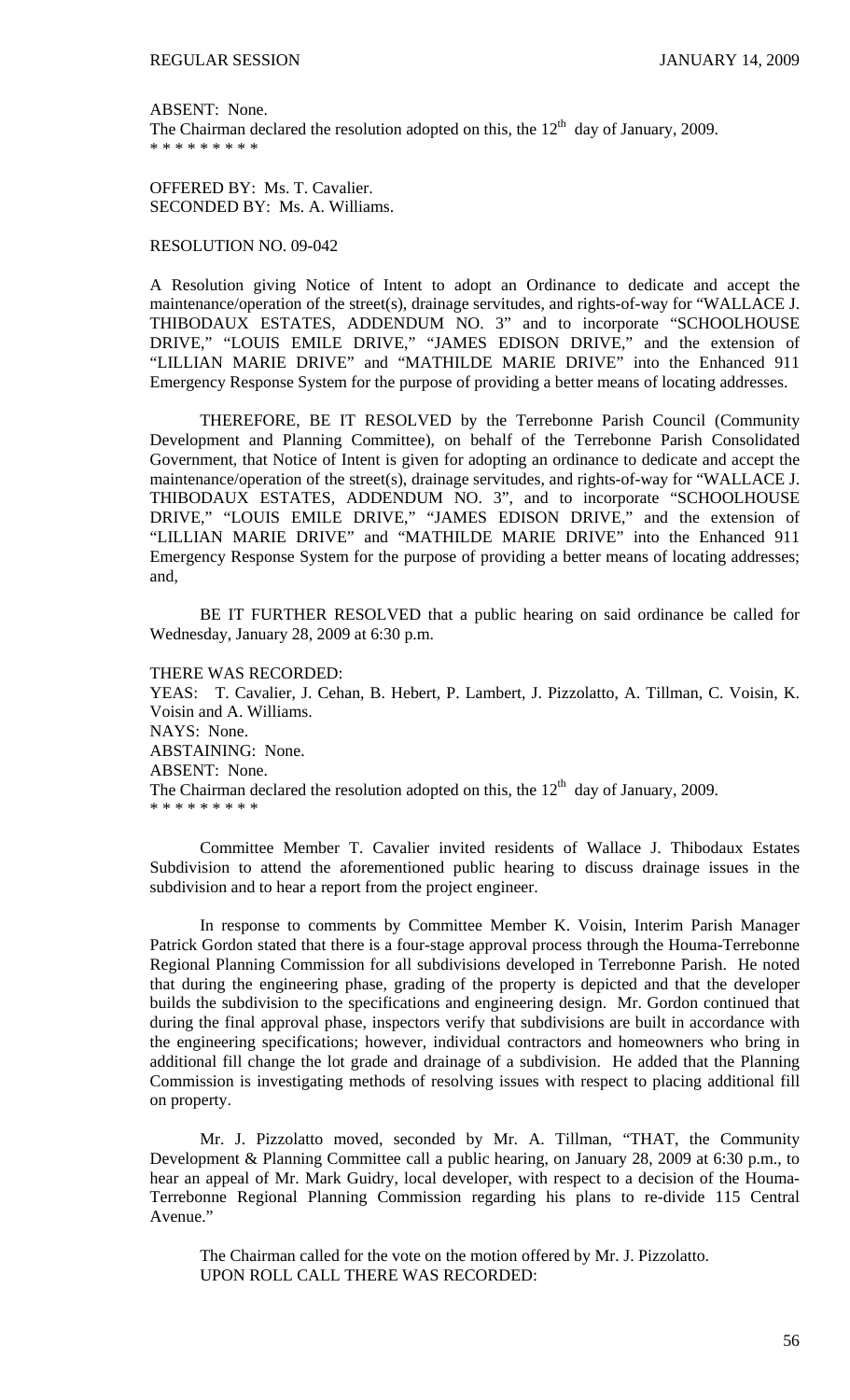ABSENT: None.
The Chairman declared the resolution adopted on this, the 12th day of January, 2009.
\* \* \* \* \* \* \* \* \*

OFFERED BY: Ms. T. Cavalier.
SECONDED BY: Ms. A. Williams.

RESOLUTION NO. 09-042

A Resolution giving Notice of Intent to adopt an Ordinance to dedicate and accept the maintenance/operation of the street(s), drainage servitudes, and rights-of-way for "WALLACE J. THIBODAUX ESTATES, ADDENDUM NO. 3" and to incorporate "SCHOOLHOUSE DRIVE," "LOUIS EMILE DRIVE," "JAMES EDISON DRIVE," and the extension of "LILLIAN MARIE DRIVE" and "MATHILDE MARIE DRIVE" into the Enhanced 911 Emergency Response System for the purpose of providing a better means of locating addresses.

THEREFORE, BE IT RESOLVED by the Terrebonne Parish Council (Community Development and Planning Committee), on behalf of the Terrebonne Parish Consolidated Government, that Notice of Intent is given for adopting an ordinance to dedicate and accept the maintenance/operation of the street(s), drainage servitudes, and rights-of-way for "WALLACE J. THIBODAUX ESTATES, ADDENDUM NO. 3", and to incorporate "SCHOOLHOUSE DRIVE," "LOUIS EMILE DRIVE," "JAMES EDISON DRIVE," and the extension of "LILLIAN MARIE DRIVE" and "MATHILDE MARIE DRIVE" into the Enhanced 911 Emergency Response System for the purpose of providing a better means of locating addresses; and,

BE IT FURTHER RESOLVED that a public hearing on said ordinance be called for Wednesday, January 28, 2009 at 6:30 p.m.

THERE WAS RECORDED:
YEAS: T. Cavalier, J. Cehan, B. Hebert, P. Lambert, J. Pizzolatto, A. Tillman, C. Voisin, K. Voisin and A. Williams.
NAYS: None.
ABSTAINING: None.
ABSENT: None.
The Chairman declared the resolution adopted on this, the 12th day of January, 2009.
\* \* \* \* \* \* \* \* \*

Committee Member T. Cavalier invited residents of Wallace J. Thibodaux Estates Subdivision to attend the aforementioned public hearing to discuss drainage issues in the subdivision and to hear a report from the project engineer.

In response to comments by Committee Member K. Voisin, Interim Parish Manager Patrick Gordon stated that there is a four-stage approval process through the Houma-Terrebonne Regional Planning Commission for all subdivisions developed in Terrebonne Parish. He noted that during the engineering phase, grading of the property is depicted and that the developer builds the subdivision to the specifications and engineering design. Mr. Gordon continued that during the final approval phase, inspectors verify that subdivisions are built in accordance with the engineering specifications; however, individual contractors and homeowners who bring in additional fill change the lot grade and drainage of a subdivision. He added that the Planning Commission is investigating methods of resolving issues with respect to placing additional fill on property.

Mr. J. Pizzolatto moved, seconded by Mr. A. Tillman, "THAT, the Community Development & Planning Committee call a public hearing, on January 28, 2009 at 6:30 p.m., to hear an appeal of Mr. Mark Guidry, local developer, with respect to a decision of the Houma-Terrebonne Regional Planning Commission regarding his plans to re-divide 115 Central Avenue."

The Chairman called for the vote on the motion offered by Mr. J. Pizzolatto.
UPON ROLL CALL THERE WAS RECORDED: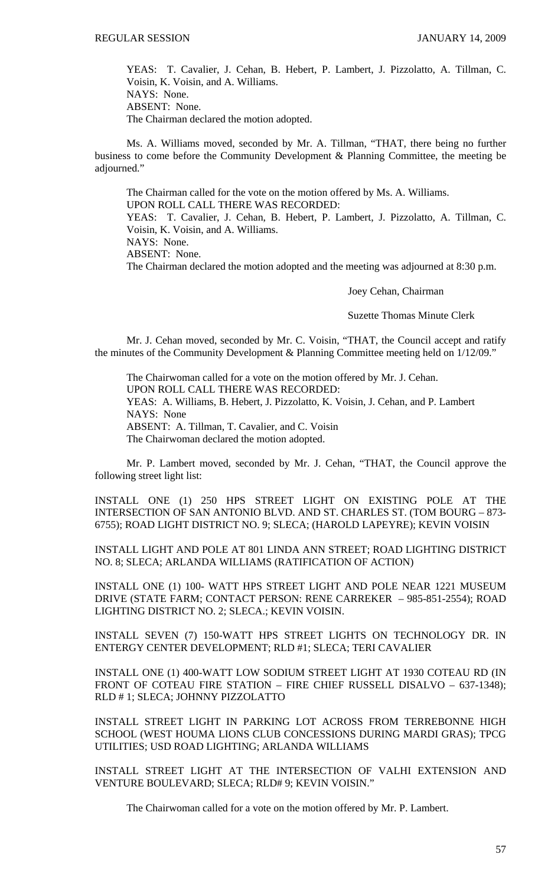YEAS: T. Cavalier, J. Cehan, B. Hebert, P. Lambert, J. Pizzolatto, A. Tillman, C. Voisin, K. Voisin, and A. Williams.
NAYS: None.
ABSENT: None.
The Chairman declared the motion adopted.

Ms. A. Williams moved, seconded by Mr. A. Tillman, "THAT, there being no further business to come before the Community Development & Planning Committee, the meeting be adjourned."

The Chairman called for the vote on the motion offered by Ms. A. Williams.
UPON ROLL CALL THERE WAS RECORDED:
YEAS: T. Cavalier, J. Cehan, B. Hebert, P. Lambert, J. Pizzolatto, A. Tillman, C. Voisin, K. Voisin, and A. Williams.
NAYS: None.
ABSENT: None.
The Chairman declared the motion adopted and the meeting was adjourned at 8:30 p.m.

Joey Cehan, Chairman

Suzette Thomas Minute Clerk

Mr. J. Cehan moved, seconded by Mr. C. Voisin, "THAT, the Council accept and ratify the minutes of the Community Development & Planning Committee meeting held on 1/12/09."

The Chairwoman called for a vote on the motion offered by Mr. J. Cehan.
UPON ROLL CALL THERE WAS RECORDED:
YEAS: A. Williams, B. Hebert, J. Pizzolatto, K. Voisin, J. Cehan, and P. Lambert
NAYS: None
ABSENT: A. Tillman, T. Cavalier, and C. Voisin
The Chairwoman declared the motion adopted.

Mr. P. Lambert moved, seconded by Mr. J. Cehan, "THAT, the Council approve the following street light list:

INSTALL ONE (1) 250 HPS STREET LIGHT ON EXISTING POLE AT THE INTERSECTION OF SAN ANTONIO BLVD. AND ST. CHARLES ST. (TOM BOURG – 873-6755); ROAD LIGHT DISTRICT NO. 9; SLECA; (HAROLD LAPEYRE); KEVIN VOISIN

INSTALL LIGHT AND POLE AT 801 LINDA ANN STREET; ROAD LIGHTING DISTRICT NO. 8; SLECA; ARLANDA WILLIAMS (RATIFICATION OF ACTION)

INSTALL ONE (1) 100- WATT HPS STREET LIGHT AND POLE NEAR 1221 MUSEUM DRIVE (STATE FARM; CONTACT PERSON: RENE CARREKER – 985-851-2554); ROAD LIGHTING DISTRICT NO. 2; SLECA.; KEVIN VOISIN.

INSTALL SEVEN (7) 150-WATT HPS STREET LIGHTS ON TECHNOLOGY DR. IN ENTERGY CENTER DEVELOPMENT; RLD #1; SLECA; TERI CAVALIER

INSTALL ONE (1) 400-WATT LOW SODIUM STREET LIGHT AT 1930 COTEAU RD (IN FRONT OF COTEAU FIRE STATION – FIRE CHIEF RUSSELL DISALVO – 637-1348); RLD # 1; SLECA; JOHNNY PIZZOLATTO

INSTALL STREET LIGHT IN PARKING LOT ACROSS FROM TERREBONNE HIGH SCHOOL (WEST HOUMA LIONS CLUB CONCESSIONS DURING MARDI GRAS); TPCG UTILITIES; USD ROAD LIGHTING; ARLANDA WILLIAMS

INSTALL STREET LIGHT AT THE INTERSECTION OF VALHI EXTENSION AND VENTURE BOULEVARD; SLECA; RLD# 9; KEVIN VOISIN."

The Chairwoman called for a vote on the motion offered by Mr. P. Lambert.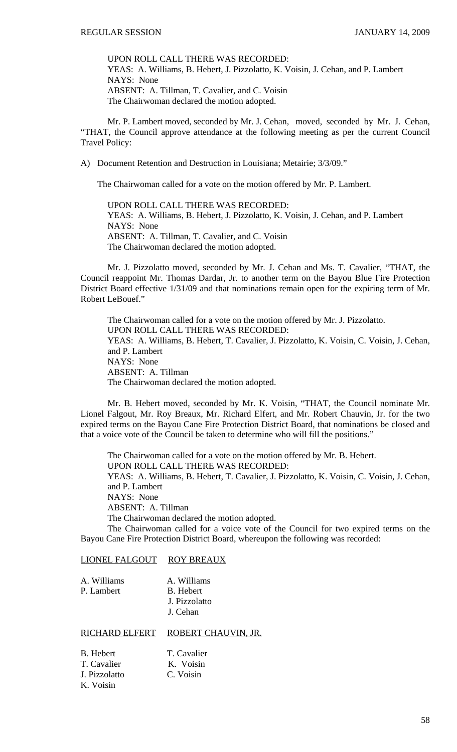UPON ROLL CALL THERE WAS RECORDED:
YEAS: A. Williams, B. Hebert, J. Pizzolatto, K. Voisin, J. Cehan, and P. Lambert
NAYS: None
ABSENT: A. Tillman, T. Cavalier, and C. Voisin
The Chairwoman declared the motion adopted.

Mr. P. Lambert moved, seconded by Mr. J. Cehan, moved, seconded by Mr. J. Cehan, "THAT, the Council approve attendance at the following meeting as per the current Council Travel Policy:

A) Document Retention and Destruction in Louisiana; Metairie; 3/3/09."

The Chairwoman called for a vote on the motion offered by Mr. P. Lambert.

UPON ROLL CALL THERE WAS RECORDED:
YEAS: A. Williams, B. Hebert, J. Pizzolatto, K. Voisin, J. Cehan, and P. Lambert
NAYS: None
ABSENT: A. Tillman, T. Cavalier, and C. Voisin
The Chairwoman declared the motion adopted.

Mr. J. Pizzolatto moved, seconded by Mr. J. Cehan and Ms. T. Cavalier, "THAT, the Council reappoint Mr. Thomas Dardar, Jr. to another term on the Bayou Blue Fire Protection District Board effective 1/31/09 and that nominations remain open for the expiring term of Mr. Robert LeBouef."

The Chairwoman called for a vote on the motion offered by Mr. J. Pizzolatto.
UPON ROLL CALL THERE WAS RECORDED:
YEAS: A. Williams, B. Hebert, T. Cavalier, J. Pizzolatto, K. Voisin, C. Voisin, J. Cehan, and P. Lambert
NAYS: None
ABSENT: A. Tillman
The Chairwoman declared the motion adopted.

Mr. B. Hebert moved, seconded by Mr. K. Voisin, "THAT, the Council nominate Mr. Lionel Falgout, Mr. Roy Breaux, Mr. Richard Elfert, and Mr. Robert Chauvin, Jr. for the two expired terms on the Bayou Cane Fire Protection District Board, that nominations be closed and that a voice vote of the Council be taken to determine who will fill the positions."

The Chairwoman called for a vote on the motion offered by Mr. B. Hebert.
UPON ROLL CALL THERE WAS RECORDED:
YEAS: A. Williams, B. Hebert, T. Cavalier, J. Pizzolatto, K. Voisin, C. Voisin, J. Cehan, and P. Lambert
NAYS: None
ABSENT: A. Tillman
The Chairwoman declared the motion adopted.

The Chairwoman called for a voice vote of the Council for two expired terms on the Bayou Cane Fire Protection District Board, whereupon the following was recorded:

| LIONEL FALGOUT | ROY BREAUX |
|---|---|
| A. Williams | A. Williams |
| P. Lambert | B. Hebert |
| | J. Pizzolatto |
| | J. Cehan |

| RICHARD ELFERT | ROBERT CHAUVIN, JR. |
|---|---|
| B. Hebert | T. Cavalier |
| T. Cavalier | K. Voisin |
| J. Pizzolatto | C. Voisin |
| K. Voisin | |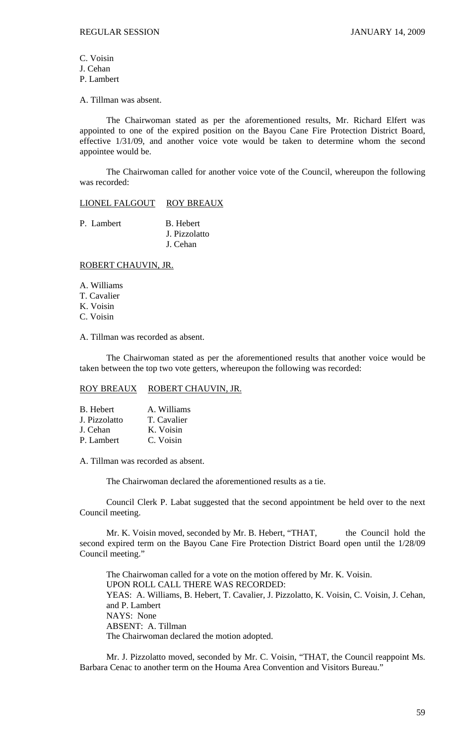C. Voisin
J. Cehan
P. Lambert

A. Tillman was absent.

The Chairwoman stated as per the aforementioned results, Mr. Richard Elfert was appointed to one of the expired position on the Bayou Cane Fire Protection District Board, effective 1/31/09, and another voice vote would be taken to determine whom the second appointee would be.

The Chairwoman called for another voice vote of the Council, whereupon the following was recorded:

| LIONEL FALGOUT | ROY BREAUX |
|---|---|
| P. Lambert | B. Hebert |
| | J. Pizzolatto |
| | J. Cehan |

ROBERT CHAUVIN, JR.

A. Williams
T. Cavalier
K. Voisin
C. Voisin

A. Tillman was recorded as absent.

The Chairwoman stated as per the aforementioned results that another voice would be taken between the top two vote getters, whereupon the following was recorded:

| ROY BREAUX | ROBERT CHAUVIN, JR. |
|---|---|
| B. Hebert | A. Williams |
| J. Pizzolatto | T. Cavalier |
| J. Cehan | K. Voisin |
| P. Lambert | C. Voisin |

A. Tillman was recorded as absent.

The Chairwoman declared the aforementioned results as a tie.

Council Clerk P. Labat suggested that the second appointment be held over to the next Council meeting.

Mr. K. Voisin moved, seconded by Mr. B. Hebert, "THAT, the Council hold the second expired term on the Bayou Cane Fire Protection District Board open until the 1/28/09 Council meeting."

The Chairwoman called for a vote on the motion offered by Mr. K. Voisin.
UPON ROLL CALL THERE WAS RECORDED:
YEAS: A. Williams, B. Hebert, T. Cavalier, J. Pizzolatto, K. Voisin, C. Voisin, J. Cehan, and P. Lambert
NAYS: None
ABSENT: A. Tillman
The Chairwoman declared the motion adopted.

Mr. J. Pizzolatto moved, seconded by Mr. C. Voisin, "THAT, the Council reappoint Ms. Barbara Cenac to another term on the Houma Area Convention and Visitors Bureau."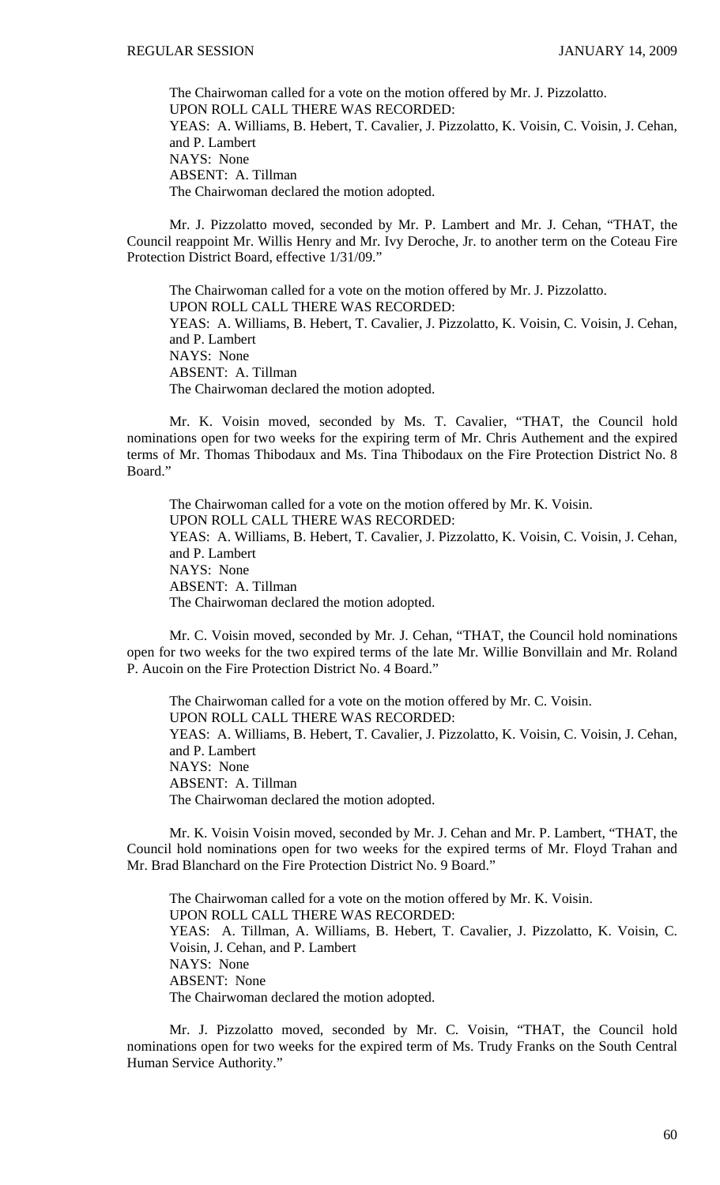The Chairwoman called for a vote on the motion offered by Mr. J. Pizzolatto.
UPON ROLL CALL THERE WAS RECORDED:
YEAS: A. Williams, B. Hebert, T. Cavalier, J. Pizzolatto, K. Voisin, C. Voisin, J. Cehan, and P. Lambert
NAYS: None
ABSENT: A. Tillman
The Chairwoman declared the motion adopted.

Mr. J. Pizzolatto moved, seconded by Mr. P. Lambert and Mr. J. Cehan, "THAT, the Council reappoint Mr. Willis Henry and Mr. Ivy Deroche, Jr. to another term on the Coteau Fire Protection District Board, effective 1/31/09."

The Chairwoman called for a vote on the motion offered by Mr. J. Pizzolatto.
UPON ROLL CALL THERE WAS RECORDED:
YEAS: A. Williams, B. Hebert, T. Cavalier, J. Pizzolatto, K. Voisin, C. Voisin, J. Cehan, and P. Lambert
NAYS: None
ABSENT: A. Tillman
The Chairwoman declared the motion adopted.

Mr. K. Voisin moved, seconded by Ms. T. Cavalier, "THAT, the Council hold nominations open for two weeks for the expiring term of Mr. Chris Authement and the expired terms of Mr. Thomas Thibodaux and Ms. Tina Thibodaux on the Fire Protection District No. 8 Board."

The Chairwoman called for a vote on the motion offered by Mr. K. Voisin.
UPON ROLL CALL THERE WAS RECORDED:
YEAS: A. Williams, B. Hebert, T. Cavalier, J. Pizzolatto, K. Voisin, C. Voisin, J. Cehan, and P. Lambert
NAYS: None
ABSENT: A. Tillman
The Chairwoman declared the motion adopted.

Mr. C. Voisin moved, seconded by Mr. J. Cehan, "THAT, the Council hold nominations open for two weeks for the two expired terms of the late Mr. Willie Bonvillain and Mr. Roland P. Aucoin on the Fire Protection District No. 4 Board."

The Chairwoman called for a vote on the motion offered by Mr. C. Voisin.
UPON ROLL CALL THERE WAS RECORDED:
YEAS: A. Williams, B. Hebert, T. Cavalier, J. Pizzolatto, K. Voisin, C. Voisin, J. Cehan, and P. Lambert
NAYS: None
ABSENT: A. Tillman
The Chairwoman declared the motion adopted.

Mr. K. Voisin Voisin moved, seconded by Mr. J. Cehan and Mr. P. Lambert, "THAT, the Council hold nominations open for two weeks for the expired terms of Mr. Floyd Trahan and Mr. Brad Blanchard on the Fire Protection District No. 9 Board."

The Chairwoman called for a vote on the motion offered by Mr. K. Voisin.
UPON ROLL CALL THERE WAS RECORDED:
YEAS: A. Tillman, A. Williams, B. Hebert, T. Cavalier, J. Pizzolatto, K. Voisin, C. Voisin, J. Cehan, and P. Lambert
NAYS: None
ABSENT: None
The Chairwoman declared the motion adopted.

Mr. J. Pizzolatto moved, seconded by Mr. C. Voisin, "THAT, the Council hold nominations open for two weeks for the expired term of Ms. Trudy Franks on the South Central Human Service Authority."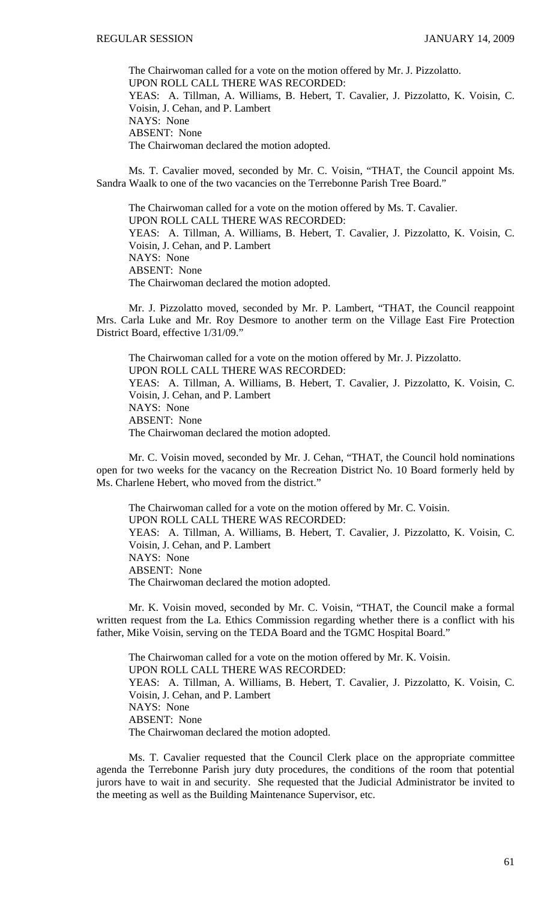The Chairwoman called for a vote on the motion offered by Mr. J. Pizzolatto.
UPON ROLL CALL THERE WAS RECORDED:
YEAS: A. Tillman, A. Williams, B. Hebert, T. Cavalier, J. Pizzolatto, K. Voisin, C. Voisin, J. Cehan, and P. Lambert
NAYS: None
ABSENT: None
The Chairwoman declared the motion adopted.

Ms. T. Cavalier moved, seconded by Mr. C. Voisin, "THAT, the Council appoint Ms. Sandra Waalk to one of the two vacancies on the Terrebonne Parish Tree Board."

The Chairwoman called for a vote on the motion offered by Ms. T. Cavalier.
UPON ROLL CALL THERE WAS RECORDED:
YEAS: A. Tillman, A. Williams, B. Hebert, T. Cavalier, J. Pizzolatto, K. Voisin, C. Voisin, J. Cehan, and P. Lambert
NAYS: None
ABSENT: None
The Chairwoman declared the motion adopted.

Mr. J. Pizzolatto moved, seconded by Mr. P. Lambert, "THAT, the Council reappoint Mrs. Carla Luke and Mr. Roy Desmore to another term on the Village East Fire Protection District Board, effective 1/31/09."

The Chairwoman called for a vote on the motion offered by Mr. J. Pizzolatto.
UPON ROLL CALL THERE WAS RECORDED:
YEAS: A. Tillman, A. Williams, B. Hebert, T. Cavalier, J. Pizzolatto, K. Voisin, C. Voisin, J. Cehan, and P. Lambert
NAYS: None
ABSENT: None
The Chairwoman declared the motion adopted.

Mr. C. Voisin moved, seconded by Mr. J. Cehan, "THAT, the Council hold nominations open for two weeks for the vacancy on the Recreation District No. 10 Board formerly held by Ms. Charlene Hebert, who moved from the district."

The Chairwoman called for a vote on the motion offered by Mr. C. Voisin.
UPON ROLL CALL THERE WAS RECORDED:
YEAS: A. Tillman, A. Williams, B. Hebert, T. Cavalier, J. Pizzolatto, K. Voisin, C. Voisin, J. Cehan, and P. Lambert
NAYS: None
ABSENT: None
The Chairwoman declared the motion adopted.

Mr. K. Voisin moved, seconded by Mr. C. Voisin, "THAT, the Council make a formal written request from the La. Ethics Commission regarding whether there is a conflict with his father, Mike Voisin, serving on the TEDA Board and the TGMC Hospital Board."

The Chairwoman called for a vote on the motion offered by Mr. K. Voisin.
UPON ROLL CALL THERE WAS RECORDED:
YEAS: A. Tillman, A. Williams, B. Hebert, T. Cavalier, J. Pizzolatto, K. Voisin, C. Voisin, J. Cehan, and P. Lambert
NAYS: None
ABSENT: None
The Chairwoman declared the motion adopted.

Ms. T. Cavalier requested that the Council Clerk place on the appropriate committee agenda the Terrebonne Parish jury duty procedures, the conditions of the room that potential jurors have to wait in and security. She requested that the Judicial Administrator be invited to the meeting as well as the Building Maintenance Supervisor, etc.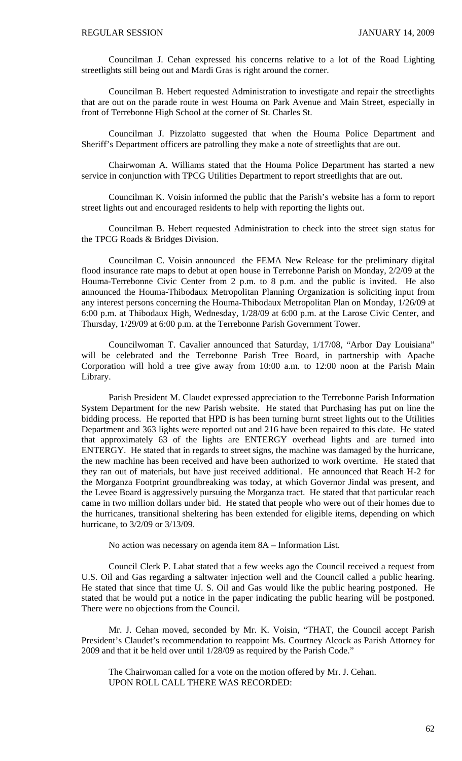Councilman J. Cehan expressed his concerns relative to a lot of the Road Lighting streetlights still being out and Mardi Gras is right around the corner.

Councilman B. Hebert requested Administration to investigate and repair the streetlights that are out on the parade route in west Houma on Park Avenue and Main Street, especially in front of Terrebonne High School at the corner of St. Charles St.

Councilman J. Pizzolatto suggested that when the Houma Police Department and Sheriff's Department officers are patrolling they make a note of streetlights that are out.

Chairwoman A. Williams stated that the Houma Police Department has started a new service in conjunction with TPCG Utilities Department to report streetlights that are out.

Councilman K. Voisin informed the public that the Parish's website has a form to report street lights out and encouraged residents to help with reporting the lights out.

Councilman B. Hebert requested Administration to check into the street sign status for the TPCG Roads & Bridges Division.

Councilman C. Voisin announced the FEMA New Release for the preliminary digital flood insurance rate maps to debut at open house in Terrebonne Parish on Monday, 2/2/09 at the Houma-Terrebonne Civic Center from 2 p.m. to 8 p.m. and the public is invited. He also announced the Houma-Thibodaux Metropolitan Planning Organization is soliciting input from any interest persons concerning the Houma-Thibodaux Metropolitan Plan on Monday, 1/26/09 at 6:00 p.m. at Thibodaux High, Wednesday, 1/28/09 at 6:00 p.m. at the Larose Civic Center, and Thursday, 1/29/09 at 6:00 p.m. at the Terrebonne Parish Government Tower.

Councilwoman T. Cavalier announced that Saturday, 1/17/08, "Arbor Day Louisiana" will be celebrated and the Terrebonne Parish Tree Board, in partnership with Apache Corporation will hold a tree give away from 10:00 a.m. to 12:00 noon at the Parish Main Library.

Parish President M. Claudet expressed appreciation to the Terrebonne Parish Information System Department for the new Parish website. He stated that Purchasing has put on line the bidding process. He reported that HPD is has been turning burnt street lights out to the Utilities Department and 363 lights were reported out and 216 have been repaired to this date. He stated that approximately 63 of the lights are ENTERGY overhead lights and are turned into ENTERGY. He stated that in regards to street signs, the machine was damaged by the hurricane, the new machine has been received and have been authorized to work overtime. He stated that they ran out of materials, but have just received additional. He announced that Reach H-2 for the Morganza Footprint groundbreaking was today, at which Governor Jindal was present, and the Levee Board is aggressively pursuing the Morganza tract. He stated that that particular reach came in two million dollars under bid. He stated that people who were out of their homes due to the hurricanes, transitional sheltering has been extended for eligible items, depending on which hurricane, to 3/2/09 or 3/13/09.

No action was necessary on agenda item 8A – Information List.

Council Clerk P. Labat stated that a few weeks ago the Council received a request from U.S. Oil and Gas regarding a saltwater injection well and the Council called a public hearing. He stated that since that time U. S. Oil and Gas would like the public hearing postponed. He stated that he would put a notice in the paper indicating the public hearing will be postponed. There were no objections from the Council.

Mr. J. Cehan moved, seconded by Mr. K. Voisin, "THAT, the Council accept Parish President's Claudet's recommendation to reappoint Ms. Courtney Alcock as Parish Attorney for 2009 and that it be held over until 1/28/09 as required by the Parish Code."

The Chairwoman called for a vote on the motion offered by Mr. J. Cehan.
UPON ROLL CALL THERE WAS RECORDED: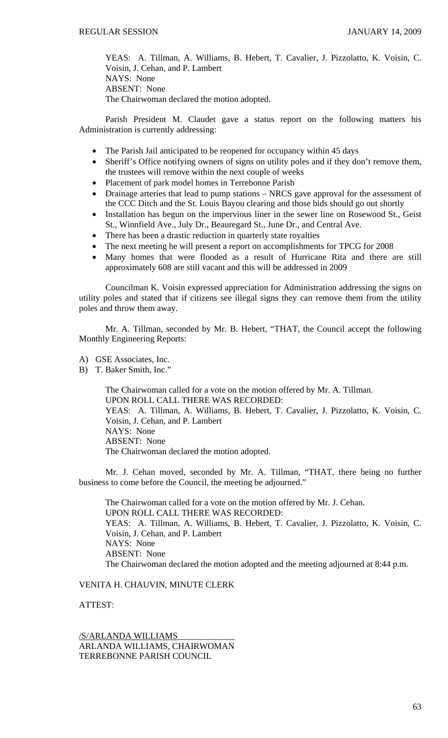YEAS: A. Tillman, A. Williams, B. Hebert, T. Cavalier, J. Pizzolatto, K. Voisin, C. Voisin, J. Cehan, and P. Lambert
NAYS: None
ABSENT: None
The Chairwoman declared the motion adopted.

Parish President M. Claudet gave a status report on the following matters his Administration is currently addressing:

- The Parish Jail anticipated to be reopened for occupancy within 45 days
- Sheriff's Office notifying owners of signs on utility poles and if they don't remove them, the trustees will remove within the next couple of weeks
- Placement of park model homes in Terrebonne Parish
- Drainage arteries that lead to pump stations – NRCS gave approval for the assessment of the CCC Ditch and the St. Louis Bayou clearing and those bids should go out shortly
- Installation has begun on the impervious liner in the sewer line on Rosewood St., Geist St., Winnfield Ave., July Dr., Beauregard St., June Dr., and Central Ave.
- There has been a drastic reduction in quarterly state royalties
- The next meeting he will present a report on accomplishments for TPCG for 2008
- Many homes that were flooded as a result of Hurricane Rita and there are still approximately 608 are still vacant and this will be addressed in 2009

Councilman K. Voisin expressed appreciation for Administration addressing the signs on utility poles and stated that if citizens see illegal signs they can remove them from the utility poles and throw them away.

Mr. A. Tillman, seconded by Mr. B. Hebert, "THAT, the Council accept the following Monthly Engineering Reports:

A) GSE Associates, Inc.
B) T. Baker Smith, Inc."

The Chairwoman called for a vote on the motion offered by Mr. A. Tillman.
UPON ROLL CALL THERE WAS RECORDED:
YEAS: A. Tillman, A. Williams, B. Hebert, T. Cavalier, J. Pizzolatto, K. Voisin, C. Voisin, J. Cehan, and P. Lambert
NAYS: None
ABSENT: None
The Chairwoman declared the motion adopted.

Mr. J. Cehan moved, seconded by Mr. A. Tillman, "THAT, there being no further business to come before the Council, the meeting be adjourned."

The Chairwoman called for a vote on the motion offered by Mr. J. Cehan.
UPON ROLL CALL THERE WAS RECORDED:
YEAS: A. Tillman, A. Williams, B. Hebert, T. Cavalier, J. Pizzolatto, K. Voisin, C. Voisin, J. Cehan, and P. Lambert
NAYS: None
ABSENT: None
The Chairwoman declared the motion adopted and the meeting adjourned at 8:44 p.m.

VENITA H. CHAUVIN, MINUTE CLERK

ATTEST:

/S/ARLANDA WILLIAMS
ARLANDA WILLIAMS, CHAIRWOMAN
TERREBONNE PARISH COUNCIL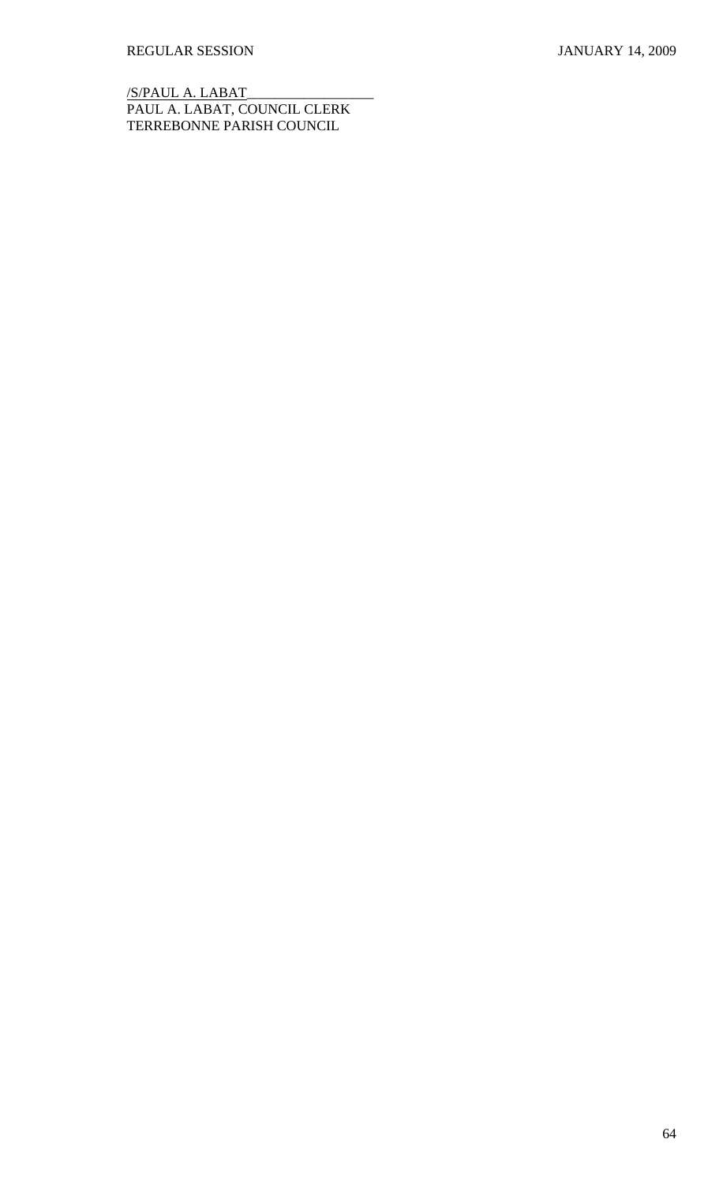/S/PAUL A. LABAT__________________
PAUL A. LABAT, COUNCIL CLERK
TERREBONNE PARISH COUNCIL